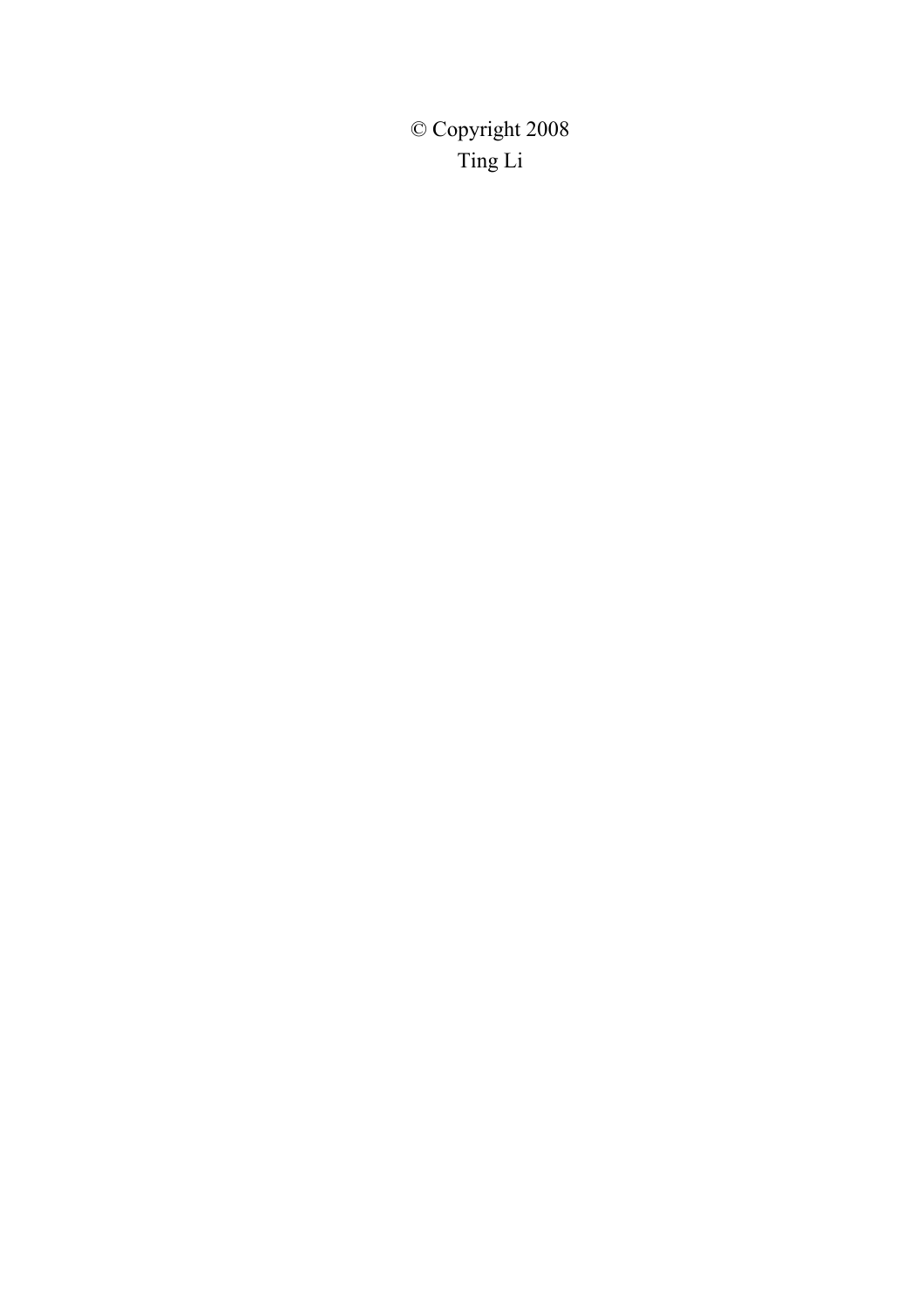© Copyright 2008
Ting Li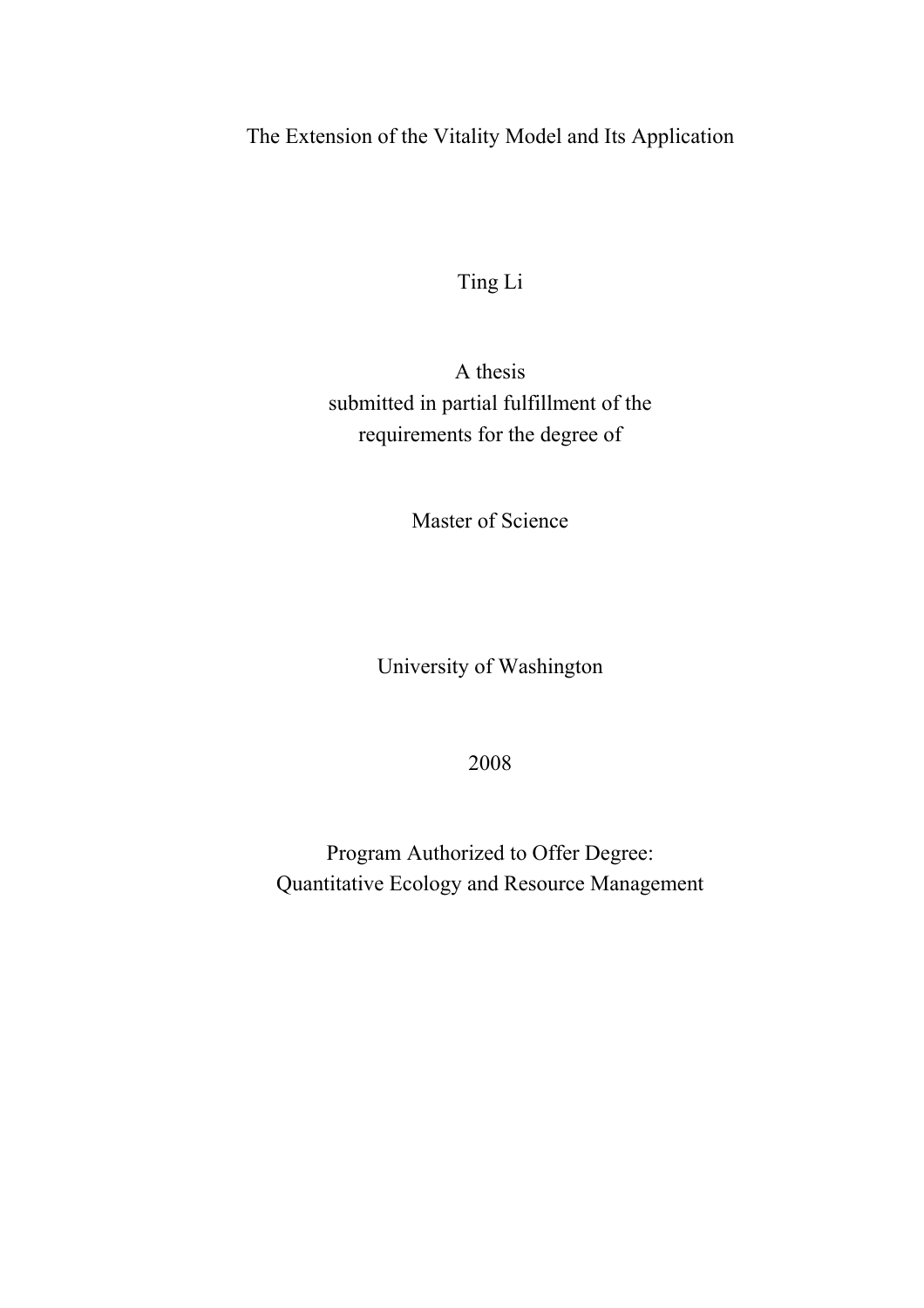# The Extension of the Vitality Model and Its Application

Ting Li

A thesis  
submitted in partial fulfillment of the  
requirements for the degree of

Master of Science

University of Washington

2008

Program Authorized to Offer Degree:  
Quantitative Ecology and Resource Management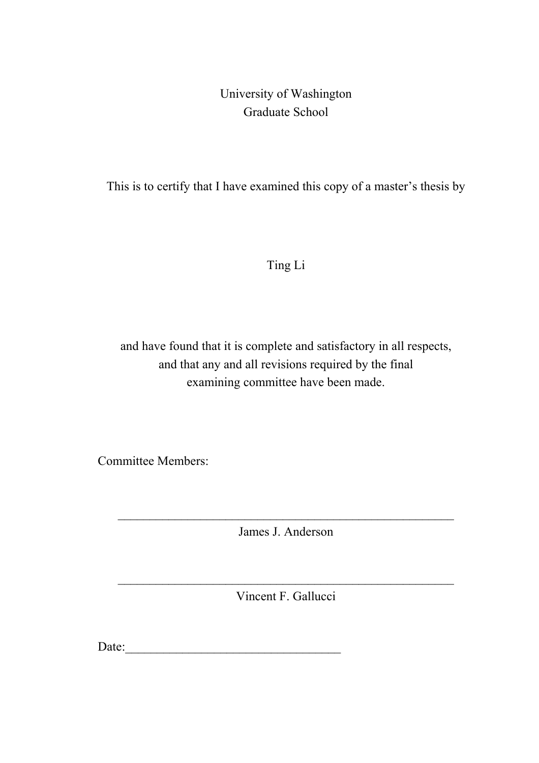University of Washington
Graduate School

This is to certify that I have examined this copy of a master's thesis by

Ting Li

and have found that it is complete and satisfactory in all respects,
and that any and all revisions required by the final
examining committee have been made.

Committee Members:

_______________________________________________________
James J. Anderson

_______________________________________________________
Vincent F. Gallucci

Date:___________________________________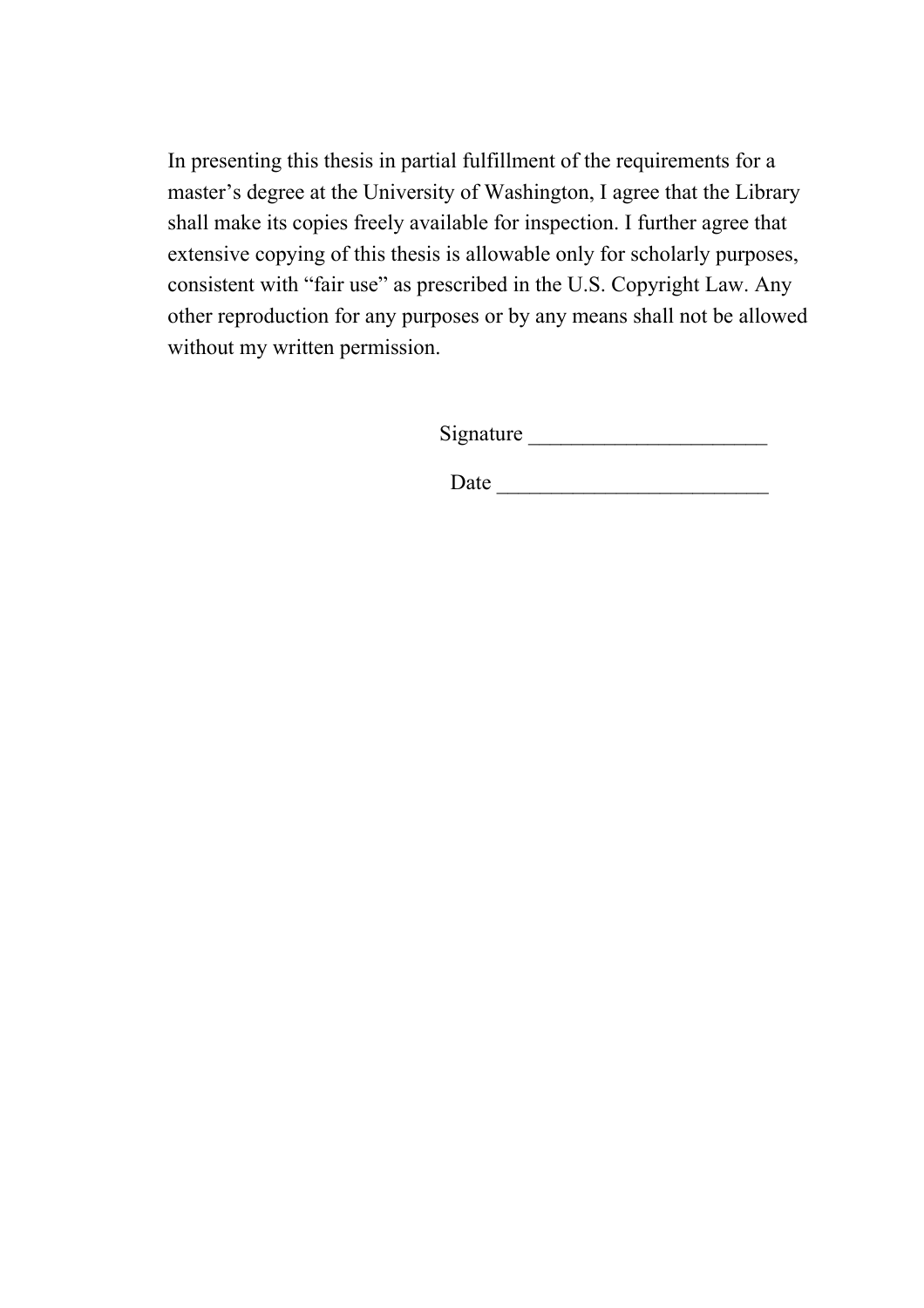In presenting this thesis in partial fulfillment of the requirements for a master's degree at the University of Washington, I agree that the Library shall make its copies freely available for inspection. I further agree that extensive copying of this thesis is allowable only for scholarly purposes, consistent with "fair use" as prescribed in the U.S. Copyright Law. Any other reproduction for any purposes or by any means shall not be allowed without my written permission.

Signature ______________________

Date _________________________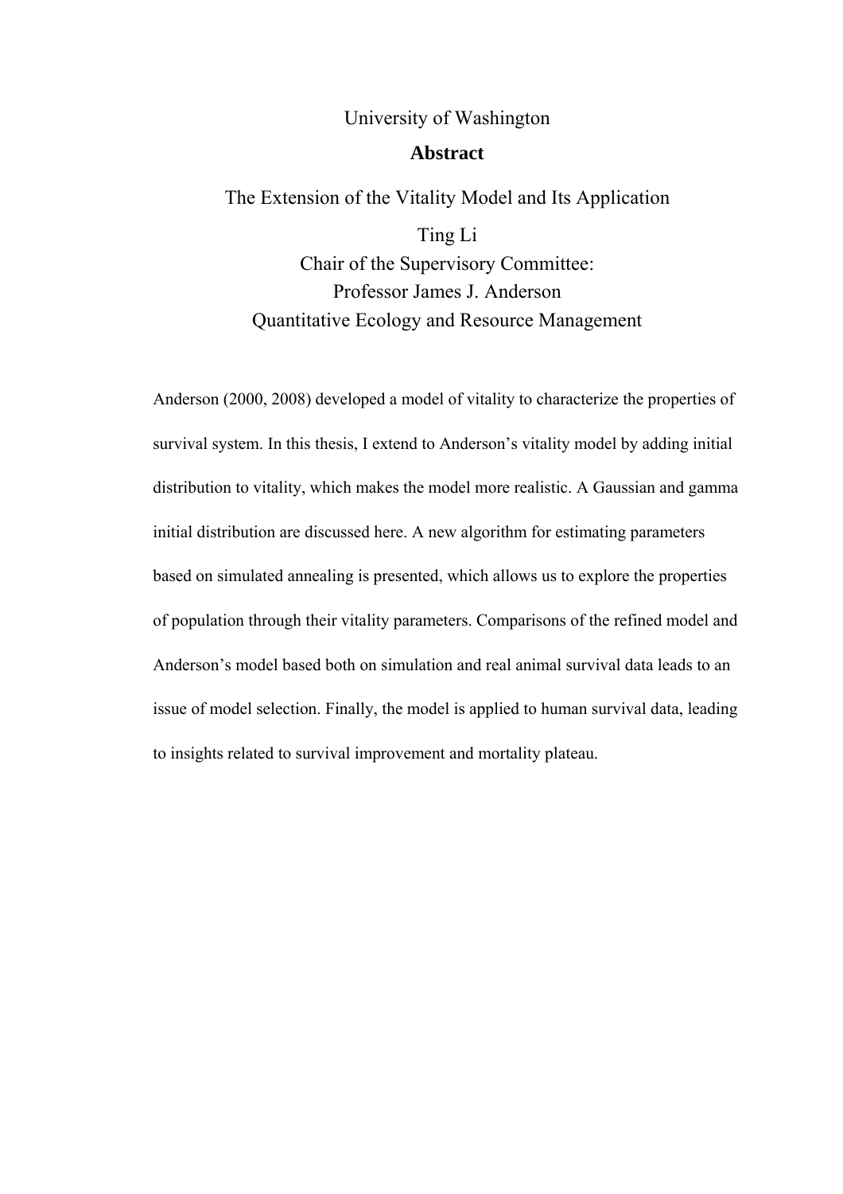University of Washington

# Abstract

The Extension of the Vitality Model and Its Application

Ting Li

Chair of the Supervisory Committee:
Professor James J. Anderson
Quantitative Ecology and Resource Management

Anderson (2000, 2008) developed a model of vitality to characterize the properties of survival system. In this thesis, I extend to Anderson's vitality model by adding initial distribution to vitality, which makes the model more realistic. A Gaussian and gamma initial distribution are discussed here. A new algorithm for estimating parameters based on simulated annealing is presented, which allows us to explore the properties of population through their vitality parameters. Comparisons of the refined model and Anderson's model based both on simulation and real animal survival data leads to an issue of model selection. Finally, the model is applied to human survival data, leading to insights related to survival improvement and mortality plateau.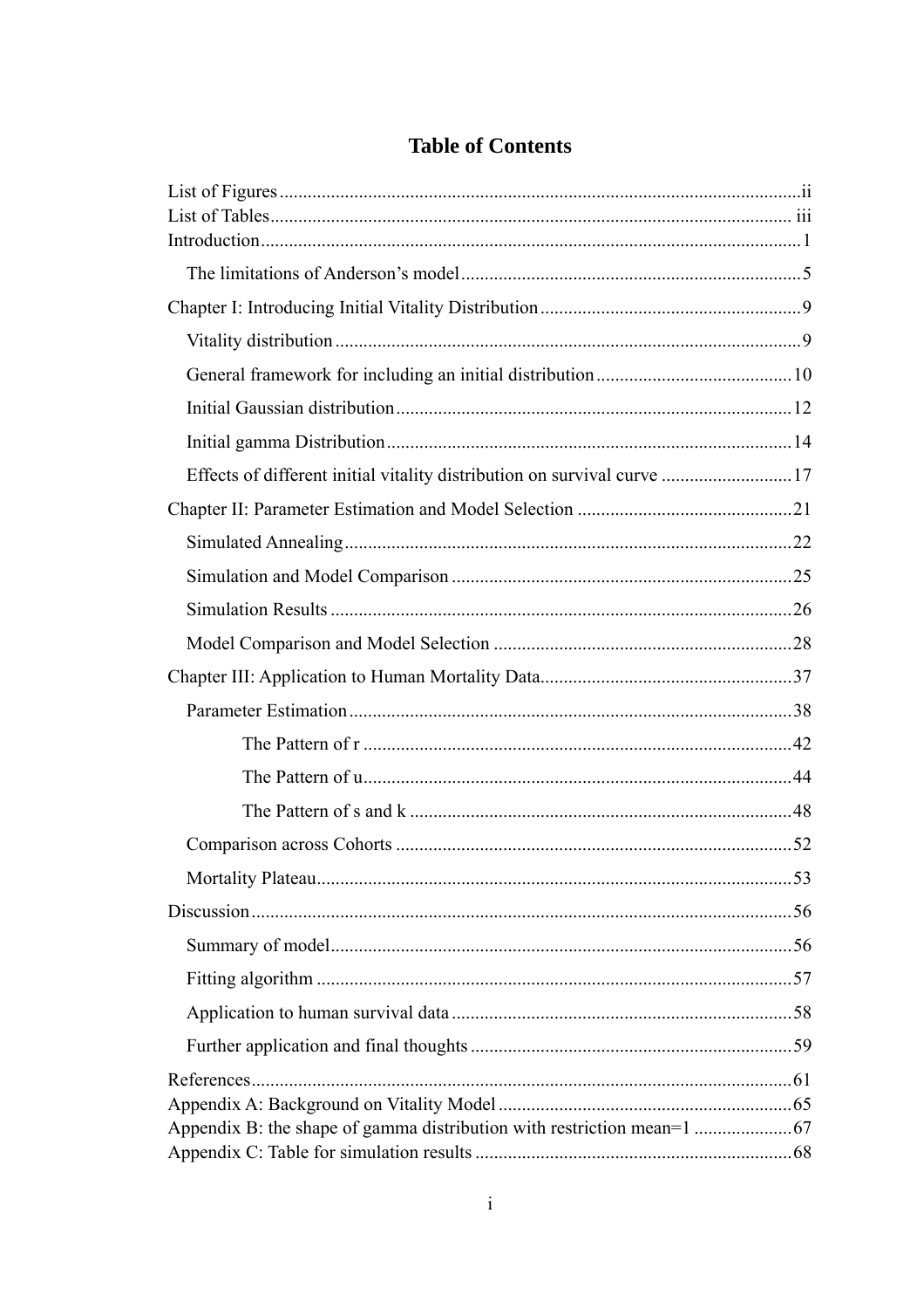# Table of Contents

List of Figures ..................................................................................................... ii
List of Tables ...................................................................................................... iii
Introduction .......................................................................................................... 1

- The limitations of Anderson's model ........................................................... 5

Chapter I: Introducing Initial Vitality Distribution ........................................... 9

- Vitality distribution ...................................................................................... 9
- General framework for including an initial distribution ............................ 10
- Initial Gaussian distribution ....................................................................... 12
- Initial gamma Distribution ......................................................................... 14
- Effects of different initial vitality distribution on survival curve ............... 17

Chapter II: Parameter Estimation and Model Selection .................................. 21

- Simulated Annealing .................................................................................. 22
- Simulation and Model Comparison ........................................................... 25
- Simulation Results ..................................................................................... 26
- Model Comparison and Model Selection ................................................... 28

Chapter III: Application to Human Mortality Data .......................................... 37

- Parameter Estimation ................................................................................. 38
    - The Pattern of r ..................................................................................... 42
    - The Pattern of u ..................................................................................... 44
    - The Pattern of s and k ........................................................................... 48
- Comparison across Cohorts ....................................................................... 52
- Mortality Plateau ........................................................................................ 53

Discussion .......................................................................................................... 56

- Summary of model ..................................................................................... 56
- Fitting algorithm ........................................................................................ 57
- Application to human survival data ........................................................... 58
- Further application and final thoughts ....................................................... 59

References .......................................................................................................... 61
Appendix A: Background on Vitality Model ..................................................... 65
Appendix B: the shape of gamma distribution with restriction mean=1 ........... 67
Appendix C: Table for simulation results .......................................................... 68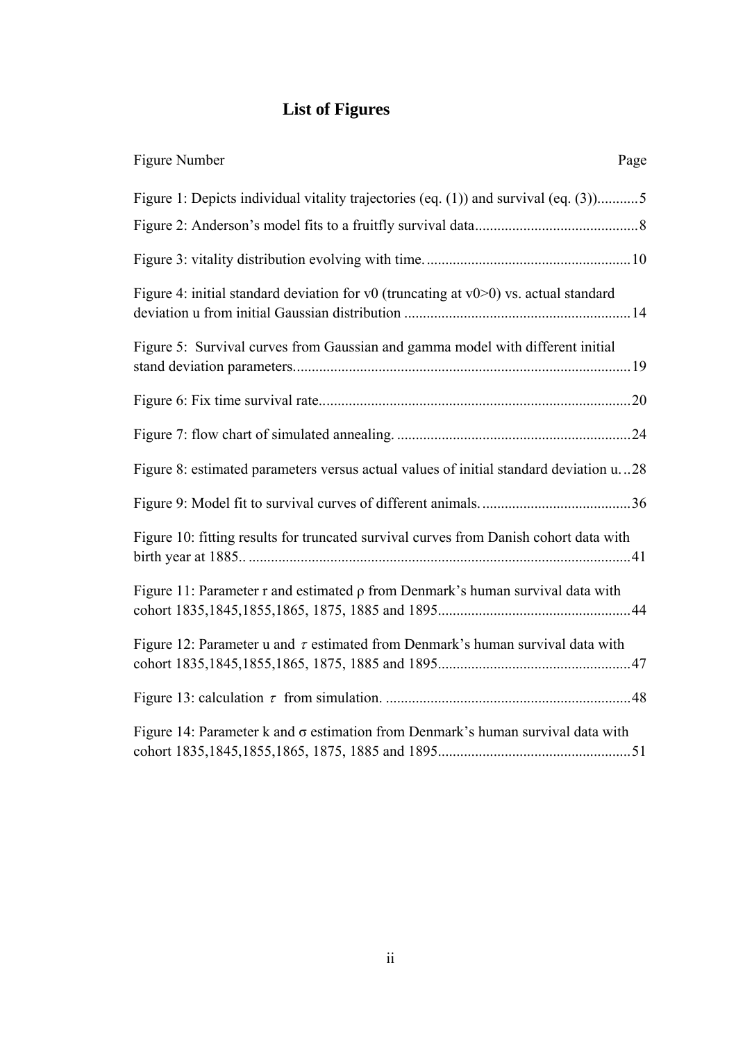# List of Figures

| Figure Number | Page |
|---|---|
| Figure 1: Depicts individual vitality trajectories (eq. (1)) and survival (eq. (3)) | 5 |
| Figure 2: Anderson's model fits to a fruitfly survival data | 8 |
| Figure 3: vitality distribution evolving with time. | 10 |
| Figure 4: initial standard deviation for v0 (truncating at v0>0) vs. actual standard deviation u from initial Gaussian distribution | 14 |
| Figure 5: Survival curves from Gaussian and gamma model with different initial stand deviation parameters. | 19 |
| Figure 6: Fix time survival rate. | 20 |
| Figure 7: flow chart of simulated annealing. | 24 |
| Figure 8: estimated parameters versus actual values of initial standard deviation u. | 28 |
| Figure 9: Model fit to survival curves of different animals. | 36 |
| Figure 10: fitting results for truncated survival curves from Danish cohort data with birth year at 1885.. | 41 |
| Figure 11: Parameter r and estimated ρ from Denmark's human survival data with cohort 1835,1845,1855,1865, 1875, 1885 and 1895 | 44 |
| Figure 12: Parameter u and $\tau$ estimated from Denmark's human survival data with cohort 1835,1845,1855,1865, 1875, 1885 and 1895 | 47 |
| Figure 13: calculation $\tau$ from simulation. | 48 |
| Figure 14: Parameter k and σ estimation from Denmark's human survival data with cohort 1835,1845,1855,1865, 1875, 1885 and 1895 | 51 |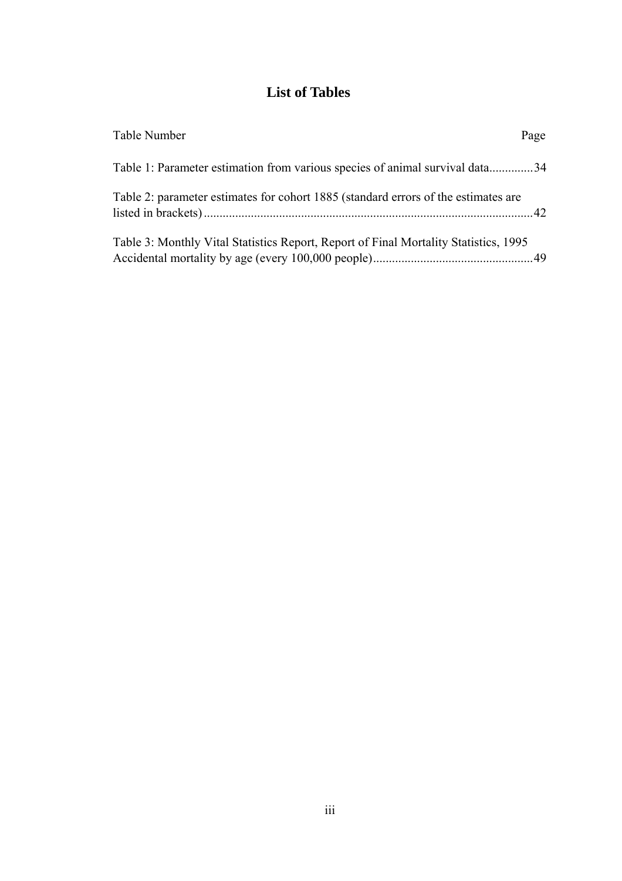# List of Tables

Table Number Page

Table 1: Parameter estimation from various species of animal survival data..............34

Table 2: parameter estimates for cohort 1885 (standard errors of the estimates are listed in brackets)........................................................................................................42

Table 3: Monthly Vital Statistics Report, Report of Final Mortality Statistics, 1995 Accidental mortality by age (every 100,000 people)...................................................49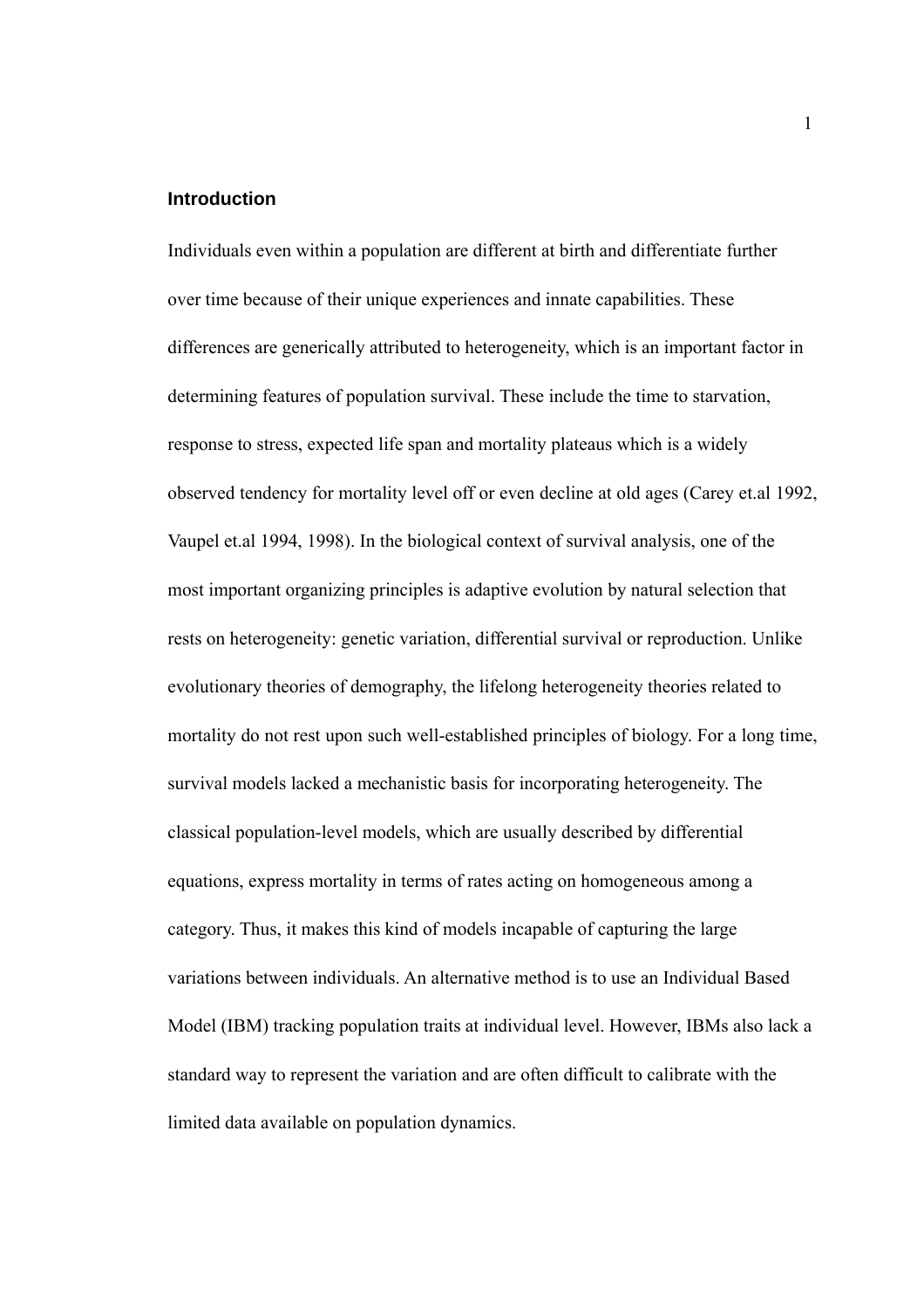## Introduction

Individuals even within a population are different at birth and differentiate further over time because of their unique experiences and innate capabilities. These differences are generically attributed to heterogeneity, which is an important factor in determining features of population survival. These include the time to starvation, response to stress, expected life span and mortality plateaus which is a widely observed tendency for mortality level off or even decline at old ages (Carey et.al 1992, Vaupel et.al 1994, 1998). In the biological context of survival analysis, one of the most important organizing principles is adaptive evolution by natural selection that rests on heterogeneity: genetic variation, differential survival or reproduction. Unlike evolutionary theories of demography, the lifelong heterogeneity theories related to mortality do not rest upon such well-established principles of biology. For a long time, survival models lacked a mechanistic basis for incorporating heterogeneity. The classical population-level models, which are usually described by differential equations, express mortality in terms of rates acting on homogeneous among a category. Thus, it makes this kind of models incapable of capturing the large variations between individuals. An alternative method is to use an Individual Based Model (IBM) tracking population traits at individual level. However, IBMs also lack a standard way to represent the variation and are often difficult to calibrate with the limited data available on population dynamics.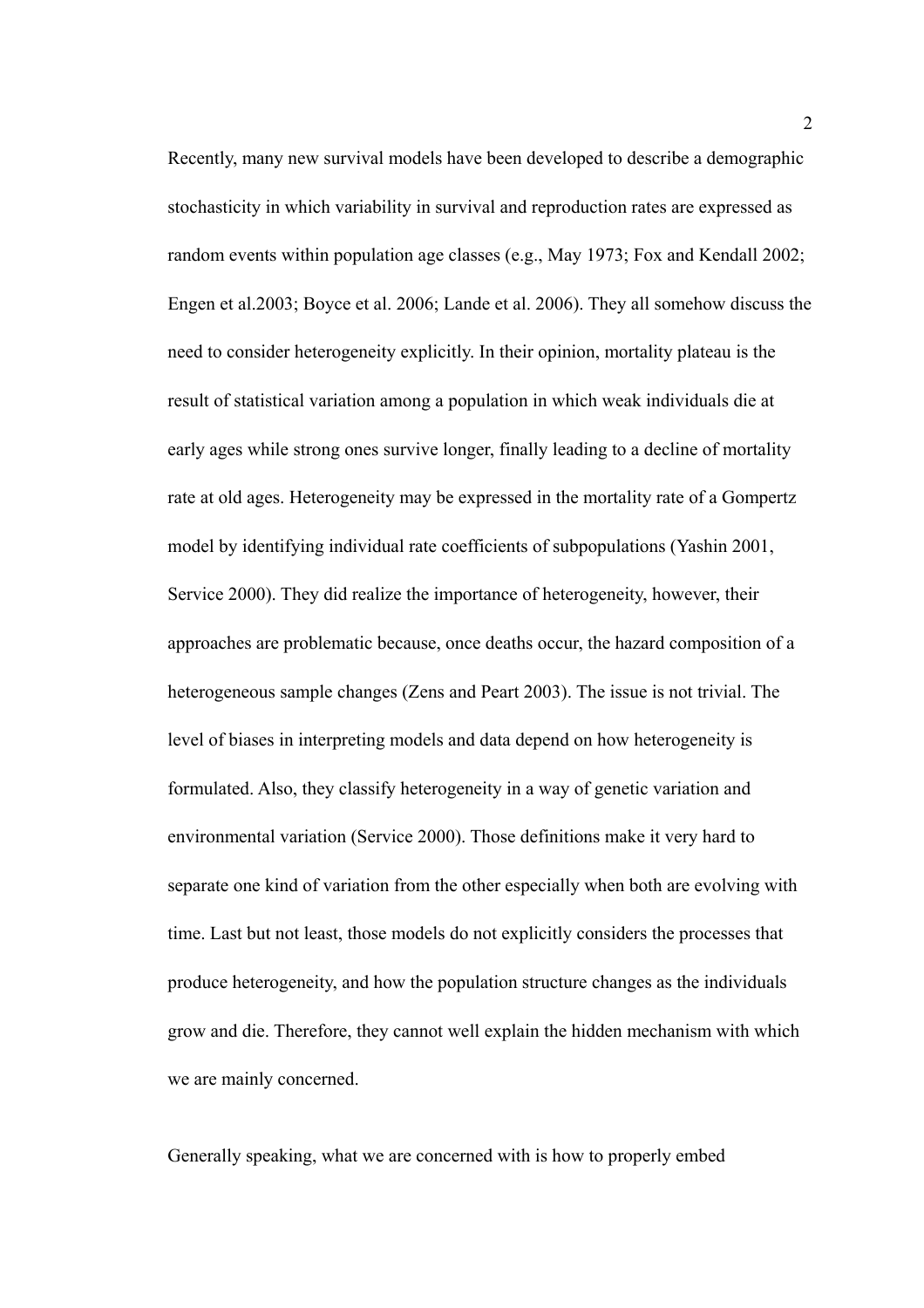Recently, many new survival models have been developed to describe a demographic stochasticity in which variability in survival and reproduction rates are expressed as random events within population age classes (e.g., May 1973; Fox and Kendall 2002; Engen et al.2003; Boyce et al. 2006; Lande et al. 2006). They all somehow discuss the need to consider heterogeneity explicitly. In their opinion, mortality plateau is the result of statistical variation among a population in which weak individuals die at early ages while strong ones survive longer, finally leading to a decline of mortality rate at old ages. Heterogeneity may be expressed in the mortality rate of a Gompertz model by identifying individual rate coefficients of subpopulations (Yashin 2001, Service 2000). They did realize the importance of heterogeneity, however, their approaches are problematic because, once deaths occur, the hazard composition of a heterogeneous sample changes (Zens and Peart 2003). The issue is not trivial. The level of biases in interpreting models and data depend on how heterogeneity is formulated. Also, they classify heterogeneity in a way of genetic variation and environmental variation (Service 2000). Those definitions make it very hard to separate one kind of variation from the other especially when both are evolving with time. Last but not least, those models do not explicitly considers the processes that produce heterogeneity, and how the population structure changes as the individuals grow and die. Therefore, they cannot well explain the hidden mechanism with which we are mainly concerned.

Generally speaking, what we are concerned with is how to properly embed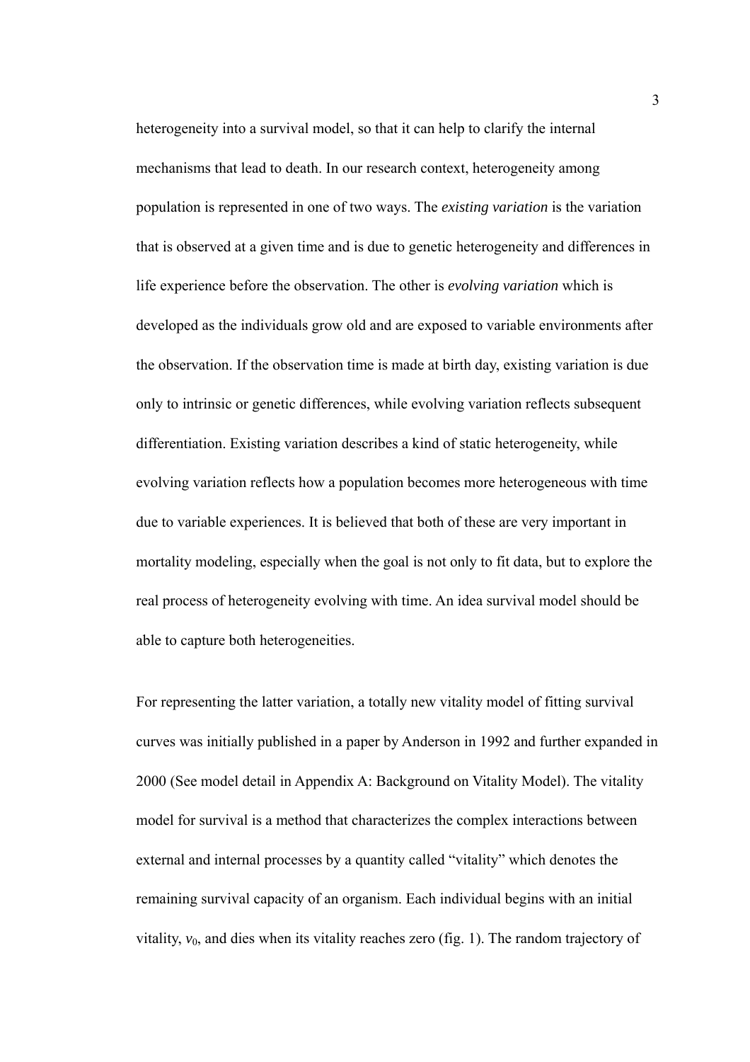heterogeneity into a survival model, so that it can help to clarify the internal mechanisms that lead to death. In our research context, heterogeneity among population is represented in one of two ways. The *existing variation* is the variation that is observed at a given time and is due to genetic heterogeneity and differences in life experience before the observation. The other is *evolving variation* which is developed as the individuals grow old and are exposed to variable environments after the observation. If the observation time is made at birth day, existing variation is due only to intrinsic or genetic differences, while evolving variation reflects subsequent differentiation. Existing variation describes a kind of static heterogeneity, while evolving variation reflects how a population becomes more heterogeneous with time due to variable experiences. It is believed that both of these are very important in mortality modeling, especially when the goal is not only to fit data, but to explore the real process of heterogeneity evolving with time. An idea survival model should be able to capture both heterogeneities.

For representing the latter variation, a totally new vitality model of fitting survival curves was initially published in a paper by Anderson in 1992 and further expanded in 2000 (See model detail in Appendix A: Background on Vitality Model). The vitality model for survival is a method that characterizes the complex interactions between external and internal processes by a quantity called "vitality" which denotes the remaining survival capacity of an organism. Each individual begins with an initial vitality, $v_0$, and dies when its vitality reaches zero (fig. 1). The random trajectory of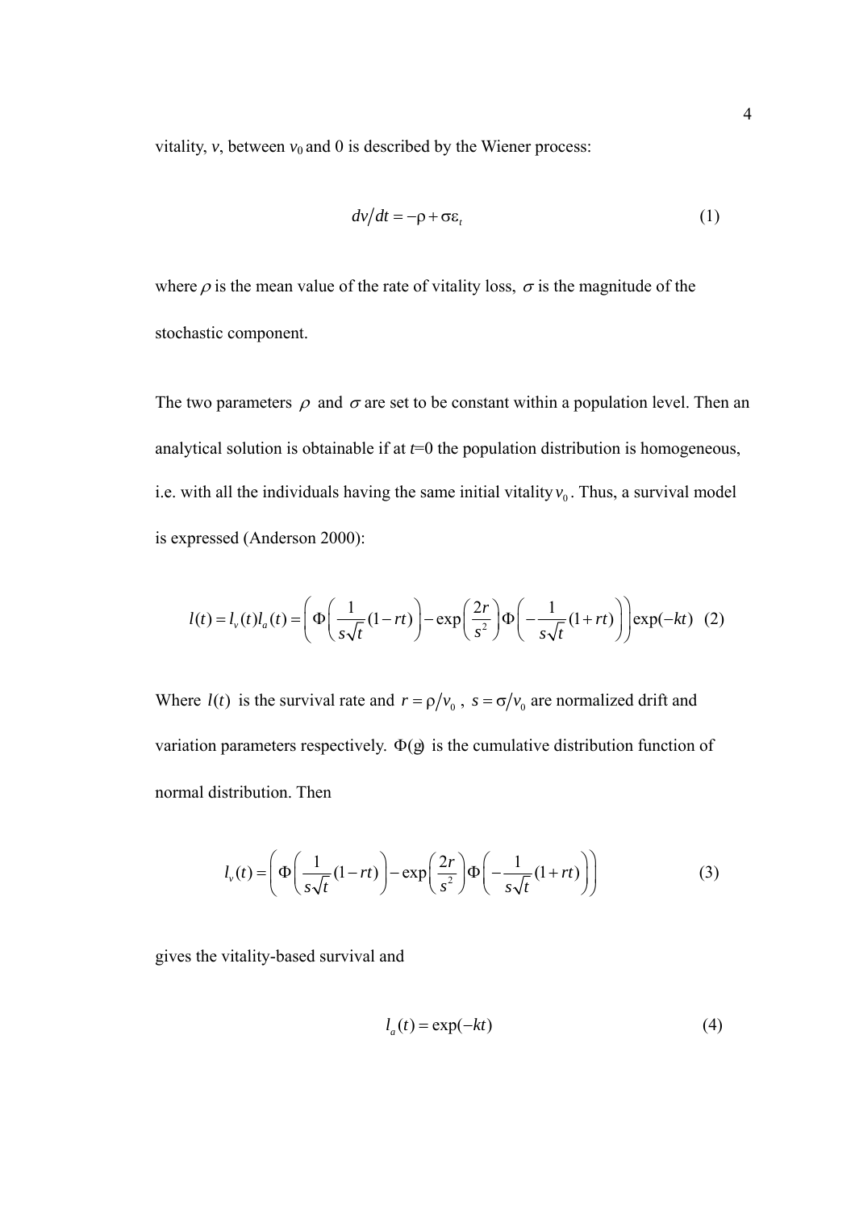vitality, $v$, between $v_0$ and 0 is described by the Wiener process:

$$dv/dt = -\rho + \sigma\varepsilon_t \tag{1}$$

where $\rho$ is the mean value of the rate of vitality loss, $\sigma$ is the magnitude of the stochastic component.

The two parameters $\rho$ and $\sigma$ are set to be constant within a population level. Then an analytical solution is obtainable if at $t$=0 the population distribution is homogeneous, i.e. with all the individuals having the same initial vitality $v_0$. Thus, a survival model is expressed (Anderson 2000):

$$l(t) = l_v(t)l_a(t) = \left( \Phi\left( \frac{1}{s\sqrt{t}}(1-rt) \right) - \exp\left( \frac{2r}{s^2} \right) \Phi\left( -\frac{1}{s\sqrt{t}}(1+rt) \right) \right) \exp(-kt) \tag{2}$$

Where $l(t)$ is the survival rate and $r = \rho/v_0$, $s = \sigma/v_0$ are normalized drift and variation parameters respectively. $\Phi(g)$ is the cumulative distribution function of normal distribution. Then

$$l_v(t) = \left( \Phi\left( \frac{1}{s\sqrt{t}}(1-rt) \right) - \exp\left( \frac{2r}{s^2} \right) \Phi\left( -\frac{1}{s\sqrt{t}}(1+rt) \right) \right) \tag{3}$$

gives the vitality-based survival and

$$l_a(t) = \exp(-kt) \tag{4}$$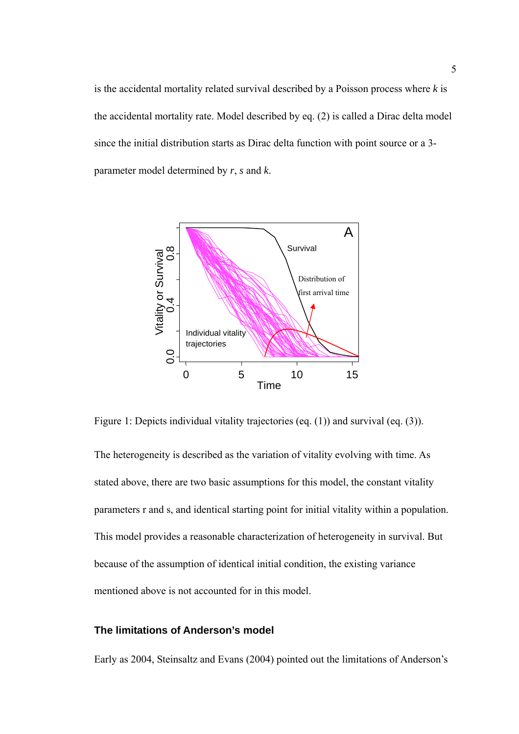is the accidental mortality related survival described by a Poisson process where $k$ is the accidental mortality rate. Model described by eq. (2) is called a Dirac delta model since the initial distribution starts as Dirac delta function with point source or a 3-parameter model determined by $r$, $s$ and $k$.

Figure 1: Depicts individual vitality trajectories (eq. (1)) and survival (eq. (3)).

The heterogeneity is described as the variation of vitality evolving with time. As stated above, there are two basic assumptions for this model, the constant vitality parameters r and s, and identical starting point for initial vitality within a population. This model provides a reasonable characterization of heterogeneity in survival. But because of the assumption of identical initial condition, the existing variance mentioned above is not accounted for in this model.

### The limitations of Anderson's model

Early as 2004, Steinsaltz and Evans (2004) pointed out the limitations of Anderson's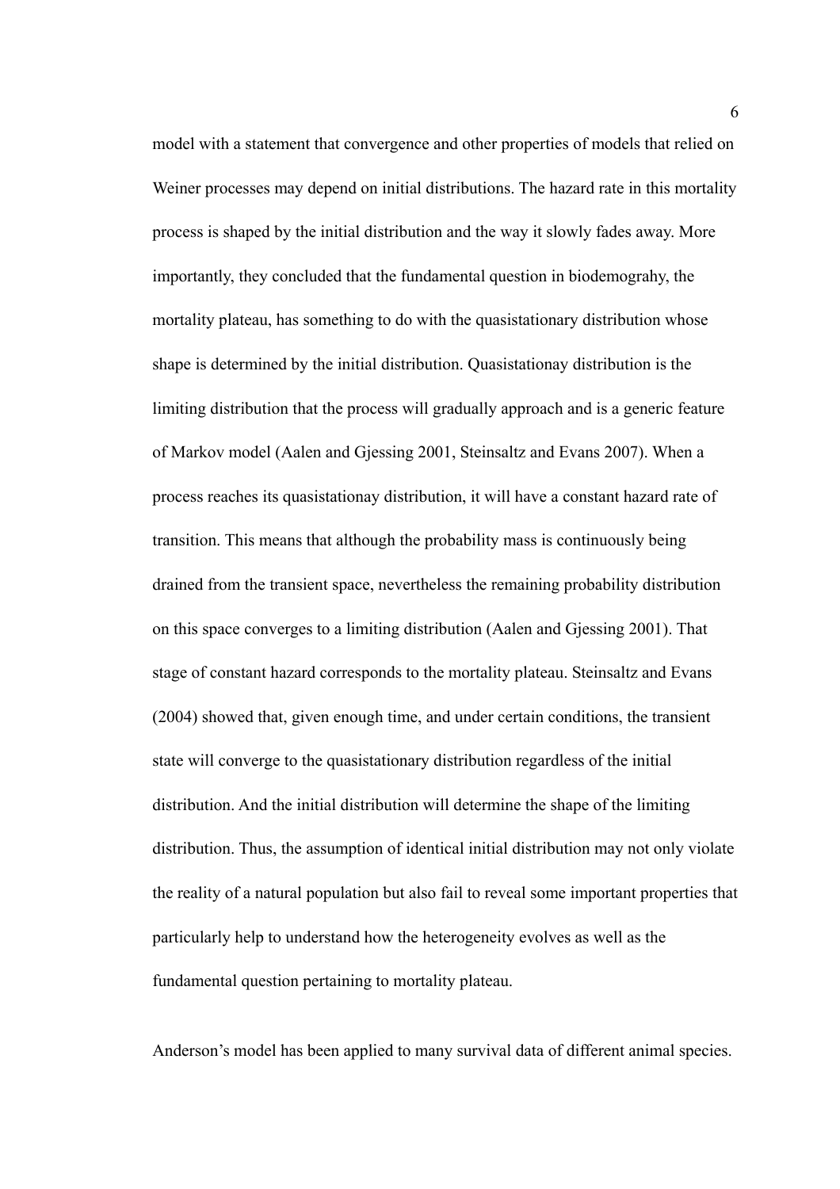model with a statement that convergence and other properties of models that relied on Weiner processes may depend on initial distributions. The hazard rate in this mortality process is shaped by the initial distribution and the way it slowly fades away. More importantly, they concluded that the fundamental question in biodemograhy, the mortality plateau, has something to do with the quasistationary distribution whose shape is determined by the initial distribution. Quasistationay distribution is the limiting distribution that the process will gradually approach and is a generic feature of Markov model (Aalen and Gjessing 2001, Steinsaltz and Evans 2007). When a process reaches its quasistationay distribution, it will have a constant hazard rate of transition. This means that although the probability mass is continuously being drained from the transient space, nevertheless the remaining probability distribution on this space converges to a limiting distribution (Aalen and Gjessing 2001). That stage of constant hazard corresponds to the mortality plateau. Steinsaltz and Evans (2004) showed that, given enough time, and under certain conditions, the transient state will converge to the quasistationary distribution regardless of the initial distribution. And the initial distribution will determine the shape of the limiting distribution. Thus, the assumption of identical initial distribution may not only violate the reality of a natural population but also fail to reveal some important properties that particularly help to understand how the heterogeneity evolves as well as the fundamental question pertaining to mortality plateau.

Anderson's model has been applied to many survival data of different animal species.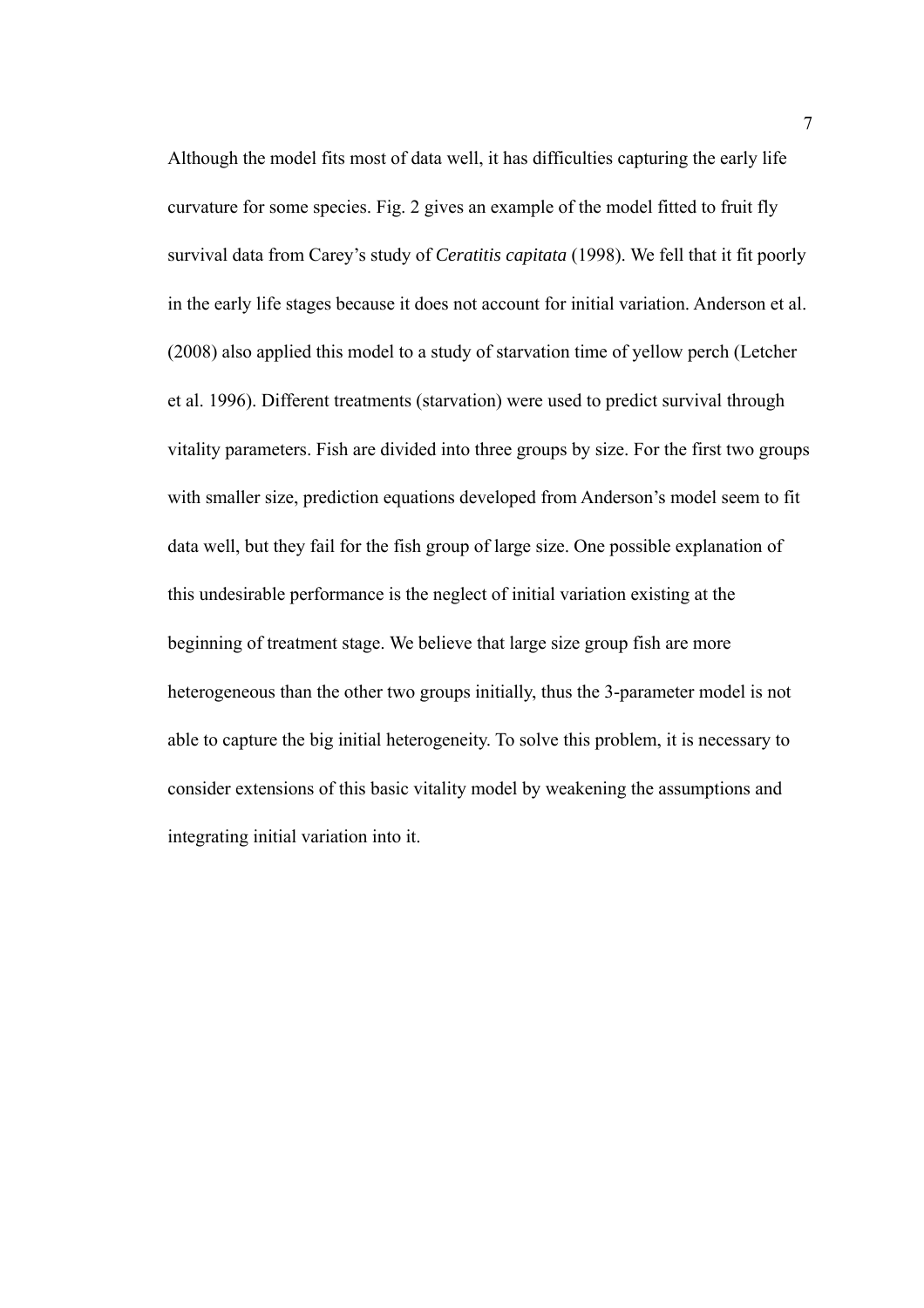Although the model fits most of data well, it has difficulties capturing the early life curvature for some species. Fig. 2 gives an example of the model fitted to fruit fly survival data from Carey's study of *Ceratitis capitata* (1998). We fell that it fit poorly in the early life stages because it does not account for initial variation. Anderson et al. (2008) also applied this model to a study of starvation time of yellow perch (Letcher et al. 1996). Different treatments (starvation) were used to predict survival through vitality parameters. Fish are divided into three groups by size. For the first two groups with smaller size, prediction equations developed from Anderson's model seem to fit data well, but they fail for the fish group of large size. One possible explanation of this undesirable performance is the neglect of initial variation existing at the beginning of treatment stage. We believe that large size group fish are more heterogeneous than the other two groups initially, thus the 3-parameter model is not able to capture the big initial heterogeneity. To solve this problem, it is necessary to consider extensions of this basic vitality model by weakening the assumptions and integrating initial variation into it.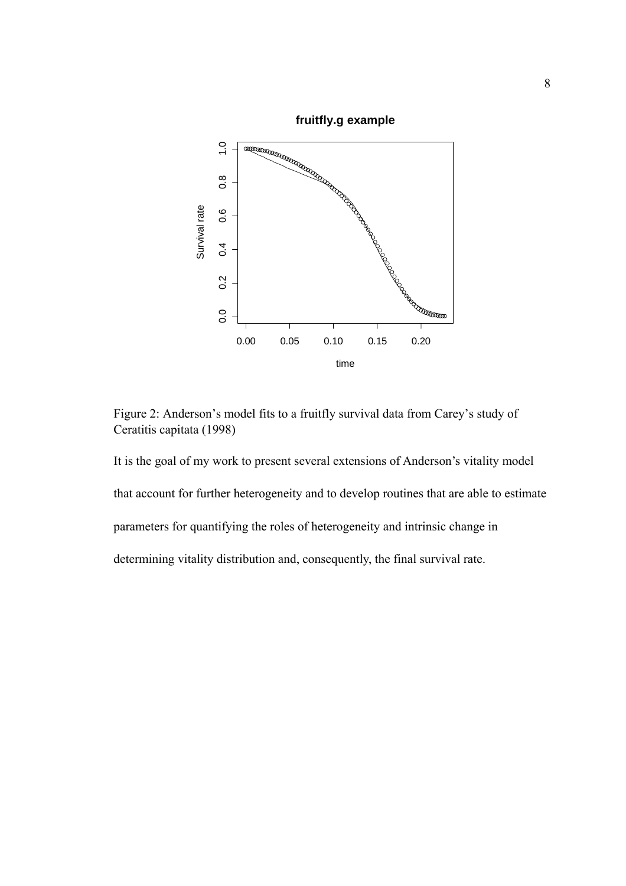Figure 2: Anderson's model fits to a fruitfly survival data from Carey's study of Ceratitis capitata (1998)

It is the goal of my work to present several extensions of Anderson's vitality model that account for further heterogeneity and to develop routines that are able to estimate parameters for quantifying the roles of heterogeneity and intrinsic change in determining vitality distribution and, consequently, the final survival rate.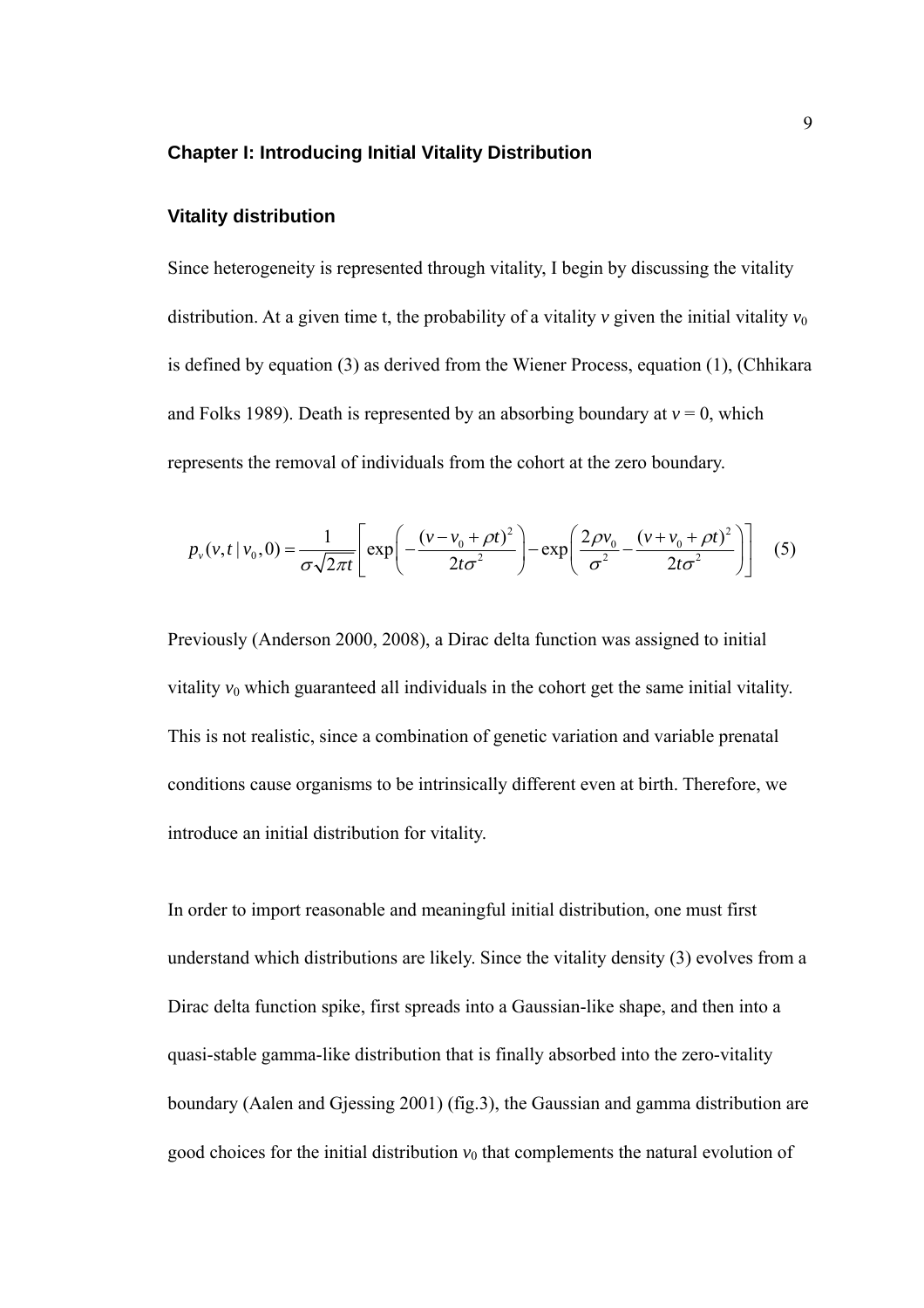## Chapter I: Introducing Initial Vitality Distribution

### Vitality distribution

Since heterogeneity is represented through vitality, I begin by discussing the vitality distribution. At a given time t, the probability of a vitality $v$ given the initial vitality $v_0$ is defined by equation (3) as derived from the Wiener Process, equation (1), (Chhikara and Folks 1989). Death is represented by an absorbing boundary at $v = 0$, which represents the removal of individuals from the cohort at the zero boundary.

$$p_v(v,t \mid v_0,0) = \frac{1}{\sigma\sqrt{2\pi t}}\left[\exp\left(-\frac{(v-v_0+\rho t)^2}{2t\sigma^2}\right) - \exp\left(\frac{2\rho v_0}{\sigma^2} - \frac{(v+v_0+\rho t)^2}{2t\sigma^2}\right)\right] \quad (5)$$

Previously (Anderson 2000, 2008), a Dirac delta function was assigned to initial vitality $v_0$ which guaranteed all individuals in the cohort get the same initial vitality. This is not realistic, since a combination of genetic variation and variable prenatal conditions cause organisms to be intrinsically different even at birth. Therefore, we introduce an initial distribution for vitality.

In order to import reasonable and meaningful initial distribution, one must first understand which distributions are likely. Since the vitality density (3) evolves from a Dirac delta function spike, first spreads into a Gaussian-like shape, and then into a quasi-stable gamma-like distribution that is finally absorbed into the zero-vitality boundary (Aalen and Gjessing 2001) (fig.3), the Gaussian and gamma distribution are good choices for the initial distribution $v_0$ that complements the natural evolution of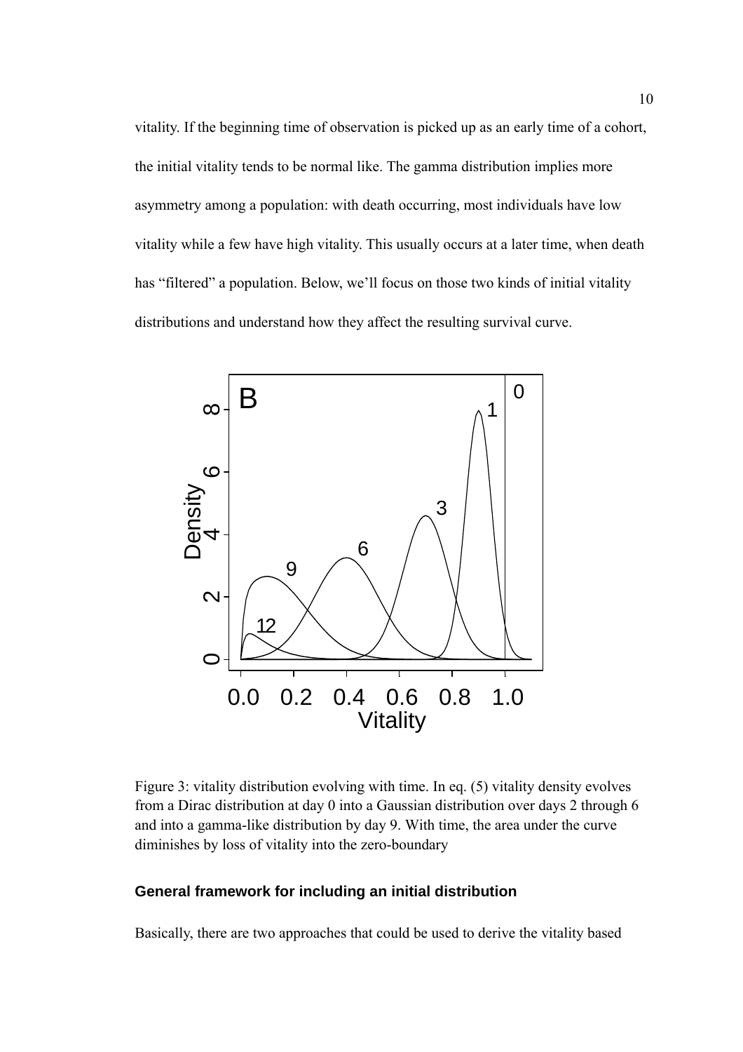vitality. If the beginning time of observation is picked up as an early time of a cohort, the initial vitality tends to be normal like. The gamma distribution implies more asymmetry among a population: with death occurring, most individuals have low vitality while a few have high vitality. This usually occurs at a later time, when death has "filtered" a population. Below, we'll focus on those two kinds of initial vitality distributions and understand how they affect the resulting survival curve.

Figure 3: vitality distribution evolving with time. In eq. (5) vitality density evolves from a Dirac distribution at day 0 into a Gaussian distribution over days 2 through 6 and into a gamma-like distribution by day 9. With time, the area under the curve diminishes by loss of vitality into the zero-boundary

### General framework for including an initial distribution

Basically, there are two approaches that could be used to derive the vitality based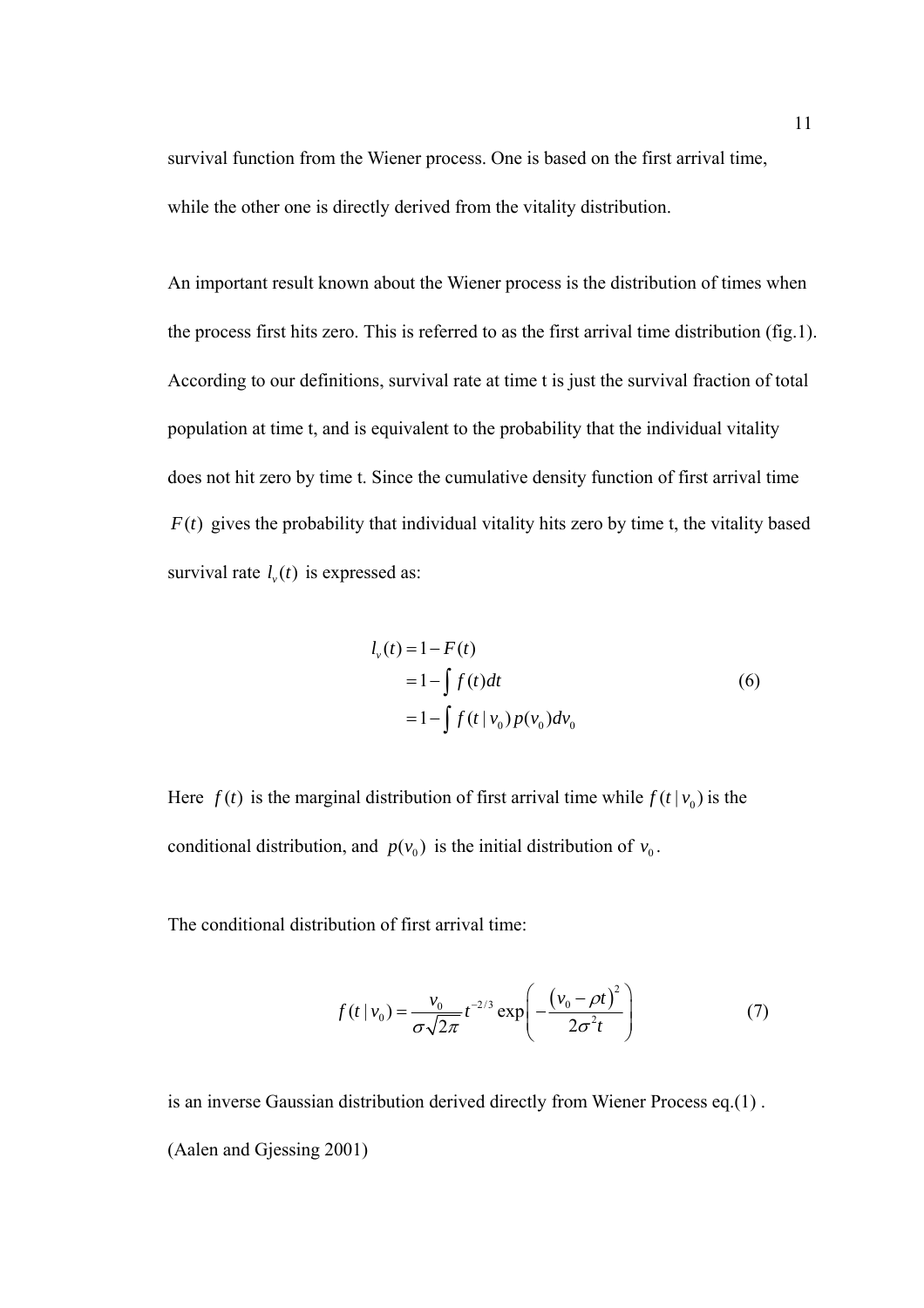survival function from the Wiener process. One is based on the first arrival time, while the other one is directly derived from the vitality distribution.

An important result known about the Wiener process is the distribution of times when the process first hits zero. This is referred to as the first arrival time distribution (fig.1). According to our definitions, survival rate at time t is just the survival fraction of total population at time t, and is equivalent to the probability that the individual vitality does not hit zero by time t. Since the cumulative density function of first arrival time $F(t)$ gives the probability that individual vitality hits zero by time t, the vitality based survival rate $l_v(t)$ is expressed as:

$$
\begin{aligned}
l_v(t) &= 1 - F(t) \\
&= 1 - \int f(t)dt \\
&= 1 - \int f(t \mid v_0)\, p(v_0)\, dv_0
\end{aligned}
\tag{6}
$$

Here $f(t)$ is the marginal distribution of first arrival time while $f(t \mid v_0)$ is the conditional distribution, and $p(v_0)$ is the initial distribution of $v_0$.

The conditional distribution of first arrival time:

$$
f(t \mid v_0) = \frac{v_0}{\sigma\sqrt{2\pi}} t^{-2/3} \exp\left( -\frac{\left(v_0 - \rho t\right)^2}{2\sigma^2 t} \right) \tag{7}
$$

is an inverse Gaussian distribution derived directly from Wiener Process eq.(1) . (Aalen and Gjessing 2001)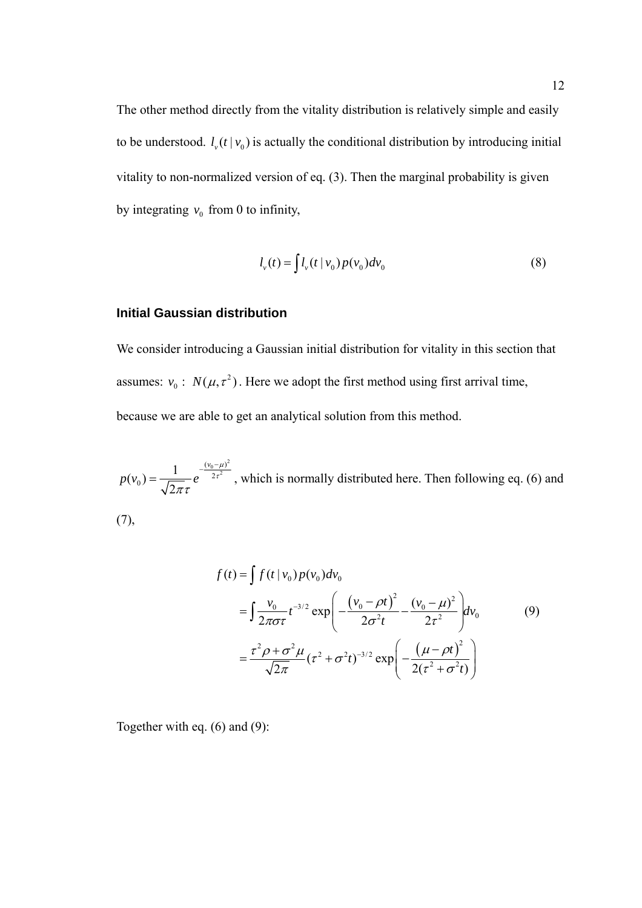The other method directly from the vitality distribution is relatively simple and easily to be understood. $l_v(t \mid v_0)$ is actually the conditional distribution by introducing initial vitality to non-normalized version of eq. (3). Then the marginal probability is given by integrating $v_0$ from 0 to infinity,

$$l_v(t) = \int l_v(t \mid v_0)\, p(v_0)\, dv_0 \tag{8}$$

### Initial Gaussian distribution

We consider introducing a Gaussian initial distribution for vitality in this section that assumes: $v_0 : N(\mu, \tau^2)$. Here we adopt the first method using first arrival time, because we are able to get an analytical solution from this method.

$p(v_0) = \frac{1}{\sqrt{2\pi}\tau} e^{-\frac{(v_0-\mu)^2}{2\tau^2}}$, which is normally distributed here. Then following eq. (6) and (7),

$$
\begin{aligned}
f(t) &= \int f(t \mid v_0)\, p(v_0)\, dv_0 \\
&= \int \frac{v_0}{2\pi\sigma\tau} t^{-3/2} \exp\left( -\frac{\left(v_0 - \rho t\right)^2}{2\sigma^2 t} - \frac{(v_0 - \mu)^2}{2\tau^2} \right) dv_0 \\
&= \frac{\tau^2 \rho + \sigma^2 \mu}{\sqrt{2\pi}} (\tau^2 + \sigma^2 t)^{-3/2} \exp\left( -\frac{\left(\mu - \rho t\right)^2}{2(\tau^2 + \sigma^2 t)} \right)
\end{aligned}
\tag{9}
$$

Together with eq. (6) and (9):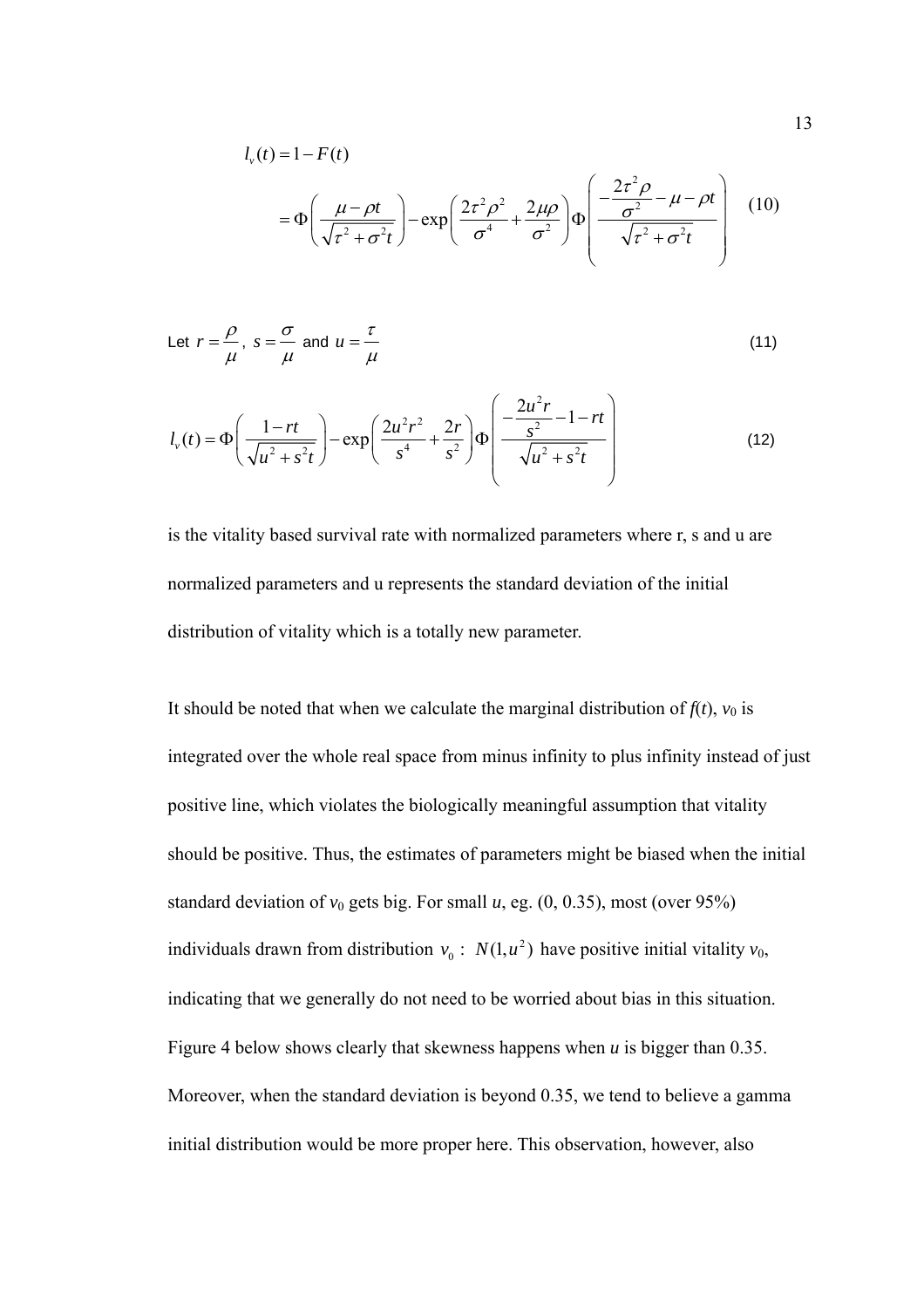$$
\begin{aligned}
l_v(t) &= 1 - F(t) \\
&= \Phi\left(\frac{\mu - \rho t}{\sqrt{\tau^2 + \sigma^2 t}}\right) - \exp\left(\frac{2\tau^2\rho^2}{\sigma^4} + \frac{2\mu\rho}{\sigma^2}\right)\Phi\left(\frac{-\frac{2\tau^2\rho}{\sigma^2} - \mu - \rho t}{\sqrt{\tau^2 + \sigma^2 t}}\right)
\end{aligned}
\tag{10}
$$

Let $r = \dfrac{\rho}{\mu}$, $s = \dfrac{\sigma}{\mu}$ and $u = \dfrac{\tau}{\mu}$ (11)

$$
l_v(t) = \Phi\left(\frac{1 - rt}{\sqrt{u^2 + s^2 t}}\right) - \exp\left(\frac{2u^2r^2}{s^4} + \frac{2r}{s^2}\right)\Phi\left(\frac{-\frac{2u^2r}{s^2} - 1 - rt}{\sqrt{u^2 + s^2 t}}\right) \tag{12}
$$

is the vitality based survival rate with normalized parameters where r, s and u are normalized parameters and u represents the standard deviation of the initial distribution of vitality which is a totally new parameter.

It should be noted that when we calculate the marginal distribution of $f(t)$, $v_0$ is integrated over the whole real space from minus infinity to plus infinity instead of just positive line, which violates the biologically meaningful assumption that vitality should be positive. Thus, the estimates of parameters might be biased when the initial standard deviation of $v_0$ gets big. For small $u$, eg. (0, 0.35), most (over 95%) individuals drawn from distribution $v_0 : N(1, u^2)$ have positive initial vitality $v_0$, indicating that we generally do not need to be worried about bias in this situation. Figure 4 below shows clearly that skewness happens when $u$ is bigger than 0.35. Moreover, when the standard deviation is beyond 0.35, we tend to believe a gamma initial distribution would be more proper here. This observation, however, also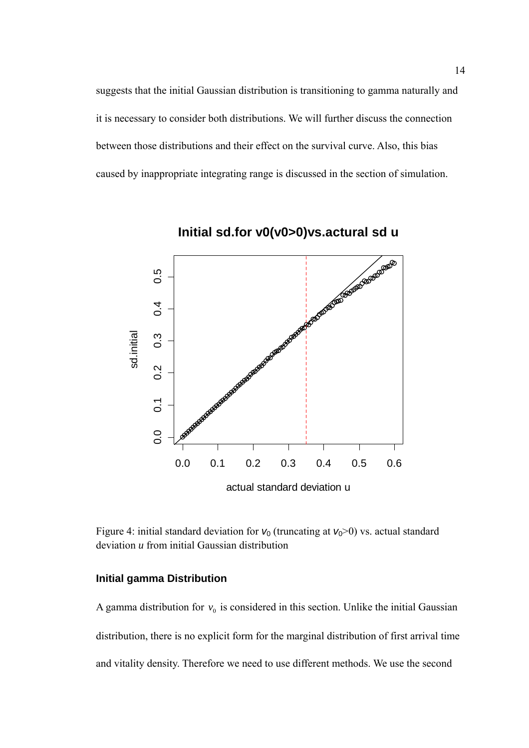suggests that the initial Gaussian distribution is transitioning to gamma naturally and it is necessary to consider both distributions. We will further discuss the connection between those distributions and their effect on the survival curve. Also, this bias caused by inappropriate integrating range is discussed in the section of simulation.

Figure 4: initial standard deviation for $v_0$ (truncating at $v_0 > 0$) vs. actual standard deviation $u$ from initial Gaussian distribution

### Initial gamma Distribution

A gamma distribution for $v_0$ is considered in this section. Unlike the initial Gaussian distribution, there is no explicit form for the marginal distribution of first arrival time and vitality density. Therefore we need to use different methods. We use the second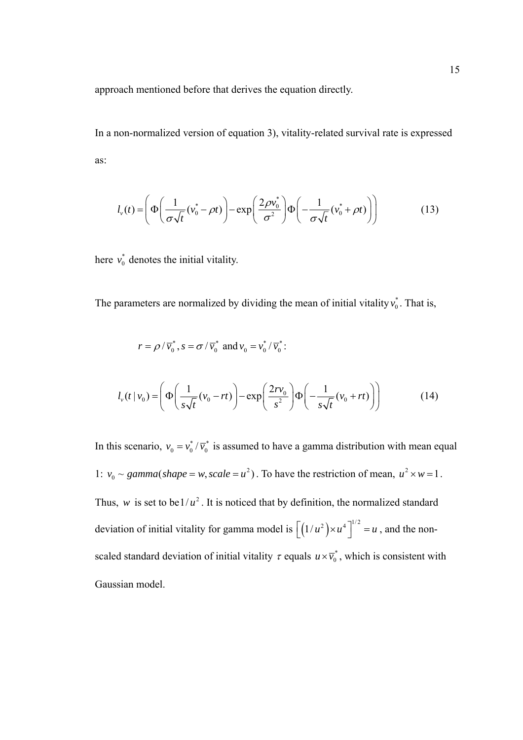approach mentioned before that derives the equation directly.

In a non-normalized version of equation 3), vitality-related survival rate is expressed as:

$$l_v(t) = \left( \Phi\left( \frac{1}{\sigma\sqrt{t}}(v_0^* - \rho t) \right) - \exp\left( \frac{2\rho v_0^*}{\sigma^2} \right) \Phi\left( -\frac{1}{\sigma\sqrt{t}}(v_0^* + \rho t) \right) \right) \tag{13}$$

here $v_0^*$ denotes the initial vitality.

The parameters are normalized by dividing the mean of initial vitality $v_0^*$. That is,

$r = \rho / \overline{v}_0^*$, $s = \sigma / \overline{v}_0^*$ and $v_0 = v_0^* / \overline{v}_0^*$:

$$l_v(t \mid v_0) = \left( \Phi\left( \frac{1}{s\sqrt{t}}(v_0 - rt) \right) - \exp\left( \frac{2rv_0}{s^2} \right) \Phi\left( -\frac{1}{s\sqrt{t}}(v_0 + rt) \right) \right) \tag{14}$$

In this scenario, $v_0 = v_0^* / \overline{v}_0^*$ is assumed to have a gamma distribution with mean equal 1: $v_0 \sim gamma(shape = w, scale = u^2)$. To have the restriction of mean, $u^2 \times w = 1$. Thus, $w$ is set to be $1/u^2$. It is noticed that by definition, the normalized standard deviation of initial vitality for gamma model is $\left[ \left( 1/u^2 \right) \times u^4 \right]^{1/2} = u$, and the non-scaled standard deviation of initial vitality $\tau$ equals $u \times \overline{v}_0^*$, which is consistent with Gaussian model.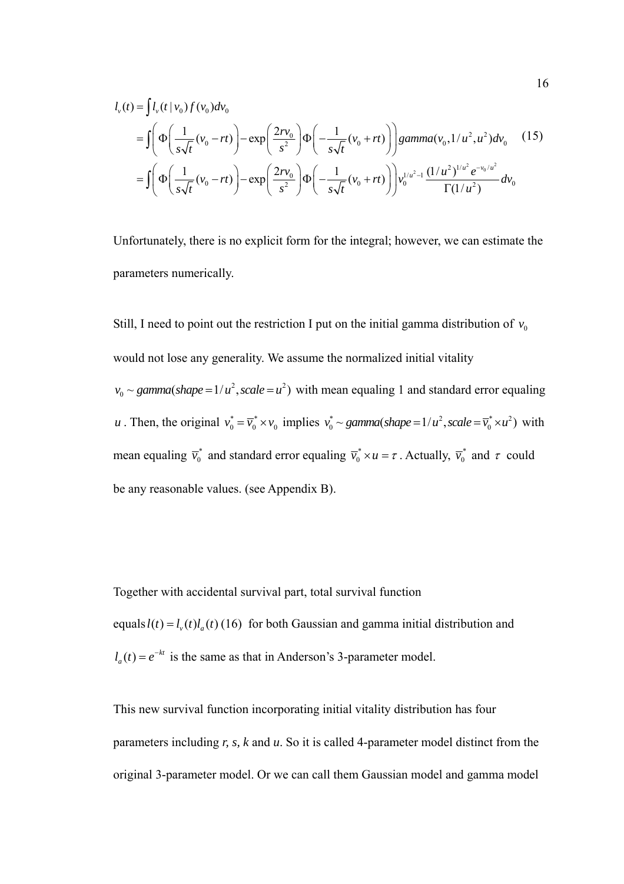$$
\begin{aligned}
l_v(t) &= \int l_v(t \mid v_0) f(v_0) dv_0 \\
&= \int \left( \Phi\left( \frac{1}{s\sqrt{t}}(v_0 - rt) \right) - \exp\left( \frac{2rv_0}{s^2} \right) \Phi\left( -\frac{1}{s\sqrt{t}}(v_0 + rt) \right) \right) gamma(v_0, 1/u^2, u^2) dv_0 \qquad (15) \\
&= \int \left( \Phi\left( \frac{1}{s\sqrt{t}}(v_0 - rt) \right) - \exp\left( \frac{2rv_0}{s^2} \right) \Phi\left( -\frac{1}{s\sqrt{t}}(v_0 + rt) \right) \right) v_0^{1/u^2 - 1} \frac{(1/u^2)^{1/u^2} e^{-v_0/u^2}}{\Gamma(1/u^2)} dv_0
\end{aligned}
$$

Unfortunately, there is no explicit form for the integral; however, we can estimate the parameters numerically.

Still, I need to point out the restriction I put on the initial gamma distribution of $v_0$ would not lose any generality. We assume the normalized initial vitality $v_0 \sim gamma(shape = 1/u^2, scale = u^2)$ with mean equaling 1 and standard error equaling $u$. Then, the original $v_0^* = \overline{v}_0^* \times v_0$ implies $v_0^* \sim gamma(shape = 1/u^2, scale = \overline{v}_0^* \times u^2)$ with mean equaling $\overline{v}_0^*$ and standard error equaling $\overline{v}_0^* \times u = \tau$. Actually, $\overline{v}_0^*$ and $\tau$ could be any reasonable values. (see Appendix B).

Together with accidental survival part, total survival function equals $l(t) = l_v(t) l_a(t)$ (16) for both Gaussian and gamma initial distribution and $l_a(t) = e^{-kt}$ is the same as that in Anderson's 3-parameter model.

This new survival function incorporating initial vitality distribution has four parameters including *r, s, k* and *u*. So it is called 4-parameter model distinct from the original 3-parameter model. Or we can call them Gaussian model and gamma model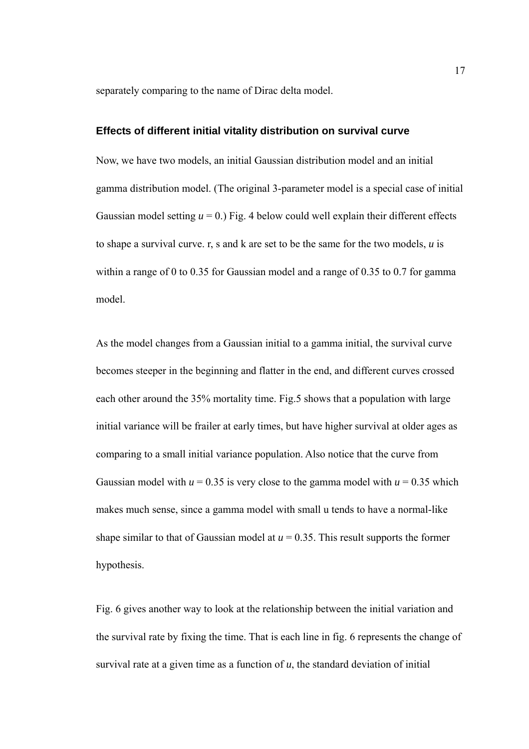separately comparing to the name of Dirac delta model.

### Effects of different initial vitality distribution on survival curve

Now, we have two models, an initial Gaussian distribution model and an initial gamma distribution model. (The original 3-parameter model is a special case of initial Gaussian model setting $u = 0$.) Fig. 4 below could well explain their different effects to shape a survival curve. r, s and k are set to be the same for the two models, $u$ is within a range of 0 to 0.35 for Gaussian model and a range of 0.35 to 0.7 for gamma model.

As the model changes from a Gaussian initial to a gamma initial, the survival curve becomes steeper in the beginning and flatter in the end, and different curves crossed each other around the 35% mortality time. Fig.5 shows that a population with large initial variance will be frailer at early times, but have higher survival at older ages as comparing to a small initial variance population. Also notice that the curve from Gaussian model with $u = 0.35$ is very close to the gamma model with $u = 0.35$ which makes much sense, since a gamma model with small u tends to have a normal-like shape similar to that of Gaussian model at $u = 0.35$. This result supports the former hypothesis.

Fig. 6 gives another way to look at the relationship between the initial variation and the survival rate by fixing the time. That is each line in fig. 6 represents the change of survival rate at a given time as a function of $u$, the standard deviation of initial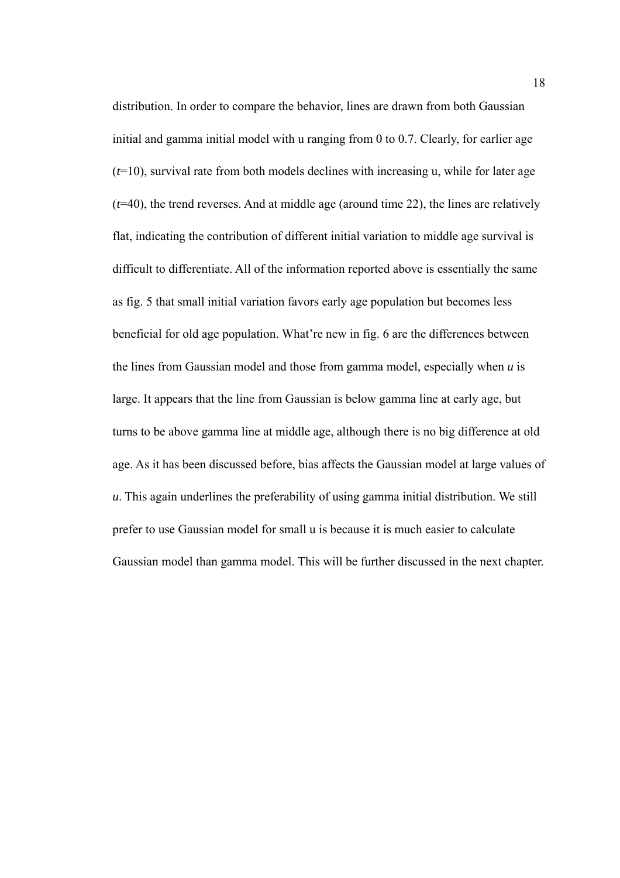distribution. In order to compare the behavior, lines are drawn from both Gaussian initial and gamma initial model with u ranging from 0 to 0.7. Clearly, for earlier age ($t$=10), survival rate from both models declines with increasing u, while for later age ($t$=40), the trend reverses. And at middle age (around time 22), the lines are relatively flat, indicating the contribution of different initial variation to middle age survival is difficult to differentiate. All of the information reported above is essentially the same as fig. 5 that small initial variation favors early age population but becomes less beneficial for old age population. What're new in fig. 6 are the differences between the lines from Gaussian model and those from gamma model, especially when $u$ is large. It appears that the line from Gaussian is below gamma line at early age, but turns to be above gamma line at middle age, although there is no big difference at old age. As it has been discussed before, bias affects the Gaussian model at large values of $u$. This again underlines the preferability of using gamma initial distribution. We still prefer to use Gaussian model for small u is because it is much easier to calculate Gaussian model than gamma model. This will be further discussed in the next chapter.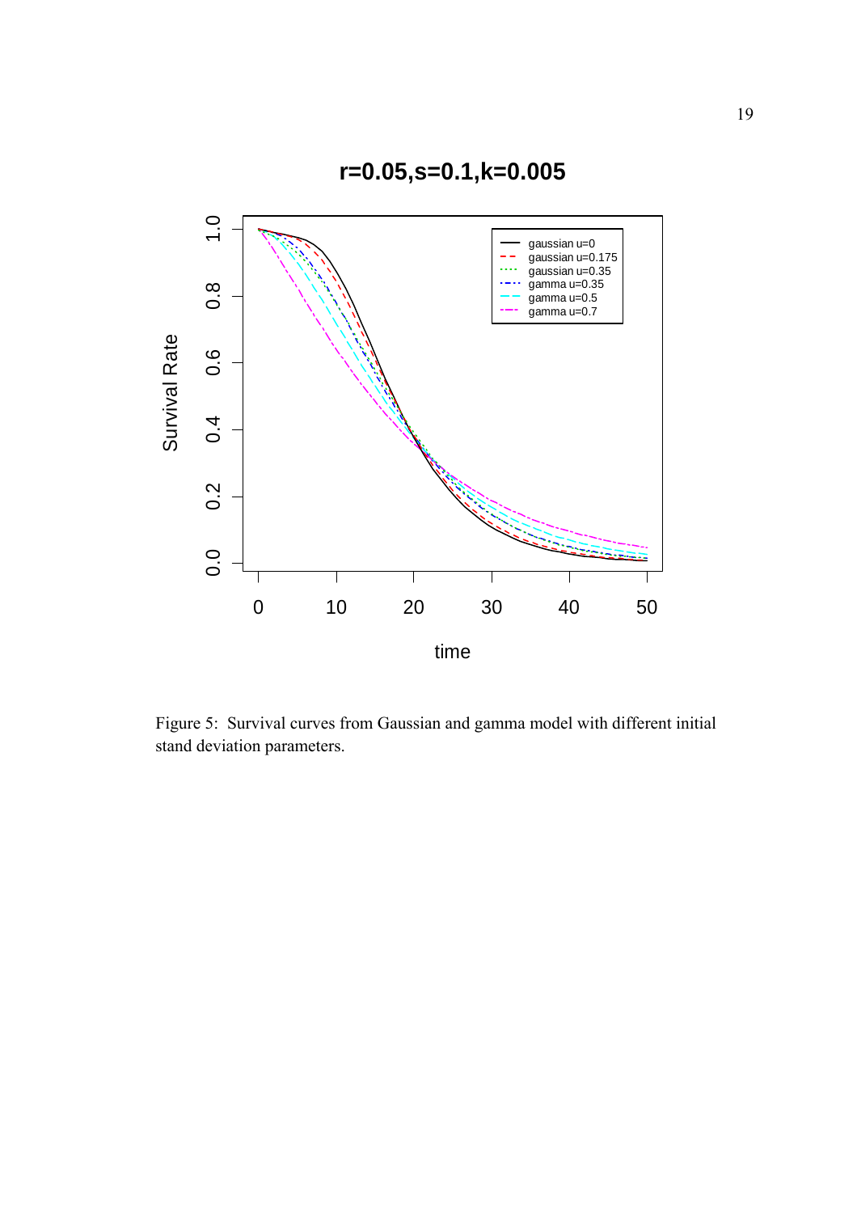Figure 5: Survival curves from Gaussian and gamma model with different initial stand deviation parameters.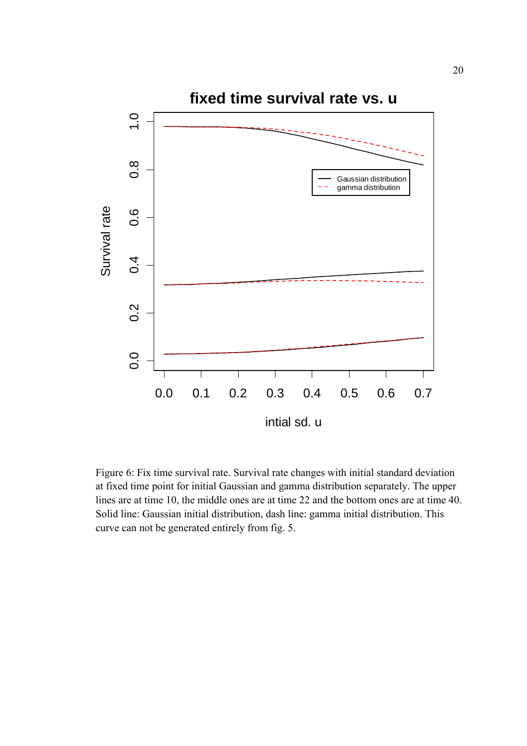Figure 6: Fix time survival rate. Survival rate changes with initial standard deviation at fixed time point for initial Gaussian and gamma distribution separately. The upper lines are at time 10, the middle ones are at time 22 and the bottom ones are at time 40. Solid line: Gaussian initial distribution, dash line: gamma initial distribution. This curve can not be generated entirely from fig. 5.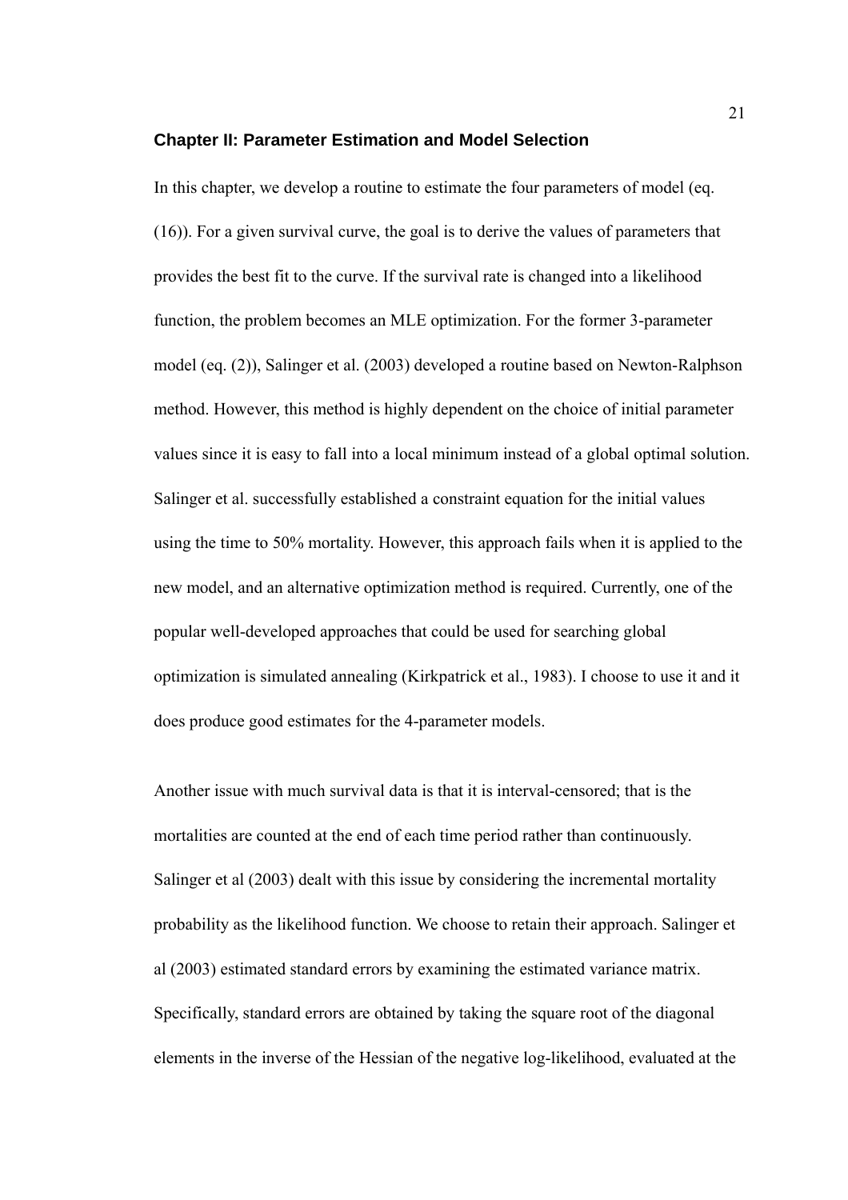## Chapter II: Parameter Estimation and Model Selection

In this chapter, we develop a routine to estimate the four parameters of model (eq. (16)). For a given survival curve, the goal is to derive the values of parameters that provides the best fit to the curve. If the survival rate is changed into a likelihood function, the problem becomes an MLE optimization. For the former 3-parameter model (eq. (2)), Salinger et al. (2003) developed a routine based on Newton-Ralphson method. However, this method is highly dependent on the choice of initial parameter values since it is easy to fall into a local minimum instead of a global optimal solution. Salinger et al. successfully established a constraint equation for the initial values using the time to 50% mortality. However, this approach fails when it is applied to the new model, and an alternative optimization method is required. Currently, one of the popular well-developed approaches that could be used for searching global optimization is simulated annealing (Kirkpatrick et al., 1983). I choose to use it and it does produce good estimates for the 4-parameter models.

Another issue with much survival data is that it is interval-censored; that is the mortalities are counted at the end of each time period rather than continuously. Salinger et al (2003) dealt with this issue by considering the incremental mortality probability as the likelihood function. We choose to retain their approach. Salinger et al (2003) estimated standard errors by examining the estimated variance matrix. Specifically, standard errors are obtained by taking the square root of the diagonal elements in the inverse of the Hessian of the negative log-likelihood, evaluated at the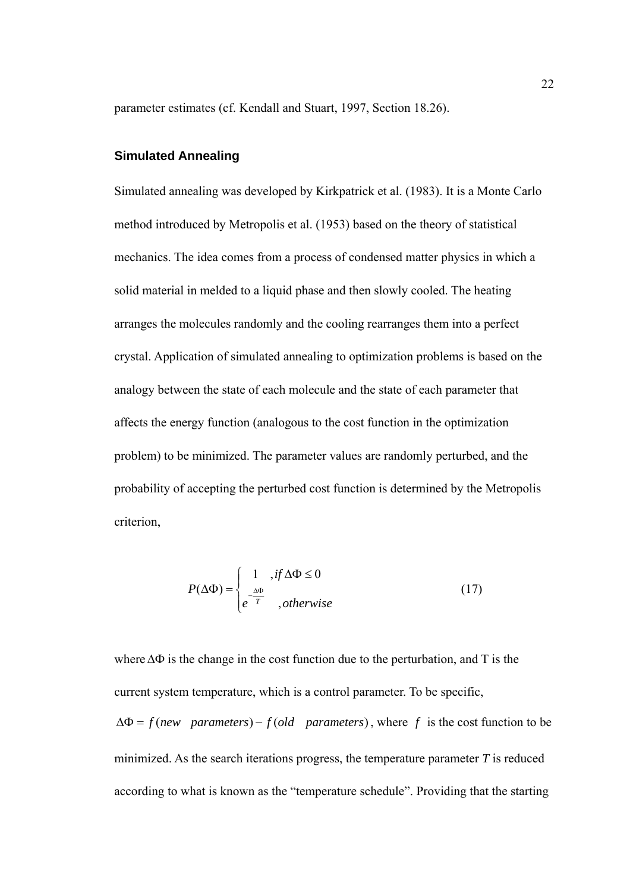parameter estimates (cf. Kendall and Stuart, 1997, Section 18.26).

### Simulated Annealing

Simulated annealing was developed by Kirkpatrick et al. (1983). It is a Monte Carlo method introduced by Metropolis et al. (1953) based on the theory of statistical mechanics. The idea comes from a process of condensed matter physics in which a solid material in melded to a liquid phase and then slowly cooled. The heating arranges the molecules randomly and the cooling rearranges them into a perfect crystal. Application of simulated annealing to optimization problems is based on the analogy between the state of each molecule and the state of each parameter that affects the energy function (analogous to the cost function in the optimization problem) to be minimized. The parameter values are randomly perturbed, and the probability of accepting the perturbed cost function is determined by the Metropolis criterion,

$$P(\Delta\Phi) = \begin{cases} 1 & , if\, \Delta\Phi \le 0 \\ e^{-\frac{\Delta\Phi}{T}} & , otherwise \end{cases} \tag{17}$$

where $\Delta\Phi$ is the change in the cost function due to the perturbation, and T is the current system temperature, which is a control parameter. To be specific, $\Delta\Phi = f(new \quad parameters) - f(old \quad parameters)$, where $f$ is the cost function to be minimized. As the search iterations progress, the temperature parameter $T$ is reduced according to what is known as the "temperature schedule". Providing that the starting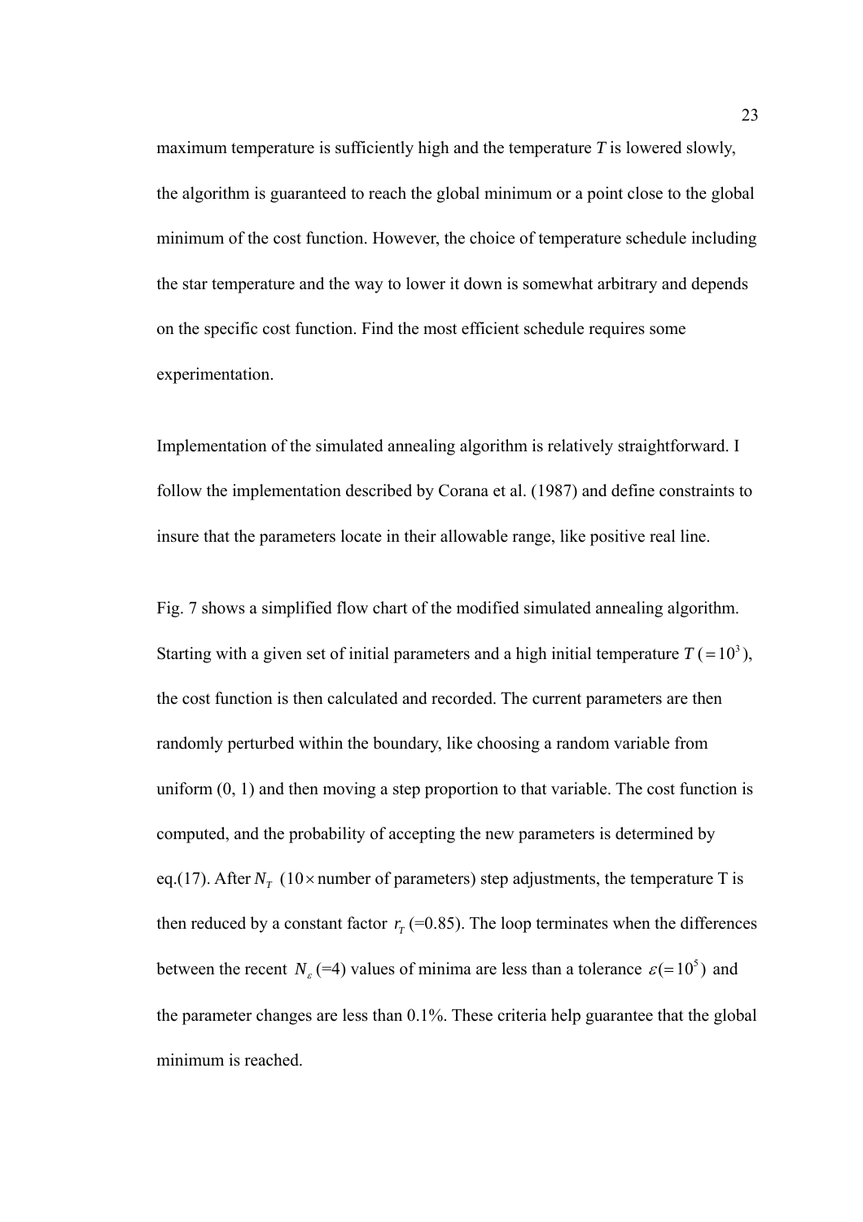maximum temperature is sufficiently high and the temperature $T$ is lowered slowly, the algorithm is guaranteed to reach the global minimum or a point close to the global minimum of the cost function. However, the choice of temperature schedule including the star temperature and the way to lower it down is somewhat arbitrary and depends on the specific cost function. Find the most efficient schedule requires some experimentation.

Implementation of the simulated annealing algorithm is relatively straightforward. I follow the implementation described by Corana et al. (1987) and define constraints to insure that the parameters locate in their allowable range, like positive real line.

Fig. 7 shows a simplified flow chart of the modified simulated annealing algorithm. Starting with a given set of initial parameters and a high initial temperature $T\ (=10^3)$, the cost function is then calculated and recorded. The current parameters are then randomly perturbed within the boundary, like choosing a random variable from uniform (0, 1) and then moving a step proportion to that variable. The cost function is computed, and the probability of accepting the new parameters is determined by eq.(17). After $N_T$ ($10\times$ number of parameters) step adjustments, the temperature T is then reduced by a constant factor $r_T$ (=0.85). The loop terminates when the differences between the recent $N_\varepsilon$ (=4) values of minima are less than a tolerance $\varepsilon(=10^5)$ and the parameter changes are less than 0.1%. These criteria help guarantee that the global minimum is reached.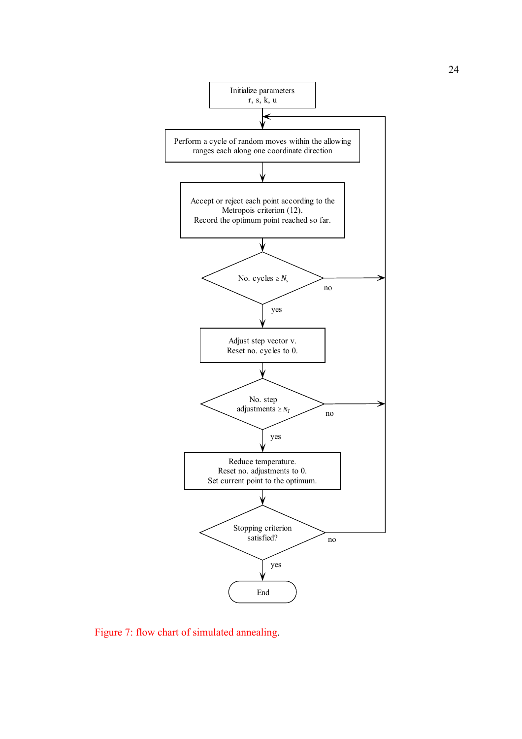Initialize parameters
r, s, k, u

Perform a cycle of random moves within the allowing ranges each along one coordinate direction

Accept or reject each point according to the Metropois criterion (12).
Record the optimum point reached so far.

No. cycles $\geq N_s$

no

yes

Adjust step vector v.
Reset no. cycles to 0.

No. step adjustments $\geq N_T$

no

yes

Reduce temperature.
Reset no. adjustments to 0.
Set current point to the optimum.

Stopping criterion satisfied?

no

yes

End

Figure 7: flow chart of simulated annealing.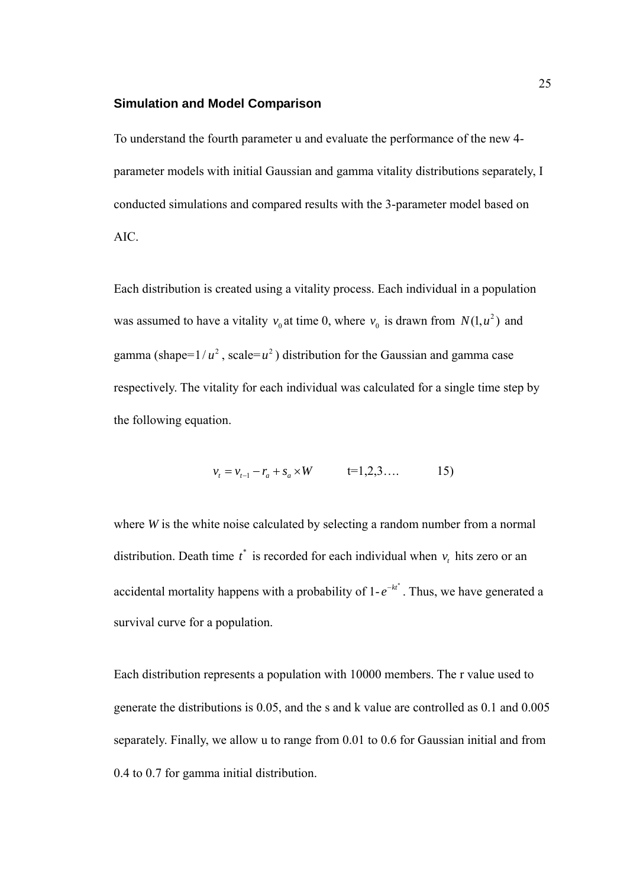### Simulation and Model Comparison

To understand the fourth parameter u and evaluate the performance of the new 4-parameter models with initial Gaussian and gamma vitality distributions separately, I conducted simulations and compared results with the 3-parameter model based on AIC.

Each distribution is created using a vitality process. Each individual in a population was assumed to have a vitality $v_0$ at time 0, where $v_0$ is drawn from $N(1,u^2)$ and gamma (shape=$1/u^2$, scale=$u^2$) distribution for the Gaussian and gamma case respectively. The vitality for each individual was calculated for a single time step by the following equation.

$$v_t = v_{t-1} - r_a + s_a \times W \qquad \text{t=1,2,3….} \qquad 15)$$

where *W* is the white noise calculated by selecting a random number from a normal distribution. Death time $t^*$ is recorded for each individual when $v_t$ hits zero or an accidental mortality happens with a probability of $1\text{-}e^{-kt^*}$. Thus, we have generated a survival curve for a population.

Each distribution represents a population with 10000 members. The r value used to generate the distributions is 0.05, and the s and k value are controlled as 0.1 and 0.005 separately. Finally, we allow u to range from 0.01 to 0.6 for Gaussian initial and from 0.4 to 0.7 for gamma initial distribution.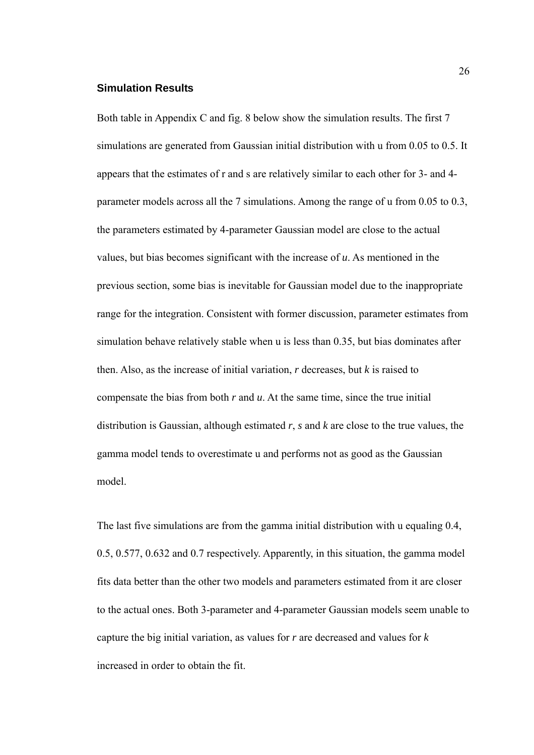### Simulation Results

Both table in Appendix C and fig. 8 below show the simulation results. The first 7 simulations are generated from Gaussian initial distribution with u from 0.05 to 0.5. It appears that the estimates of r and s are relatively similar to each other for 3- and 4-parameter models across all the 7 simulations. Among the range of u from 0.05 to 0.3, the parameters estimated by 4-parameter Gaussian model are close to the actual values, but bias becomes significant with the increase of $u$. As mentioned in the previous section, some bias is inevitable for Gaussian model due to the inappropriate range for the integration. Consistent with former discussion, parameter estimates from simulation behave relatively stable when u is less than 0.35, but bias dominates after then. Also, as the increase of initial variation, $r$ decreases, but $k$ is raised to compensate the bias from both $r$ and $u$. At the same time, since the true initial distribution is Gaussian, although estimated $r$, $s$ and $k$ are close to the true values, the gamma model tends to overestimate u and performs not as good as the Gaussian model.

The last five simulations are from the gamma initial distribution with u equaling 0.4, 0.5, 0.577, 0.632 and 0.7 respectively. Apparently, in this situation, the gamma model fits data better than the other two models and parameters estimated from it are closer to the actual ones. Both 3-parameter and 4-parameter Gaussian models seem unable to capture the big initial variation, as values for $r$ are decreased and values for $k$ increased in order to obtain the fit.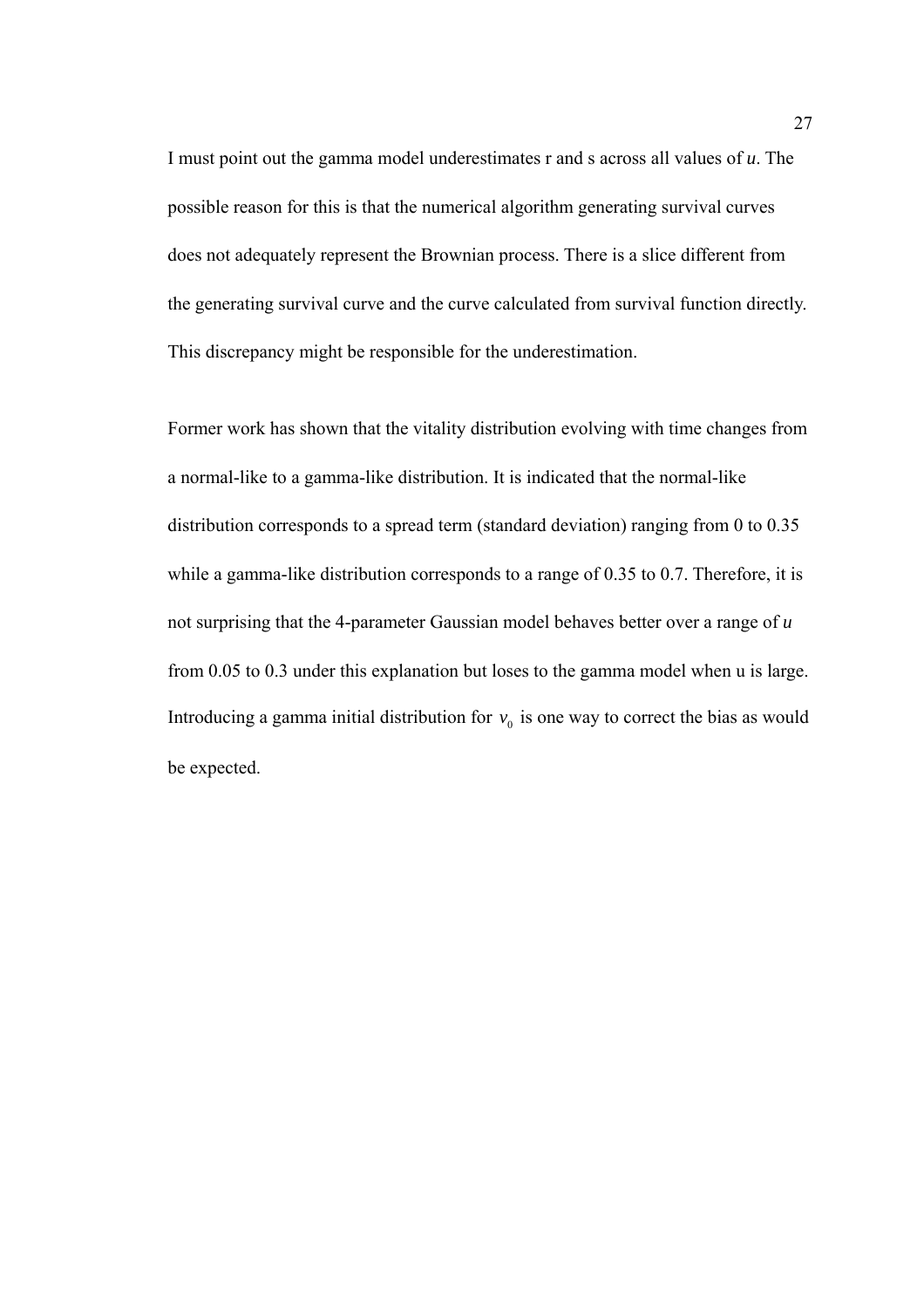I must point out the gamma model underestimates r and s across all values of $u$. The possible reason for this is that the numerical algorithm generating survival curves does not adequately represent the Brownian process. There is a slice different from the generating survival curve and the curve calculated from survival function directly. This discrepancy might be responsible for the underestimation.

Former work has shown that the vitality distribution evolving with time changes from a normal-like to a gamma-like distribution. It is indicated that the normal-like distribution corresponds to a spread term (standard deviation) ranging from 0 to 0.35 while a gamma-like distribution corresponds to a range of 0.35 to 0.7. Therefore, it is not surprising that the 4-parameter Gaussian model behaves better over a range of $u$ from 0.05 to 0.3 under this explanation but loses to the gamma model when u is large. Introducing a gamma initial distribution for $v_0$ is one way to correct the bias as would be expected.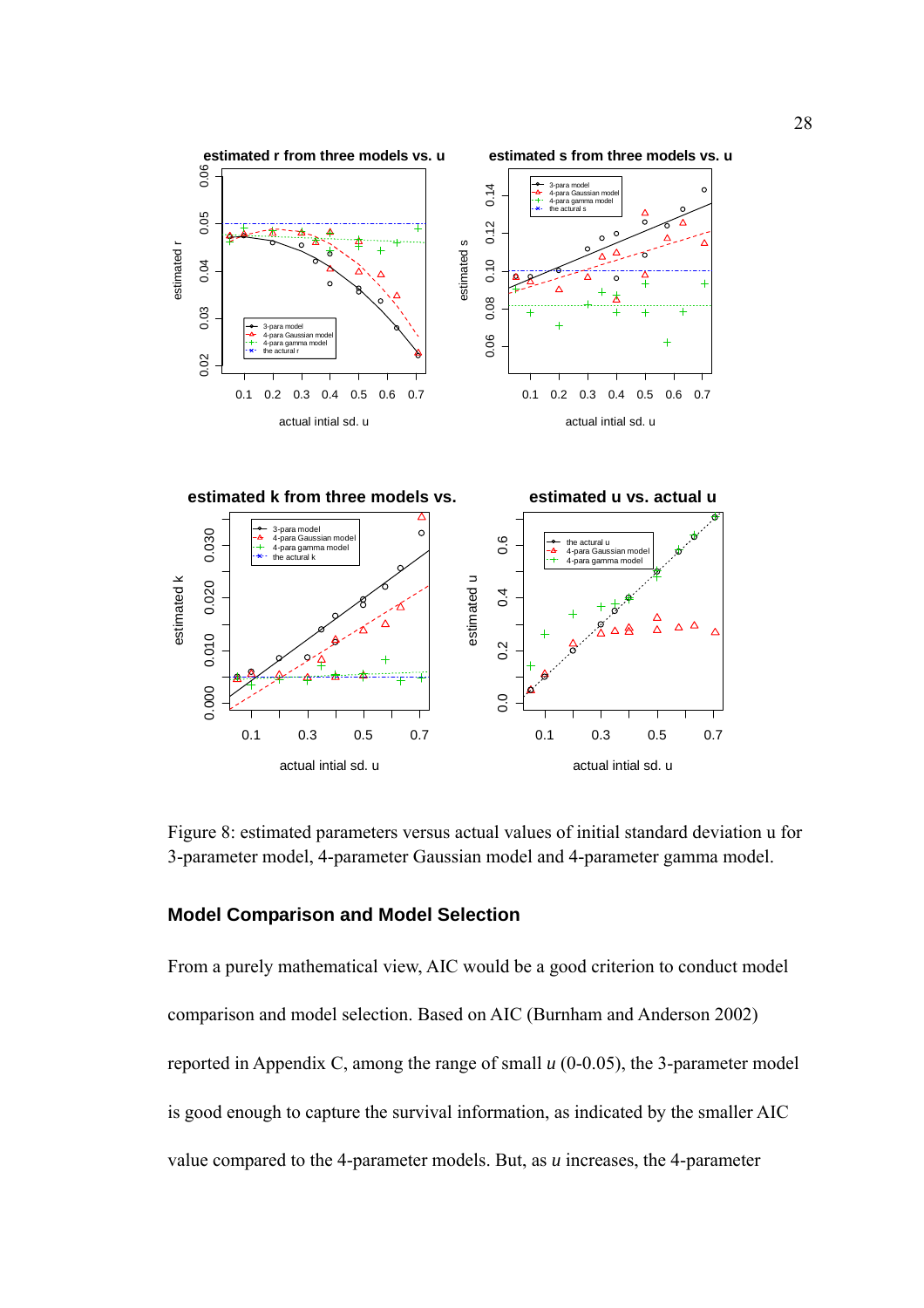Figure 8: estimated parameters versus actual values of initial standard deviation u for 3-parameter model, 4-parameter Gaussian model and 4-parameter gamma model.

### Model Comparison and Model Selection

From a purely mathematical view, AIC would be a good criterion to conduct model comparison and model selection. Based on AIC (Burnham and Anderson 2002) reported in Appendix C, among the range of small *u* (0-0.05), the 3-parameter model is good enough to capture the survival information, as indicated by the smaller AIC value compared to the 4-parameter models. But, as *u* increases, the 4-parameter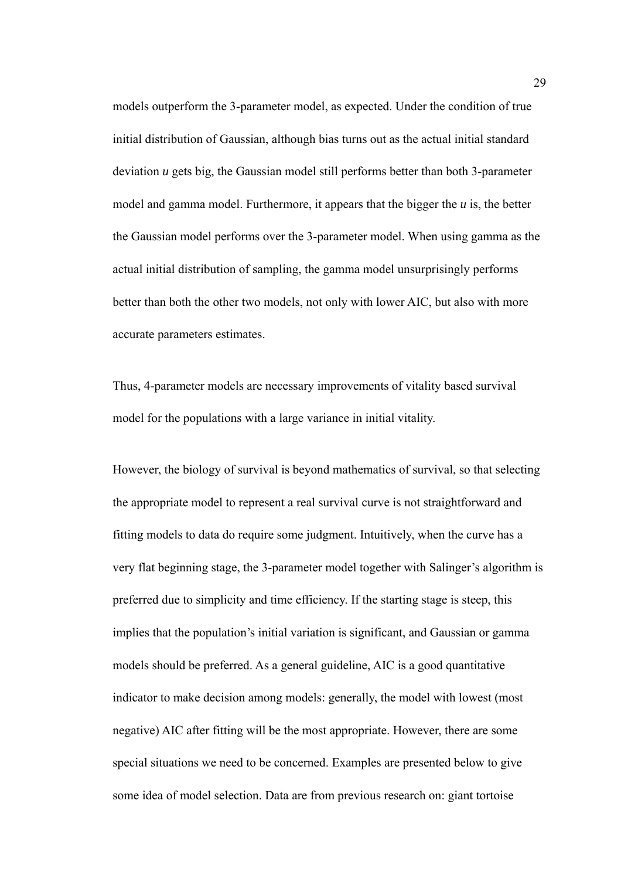models outperform the 3-parameter model, as expected. Under the condition of true initial distribution of Gaussian, although bias turns out as the actual initial standard deviation $u$ gets big, the Gaussian model still performs better than both 3-parameter model and gamma model. Furthermore, it appears that the bigger the $u$ is, the better the Gaussian model performs over the 3-parameter model. When using gamma as the actual initial distribution of sampling, the gamma model unsurprisingly performs better than both the other two models, not only with lower AIC, but also with more accurate parameters estimates.

Thus, 4-parameter models are necessary improvements of vitality based survival model for the populations with a large variance in initial vitality.

However, the biology of survival is beyond mathematics of survival, so that selecting the appropriate model to represent a real survival curve is not straightforward and fitting models to data do require some judgment. Intuitively, when the curve has a very flat beginning stage, the 3-parameter model together with Salinger's algorithm is preferred due to simplicity and time efficiency. If the starting stage is steep, this implies that the population's initial variation is significant, and Gaussian or gamma models should be preferred. As a general guideline, AIC is a good quantitative indicator to make decision among models: generally, the model with lowest (most negative) AIC after fitting will be the most appropriate. However, there are some special situations we need to be concerned. Examples are presented below to give some idea of model selection. Data are from previous research on: giant tortoise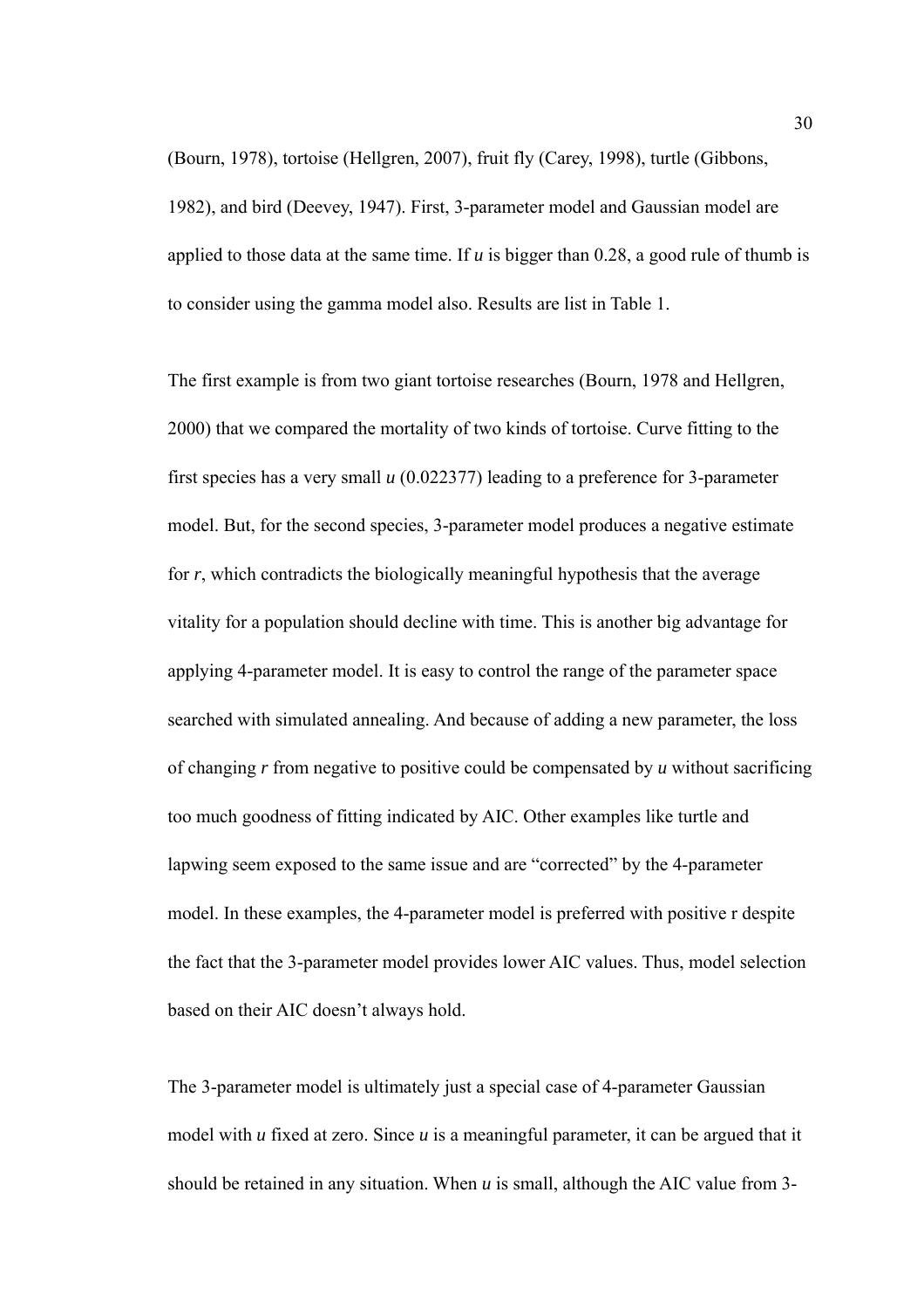(Bourn, 1978), tortoise (Hellgren, 2007), fruit fly (Carey, 1998), turtle (Gibbons, 1982), and bird (Deevey, 1947). First, 3-parameter model and Gaussian model are applied to those data at the same time. If $u$ is bigger than 0.28, a good rule of thumb is to consider using the gamma model also. Results are list in Table 1.

The first example is from two giant tortoise researches (Bourn, 1978 and Hellgren, 2000) that we compared the mortality of two kinds of tortoise. Curve fitting to the first species has a very small $u$ (0.022377) leading to a preference for 3-parameter model. But, for the second species, 3-parameter model produces a negative estimate for $r$, which contradicts the biologically meaningful hypothesis that the average vitality for a population should decline with time. This is another big advantage for applying 4-parameter model. It is easy to control the range of the parameter space searched with simulated annealing. And because of adding a new parameter, the loss of changing $r$ from negative to positive could be compensated by $u$ without sacrificing too much goodness of fitting indicated by AIC. Other examples like turtle and lapwing seem exposed to the same issue and are "corrected" by the 4-parameter model. In these examples, the 4-parameter model is preferred with positive r despite the fact that the 3-parameter model provides lower AIC values. Thus, model selection based on their AIC doesn't always hold.

The 3-parameter model is ultimately just a special case of 4-parameter Gaussian model with $u$ fixed at zero. Since $u$ is a meaningful parameter, it can be argued that it should be retained in any situation. When $u$ is small, although the AIC value from 3-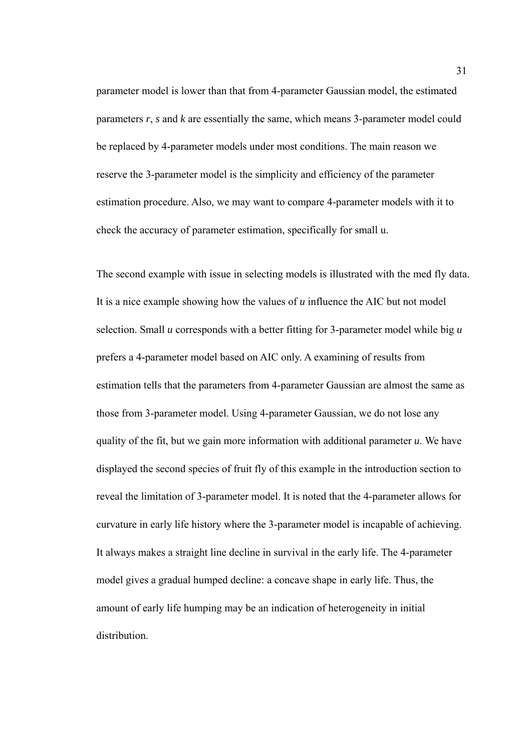parameter model is lower than that from 4-parameter Gaussian model, the estimated parameters $r$, $s$ and $k$ are essentially the same, which means 3-parameter model could be replaced by 4-parameter models under most conditions. The main reason we reserve the 3-parameter model is the simplicity and efficiency of the parameter estimation procedure. Also, we may want to compare 4-parameter models with it to check the accuracy of parameter estimation, specifically for small u.

The second example with issue in selecting models is illustrated with the med fly data. It is a nice example showing how the values of $u$ influence the AIC but not model selection. Small $u$ corresponds with a better fitting for 3-parameter model while big $u$ prefers a 4-parameter model based on AIC only. A examining of results from estimation tells that the parameters from 4-parameter Gaussian are almost the same as those from 3-parameter model. Using 4-parameter Gaussian, we do not lose any quality of the fit, but we gain more information with additional parameter $u$. We have displayed the second species of fruit fly of this example in the introduction section to reveal the limitation of 3-parameter model. It is noted that the 4-parameter allows for curvature in early life history where the 3-parameter model is incapable of achieving. It always makes a straight line decline in survival in the early life. The 4-parameter model gives a gradual humped decline: a concave shape in early life. Thus, the amount of early life humping may be an indication of heterogeneity in initial distribution.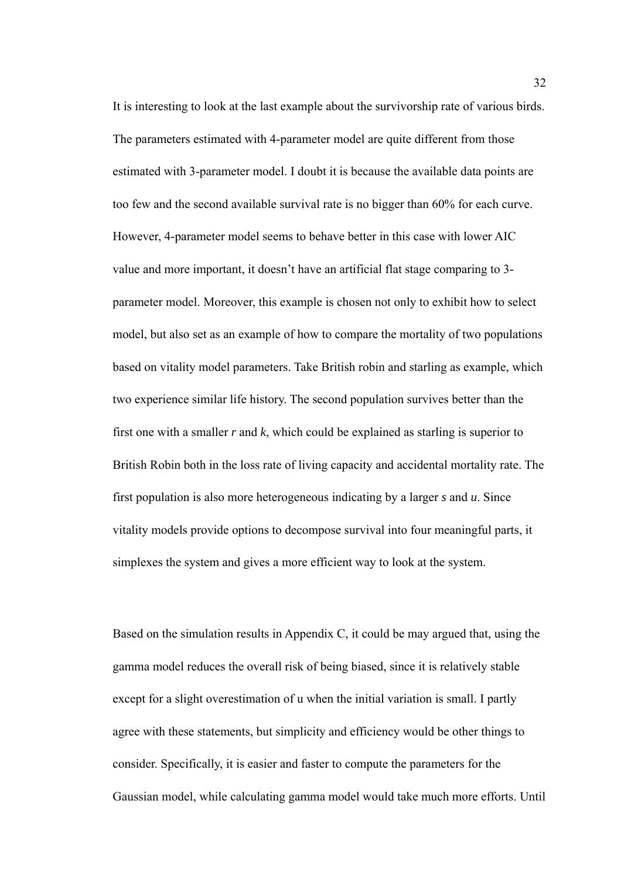It is interesting to look at the last example about the survivorship rate of various birds. The parameters estimated with 4-parameter model are quite different from those estimated with 3-parameter model. I doubt it is because the available data points are too few and the second available survival rate is no bigger than 60% for each curve. However, 4-parameter model seems to behave better in this case with lower AIC value and more important, it doesn't have an artificial flat stage comparing to 3-parameter model. Moreover, this example is chosen not only to exhibit how to select model, but also set as an example of how to compare the mortality of two populations based on vitality model parameters. Take British robin and starling as example, which two experience similar life history. The second population survives better than the first one with a smaller $r$ and $k$, which could be explained as starling is superior to British Robin both in the loss rate of living capacity and accidental mortality rate. The first population is also more heterogeneous indicating by a larger $s$ and $u$. Since vitality models provide options to decompose survival into four meaningful parts, it simplexes the system and gives a more efficient way to look at the system.

Based on the simulation results in Appendix C, it could be may argued that, using the gamma model reduces the overall risk of being biased, since it is relatively stable except for a slight overestimation of u when the initial variation is small. I partly agree with these statements, but simplicity and efficiency would be other things to consider. Specifically, it is easier and faster to compute the parameters for the Gaussian model, while calculating gamma model would take much more efforts. Until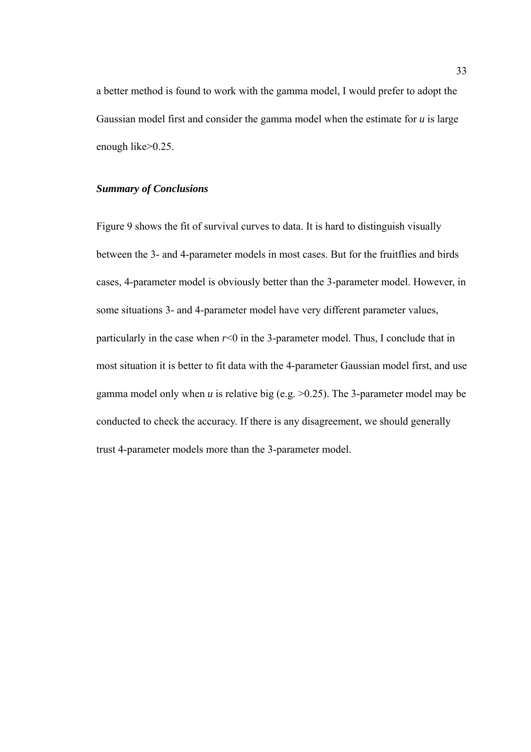a better method is found to work with the gamma model, I would prefer to adopt the Gaussian model first and consider the gamma model when the estimate for $u$ is large enough like>0.25.

### *Summary of Conclusions*

Figure 9 shows the fit of survival curves to data. It is hard to distinguish visually between the 3- and 4-parameter models in most cases. But for the fruitflies and birds cases, 4-parameter model is obviously better than the 3-parameter model. However, in some situations 3- and 4-parameter model have very different parameter values, particularly in the case when $r<0$ in the 3-parameter model. Thus, I conclude that in most situation it is better to fit data with the 4-parameter Gaussian model first, and use gamma model only when $u$ is relative big (e.g. >0.25). The 3-parameter model may be conducted to check the accuracy. If there is any disagreement, we should generally trust 4-parameter models more than the 3-parameter model.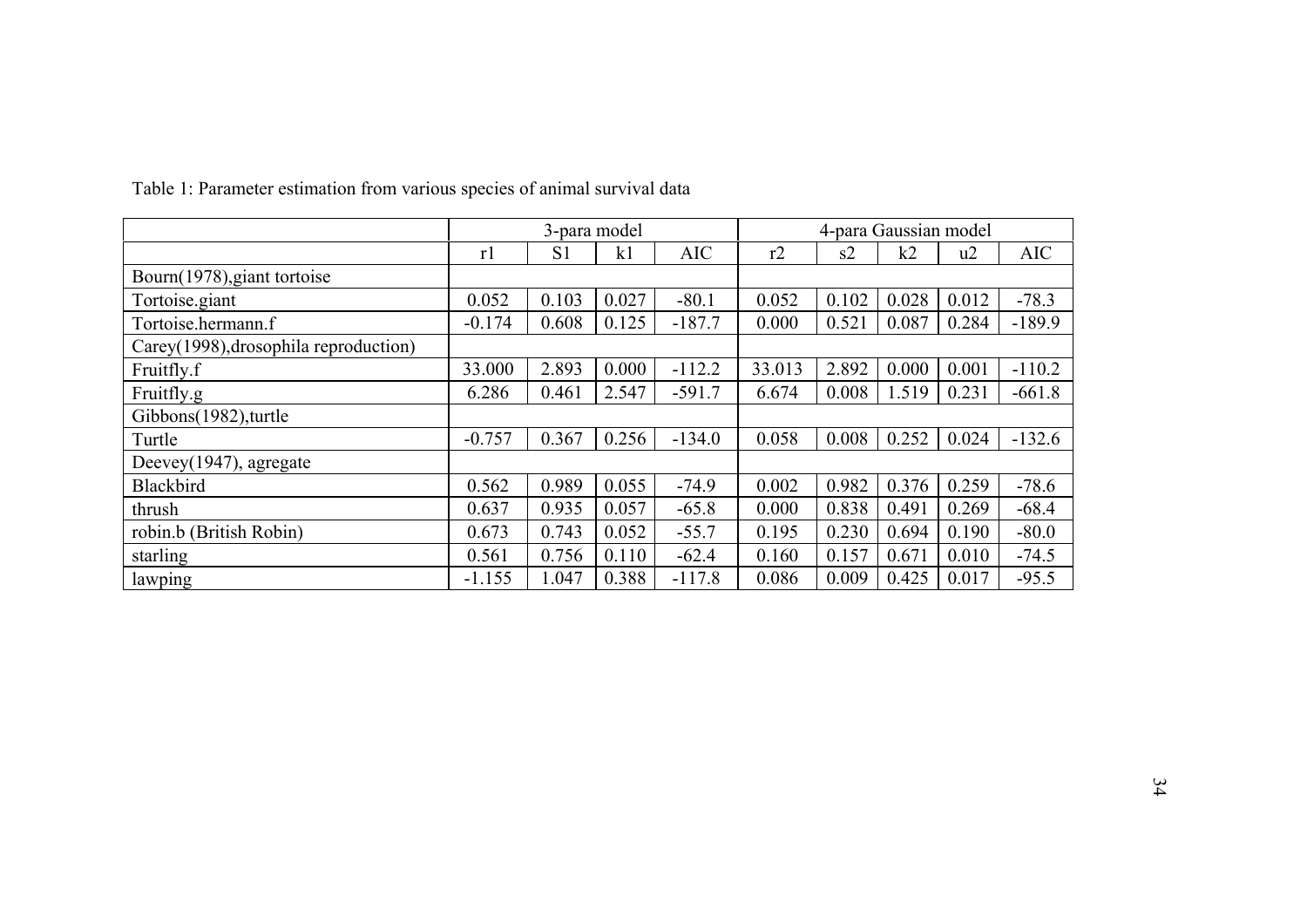Table 1: Parameter estimation from various species of animal survival data

| | 3-para model | | | | 4-para Gaussian model | | | | |
|---|---|---|---|---|---|---|---|---|---|
| | r1 | S1 | k1 | AIC | r2 | s2 | k2 | u2 | AIC |
| Bourn(1978),giant tortoise | | | | | | | | | |
| Tortoise.giant | 0.052 | 0.103 | 0.027 | -80.1 | 0.052 | 0.102 | 0.028 | 0.012 | -78.3 |
| Tortoise.hermann.f | -0.174 | 0.608 | 0.125 | -187.7 | 0.000 | 0.521 | 0.087 | 0.284 | -189.9 |
| Carey(1998),drosophila reproduction) | | | | | | | | | |
| Fruitfly.f | 33.000 | 2.893 | 0.000 | -112.2 | 33.013 | 2.892 | 0.000 | 0.001 | -110.2 |
| Fruitfly.g | 6.286 | 0.461 | 2.547 | -591.7 | 6.674 | 0.008 | 1.519 | 0.231 | -661.8 |
| Gibbons(1982),turtle | | | | | | | | | |
| Turtle | -0.757 | 0.367 | 0.256 | -134.0 | 0.058 | 0.008 | 0.252 | 0.024 | -132.6 |
| Deevey(1947), agregate | | | | | | | | | |
| Blackbird | 0.562 | 0.989 | 0.055 | -74.9 | 0.002 | 0.982 | 0.376 | 0.259 | -78.6 |
| thrush | 0.637 | 0.935 | 0.057 | -65.8 | 0.000 | 0.838 | 0.491 | 0.269 | -68.4 |
| robin.b (British Robin) | 0.673 | 0.743 | 0.052 | -55.7 | 0.195 | 0.230 | 0.694 | 0.190 | -80.0 |
| starling | 0.561 | 0.756 | 0.110 | -62.4 | 0.160 | 0.157 | 0.671 | 0.010 | -74.5 |
| lawping | -1.155 | 1.047 | 0.388 | -117.8 | 0.086 | 0.009 | 0.425 | 0.017 | -95.5 |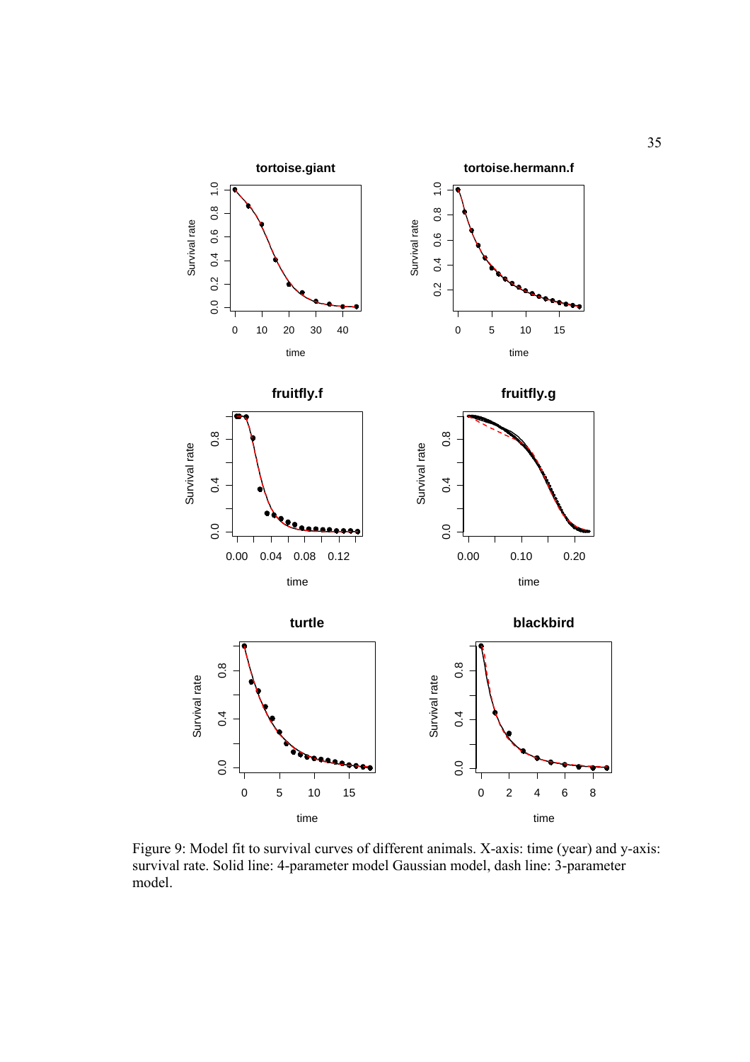Figure 9: Model fit to survival curves of different animals. X-axis: time (year) and y-axis: survival rate. Solid line: 4-parameter model Gaussian model, dash line: 3-parameter model.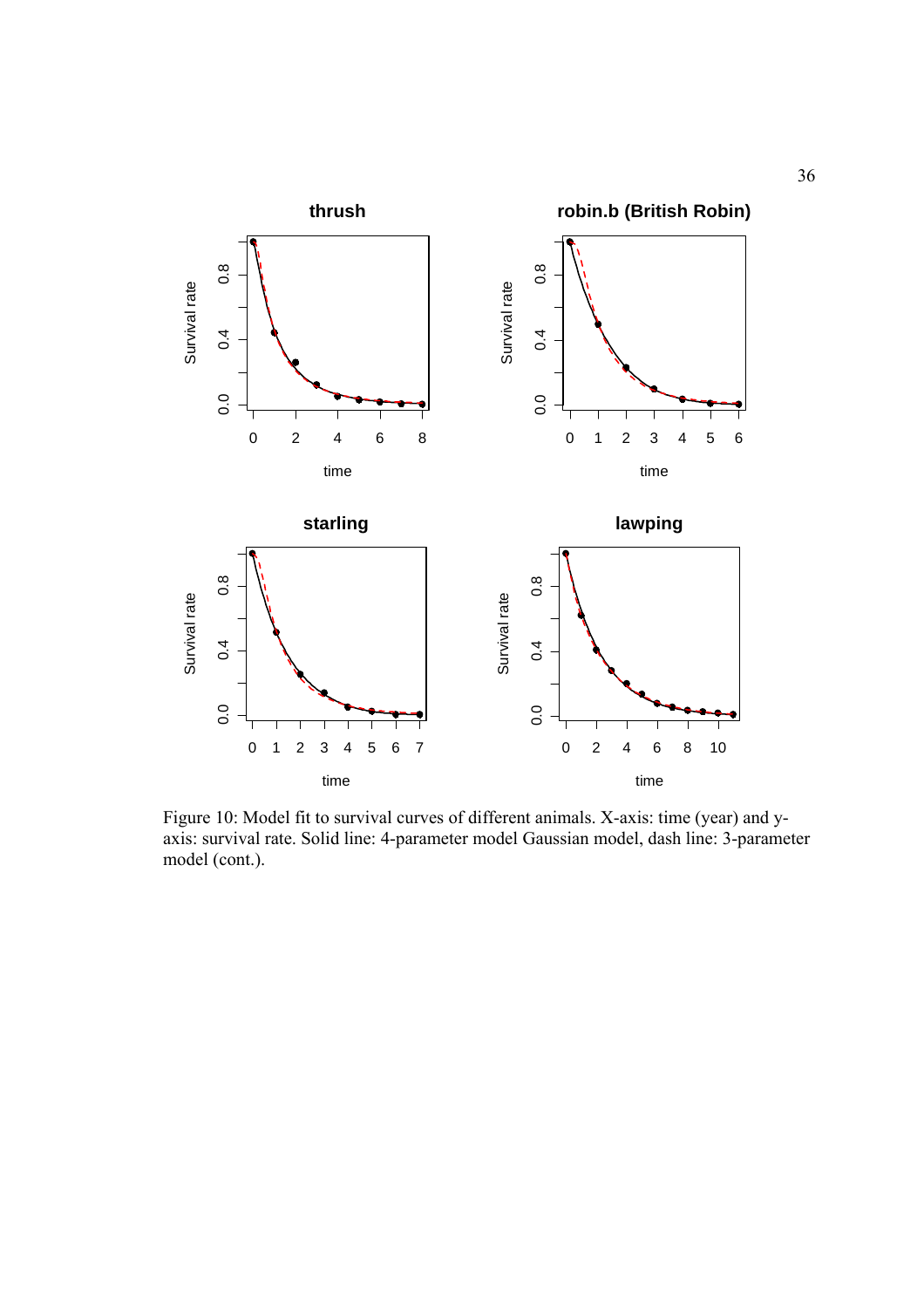Figure 10: Model fit to survival curves of different animals. X-axis: time (year) and y-axis: survival rate. Solid line: 4-parameter model Gaussian model, dash line: 3-parameter model (cont.).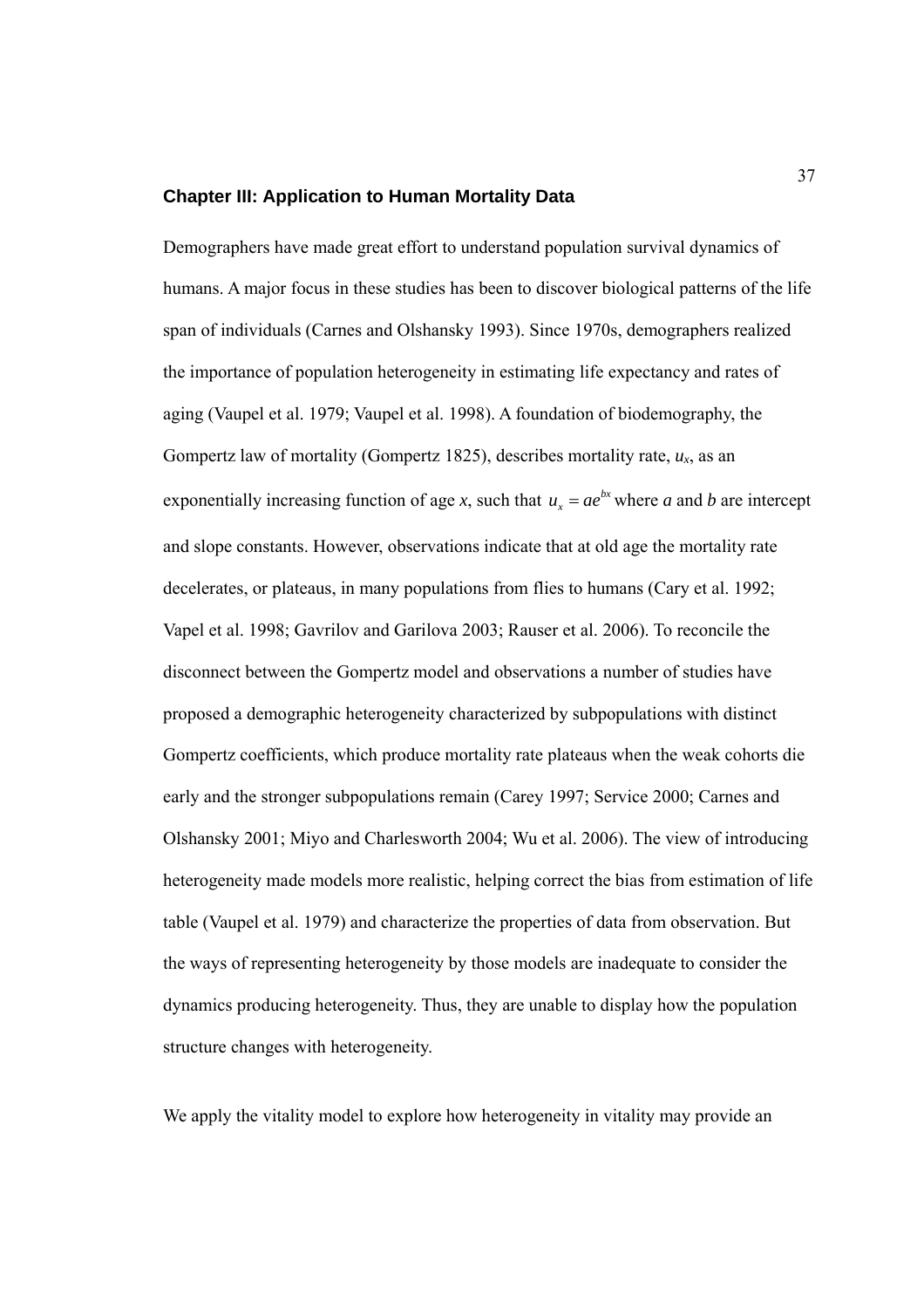## Chapter III: Application to Human Mortality Data

Demographers have made great effort to understand population survival dynamics of humans. A major focus in these studies has been to discover biological patterns of the life span of individuals (Carnes and Olshansky 1993). Since 1970s, demographers realized the importance of population heterogeneity in estimating life expectancy and rates of aging (Vaupel et al. 1979; Vaupel et al. 1998). A foundation of biodemography, the Gompertz law of mortality (Gompertz 1825), describes mortality rate, $u_x$, as an exponentially increasing function of age *x*, such that $u_x = ae^{bx}$ where *a* and *b* are intercept and slope constants. However, observations indicate that at old age the mortality rate decelerates, or plateaus, in many populations from flies to humans (Cary et al. 1992; Vapel et al. 1998; Gavrilov and Garilova 2003; Rauser et al. 2006). To reconcile the disconnect between the Gompertz model and observations a number of studies have proposed a demographic heterogeneity characterized by subpopulations with distinct Gompertz coefficients, which produce mortality rate plateaus when the weak cohorts die early and the stronger subpopulations remain (Carey 1997; Service 2000; Carnes and Olshansky 2001; Miyo and Charlesworth 2004; Wu et al. 2006). The view of introducing heterogeneity made models more realistic, helping correct the bias from estimation of life table (Vaupel et al. 1979) and characterize the properties of data from observation. But the ways of representing heterogeneity by those models are inadequate to consider the dynamics producing heterogeneity. Thus, they are unable to display how the population structure changes with heterogeneity.

We apply the vitality model to explore how heterogeneity in vitality may provide an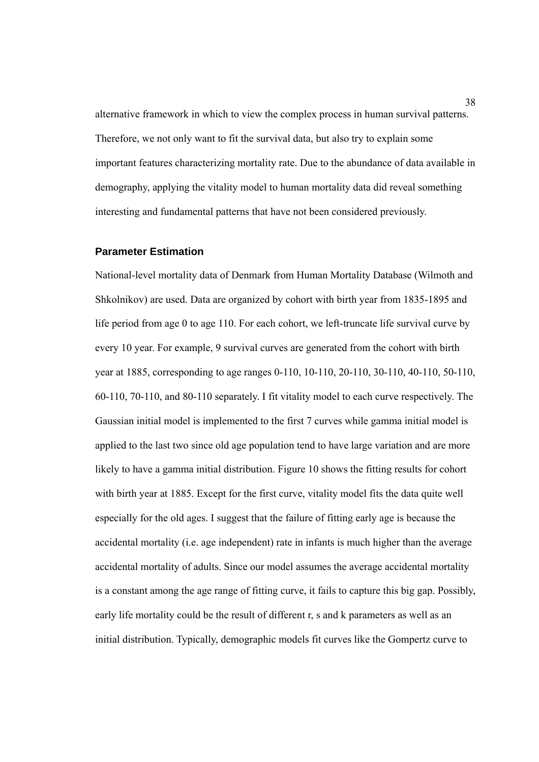alternative framework in which to view the complex process in human survival patterns. Therefore, we not only want to fit the survival data, but also try to explain some important features characterizing mortality rate. Due to the abundance of data available in demography, applying the vitality model to human mortality data did reveal something interesting and fundamental patterns that have not been considered previously.

### Parameter Estimation

National-level mortality data of Denmark from Human Mortality Database (Wilmoth and Shkolnikov) are used. Data are organized by cohort with birth year from 1835-1895 and life period from age 0 to age 110. For each cohort, we left-truncate life survival curve by every 10 year. For example, 9 survival curves are generated from the cohort with birth year at 1885, corresponding to age ranges 0-110, 10-110, 20-110, 30-110, 40-110, 50-110, 60-110, 70-110, and 80-110 separately. I fit vitality model to each curve respectively. The Gaussian initial model is implemented to the first 7 curves while gamma initial model is applied to the last two since old age population tend to have large variation and are more likely to have a gamma initial distribution. Figure 10 shows the fitting results for cohort with birth year at 1885. Except for the first curve, vitality model fits the data quite well especially for the old ages. I suggest that the failure of fitting early age is because the accidental mortality (i.e. age independent) rate in infants is much higher than the average accidental mortality of adults. Since our model assumes the average accidental mortality is a constant among the age range of fitting curve, it fails to capture this big gap. Possibly, early life mortality could be the result of different r, s and k parameters as well as an initial distribution. Typically, demographic models fit curves like the Gompertz curve to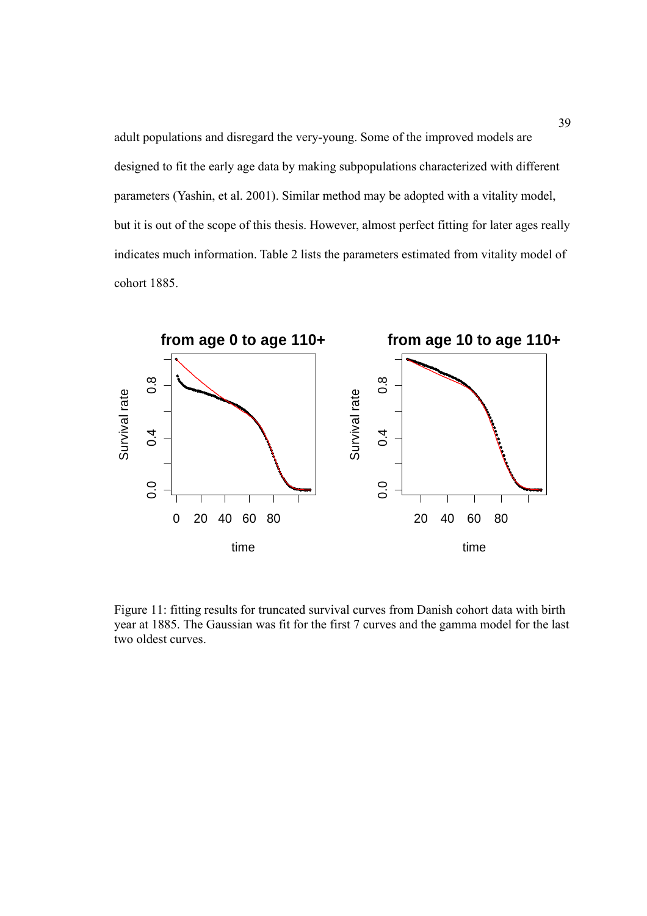adult populations and disregard the very-young. Some of the improved models are designed to fit the early age data by making subpopulations characterized with different parameters (Yashin, et al. 2001). Similar method may be adopted with a vitality model, but it is out of the scope of this thesis. However, almost perfect fitting for later ages really indicates much information. Table 2 lists the parameters estimated from vitality model of cohort 1885.

Figure 11: fitting results for truncated survival curves from Danish cohort data with birth year at 1885. The Gaussian was fit for the first 7 curves and the gamma model for the last two oldest curves.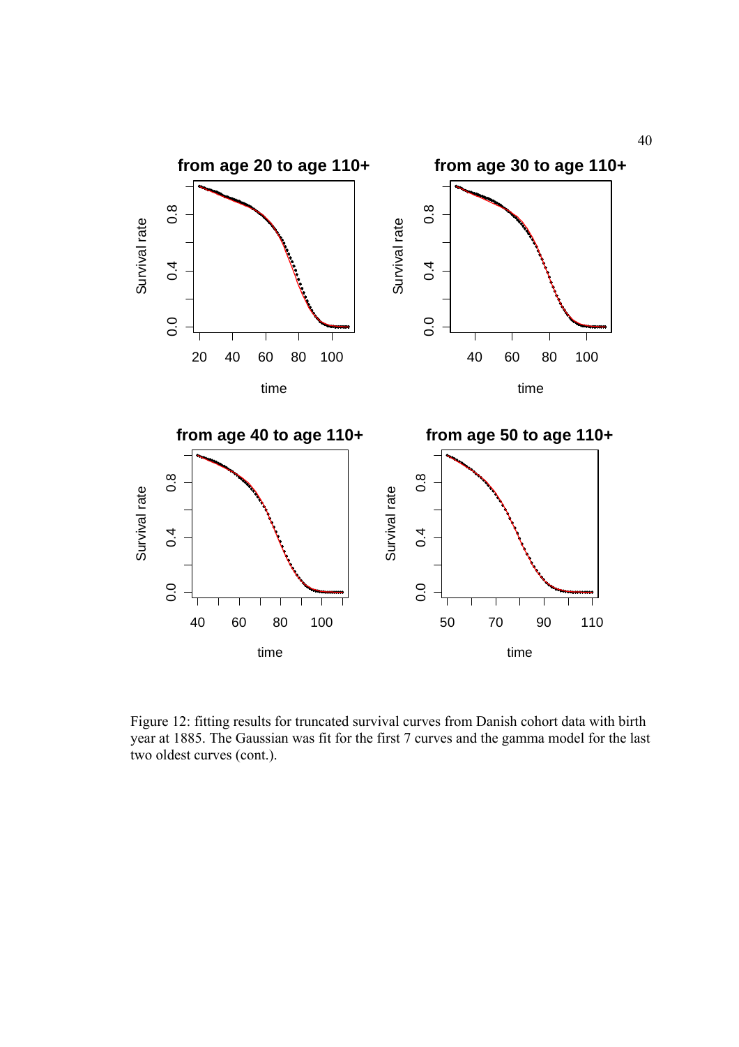Figure 12: fitting results for truncated survival curves from Danish cohort data with birth year at 1885. The Gaussian was fit for the first 7 curves and the gamma model for the last two oldest curves (cont.).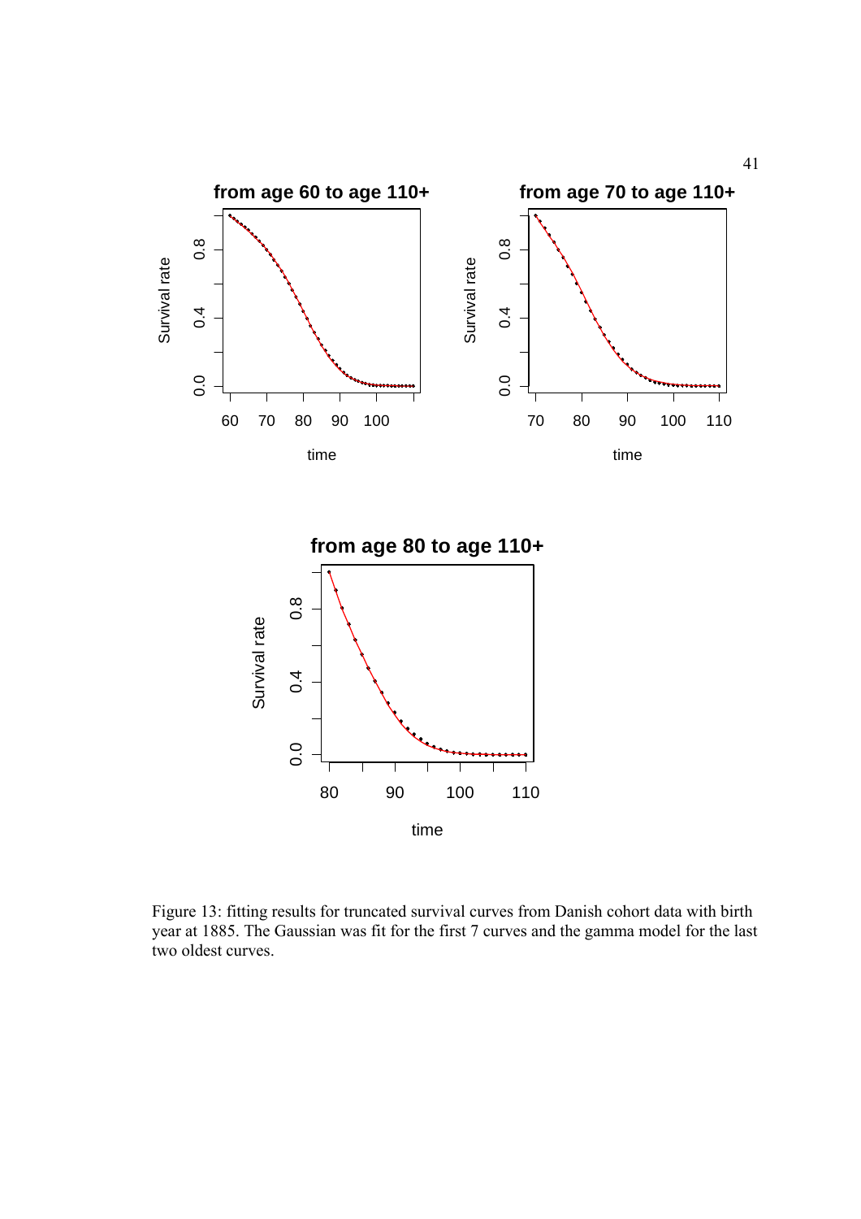Figure 13: fitting results for truncated survival curves from Danish cohort data with birth year at 1885. The Gaussian was fit for the first 7 curves and the gamma model for the last two oldest curves.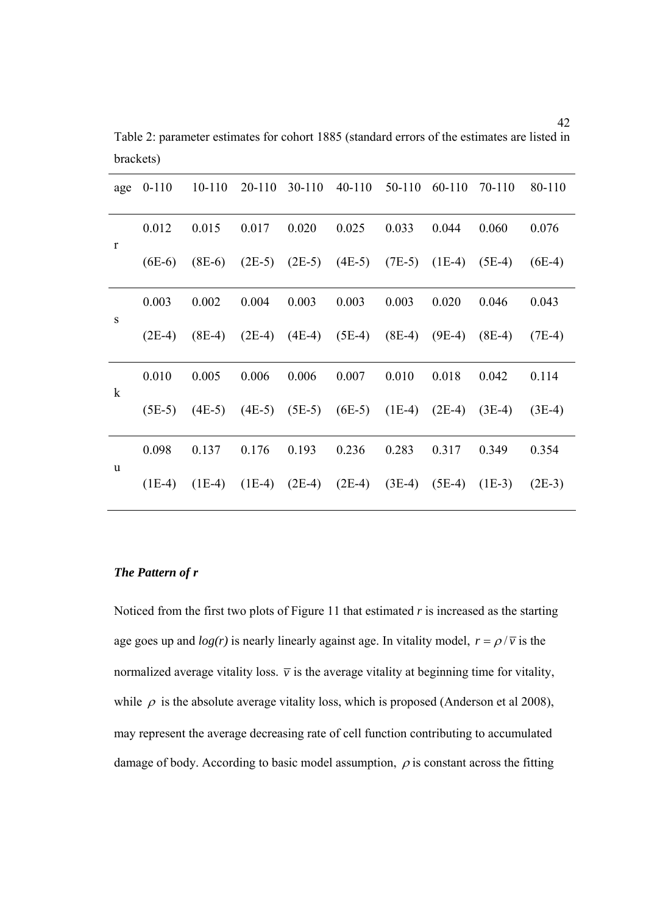Table 2: parameter estimates for cohort 1885 (standard errors of the estimates are listed in brackets)

| age | 0-110 | 10-110 | 20-110 | 30-110 | 40-110 | 50-110 | 60-110 | 70-110 | 80-110 |
|---|---|---|---|---|---|---|---|---|---|
| r | 0.012 | 0.015 | 0.017 | 0.020 | 0.025 | 0.033 | 0.044 | 0.060 | 0.076 |
| | (6E-6) | (8E-6) | (2E-5) | (2E-5) | (4E-5) | (7E-5) | (1E-4) | (5E-4) | (6E-4) |
| s | 0.003 | 0.002 | 0.004 | 0.003 | 0.003 | 0.003 | 0.020 | 0.046 | 0.043 |
| | (2E-4) | (8E-4) | (2E-4) | (4E-4) | (5E-4) | (8E-4) | (9E-4) | (8E-4) | (7E-4) |
| k | 0.010 | 0.005 | 0.006 | 0.006 | 0.007 | 0.010 | 0.018 | 0.042 | 0.114 |
| | (5E-5) | (4E-5) | (4E-5) | (5E-5) | (6E-5) | (1E-4) | (2E-4) | (3E-4) | (3E-4) |
| u | 0.098 | 0.137 | 0.176 | 0.193 | 0.236 | 0.283 | 0.317 | 0.349 | 0.354 |
| | (1E-4) | (1E-4) | (1E-4) | (2E-4) | (2E-4) | (3E-4) | (5E-4) | (1E-3) | (2E-3) |

***The Pattern of r***

Noticed from the first two plots of Figure 11 that estimated *r* is increased as the starting age goes up and *log(r)* is nearly linearly against age. In vitality model, $r = \rho / \bar{v}$ is the normalized average vitality loss. $\bar{v}$ is the average vitality at beginning time for vitality, while $\rho$ is the absolute average vitality loss, which is proposed (Anderson et al 2008), may represent the average decreasing rate of cell function contributing to accumulated damage of body. According to basic model assumption, $\rho$ is constant across the fitting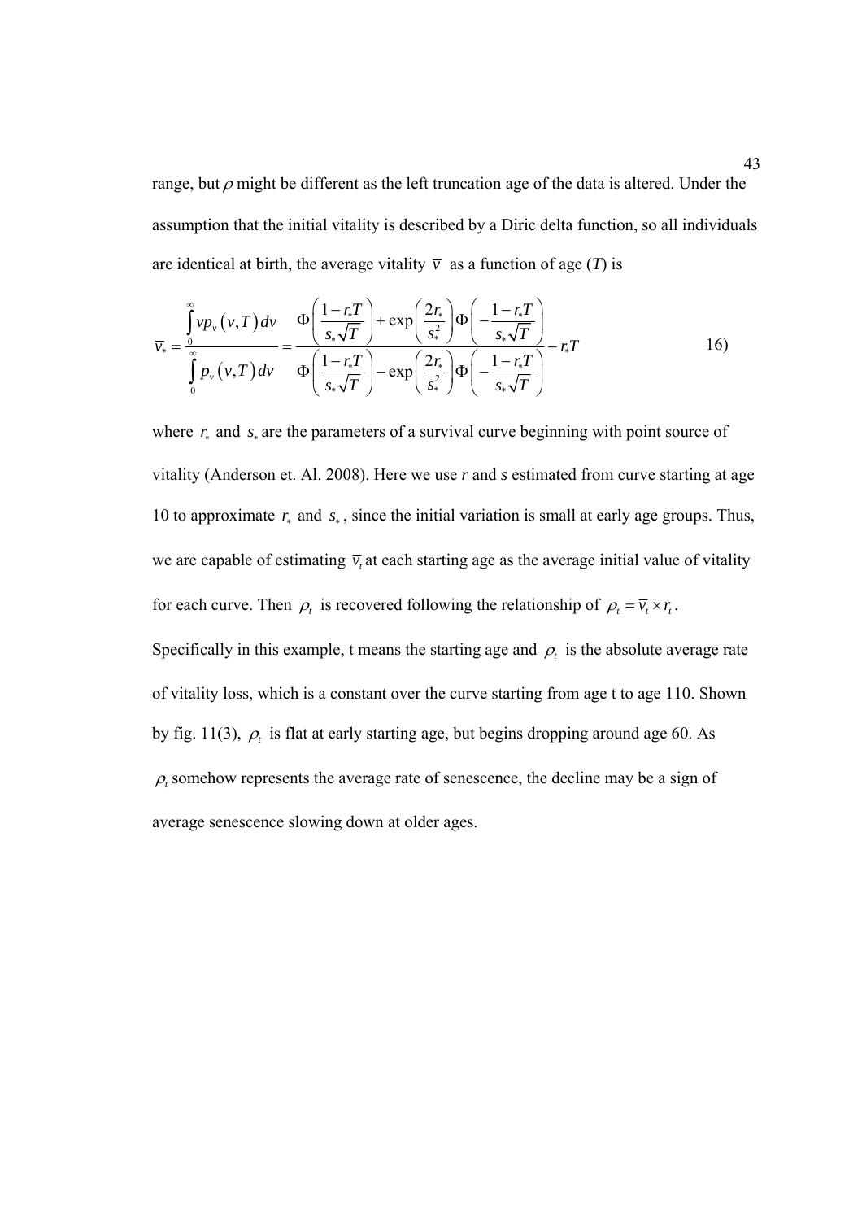range, but $\rho$ might be different as the left truncation age of the data is altered. Under the assumption that the initial vitality is described by a Diric delta function, so all individuals are identical at birth, the average vitality $\bar{v}$ as a function of age ($T$) is

$$\bar{v}_* = \frac{\int_0^\infty v p_v(v,T)\,dv}{\int_0^\infty p_v(v,T)\,dv} = \frac{\Phi\left(\frac{1-r_*T}{s_*\sqrt{T}}\right) + \exp\left(\frac{2r_*}{s_*^2}\right)\Phi\left(-\frac{1-r_*T}{s_*\sqrt{T}}\right)}{\Phi\left(\frac{1-r_*T}{s_*\sqrt{T}}\right) - \exp\left(\frac{2r_*}{s_*^2}\right)\Phi\left(-\frac{1-r_*T}{s_*\sqrt{T}}\right)} - r_*T \qquad 16)$$

where $r_*$ and $s_*$ are the parameters of a survival curve beginning with point source of vitality (Anderson et. Al. 2008). Here we use *r* and *s* estimated from curve starting at age 10 to approximate $r_*$ and $s_*$, since the initial variation is small at early age groups. Thus, we are capable of estimating $\bar{v}_t$ at each starting age as the average initial value of vitality for each curve. Then $\rho_t$ is recovered following the relationship of $\rho_t = \bar{v}_t \times r_t$.

Specifically in this example, t means the starting age and $\rho_t$ is the absolute average rate of vitality loss, which is a constant over the curve starting from age t to age 110. Shown by fig. 11(3), $\rho_t$ is flat at early starting age, but begins dropping around age 60. As $\rho_t$ somehow represents the average rate of senescence, the decline may be a sign of average senescence slowing down at older ages.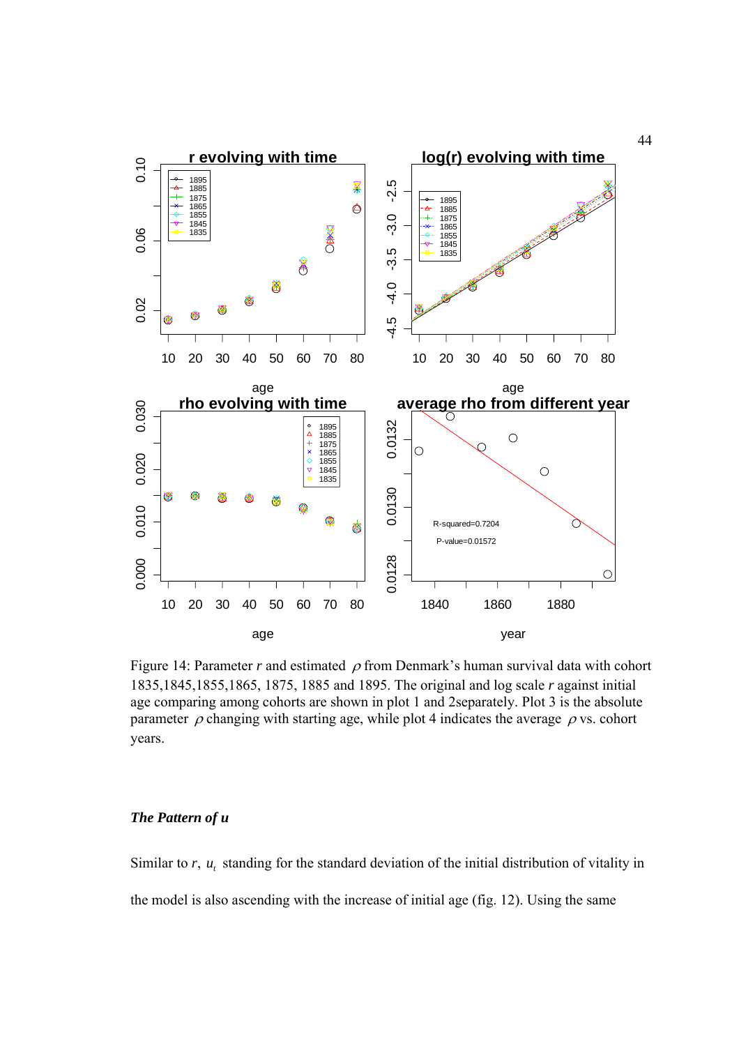Figure 14: Parameter *r* and estimated $\rho$ from Denmark's human survival data with cohort 1835,1845,1855,1865, 1875, 1885 and 1895. The original and log scale *r* against initial age comparing among cohorts are shown in plot 1 and 2separately. Plot 3 is the absolute parameter $\rho$ changing with starting age, while plot 4 indicates the average $\rho$ vs. cohort years.

### *The Pattern of u*

Similar to *r*, $u_t$ standing for the standard deviation of the initial distribution of vitality in the model is also ascending with the increase of initial age (fig. 12). Using the same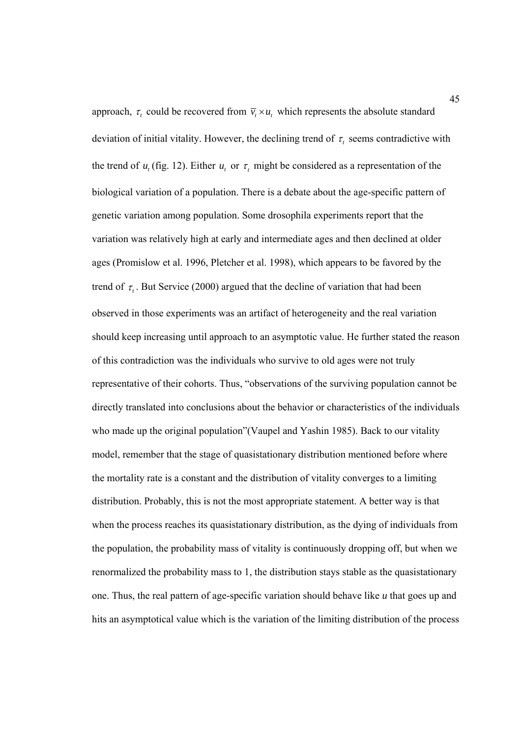approach, $\tau_t$ could be recovered from $\bar{v}_t \times u_t$ which represents the absolute standard deviation of initial vitality. However, the declining trend of $\tau_t$ seems contradictive with the trend of $u_t$ (fig. 12). Either $u_t$ or $\tau_t$ might be considered as a representation of the biological variation of a population. There is a debate about the age-specific pattern of genetic variation among population. Some drosophila experiments report that the variation was relatively high at early and intermediate ages and then declined at older ages (Promislow et al. 1996, Pletcher et al. 1998), which appears to be favored by the trend of $\tau_t$. But Service (2000) argued that the decline of variation that had been observed in those experiments was an artifact of heterogeneity and the real variation should keep increasing until approach to an asymptotic value. He further stated the reason of this contradiction was the individuals who survive to old ages were not truly representative of their cohorts. Thus, "observations of the surviving population cannot be directly translated into conclusions about the behavior or characteristics of the individuals who made up the original population"(Vaupel and Yashin 1985). Back to our vitality model, remember that the stage of quasistationary distribution mentioned before where the mortality rate is a constant and the distribution of vitality converges to a limiting distribution. Probably, this is not the most appropriate statement. A better way is that when the process reaches its quasistationary distribution, as the dying of individuals from the population, the probability mass of vitality is continuously dropping off, but when we renormalized the probability mass to 1, the distribution stays stable as the quasistationary one. Thus, the real pattern of age-specific variation should behave like $u$ that goes up and hits an asymptotical value which is the variation of the limiting distribution of the process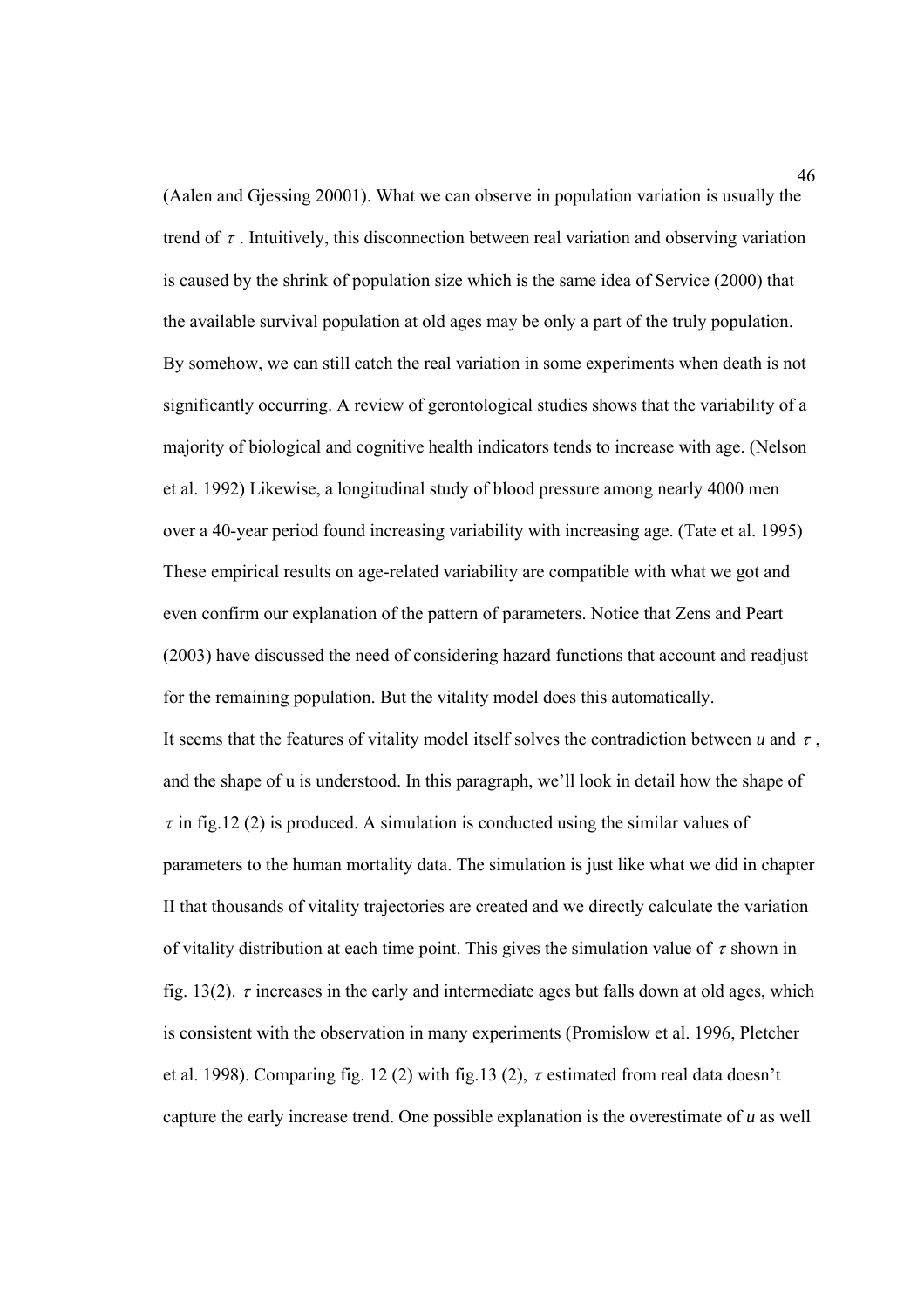(Aalen and Gjessing 20001). What we can observe in population variation is usually the trend of $\tau$. Intuitively, this disconnection between real variation and observing variation is caused by the shrink of population size which is the same idea of Service (2000) that the available survival population at old ages may be only a part of the truly population. By somehow, we can still catch the real variation in some experiments when death is not significantly occurring. A review of gerontological studies shows that the variability of a majority of biological and cognitive health indicators tends to increase with age. (Nelson et al. 1992) Likewise, a longitudinal study of blood pressure among nearly 4000 men over a 40-year period found increasing variability with increasing age. (Tate et al. 1995) These empirical results on age-related variability are compatible with what we got and even confirm our explanation of the pattern of parameters. Notice that Zens and Peart (2003) have discussed the need of considering hazard functions that account and readjust for the remaining population. But the vitality model does this automatically.

It seems that the features of vitality model itself solves the contradiction between $u$ and $\tau$, and the shape of u is understood. In this paragraph, we'll look in detail how the shape of $\tau$ in fig.12 (2) is produced. A simulation is conducted using the similar values of parameters to the human mortality data. The simulation is just like what we did in chapter II that thousands of vitality trajectories are created and we directly calculate the variation of vitality distribution at each time point. This gives the simulation value of $\tau$ shown in fig. 13(2). $\tau$ increases in the early and intermediate ages but falls down at old ages, which is consistent with the observation in many experiments (Promislow et al. 1996, Pletcher et al. 1998). Comparing fig. 12 (2) with fig.13 (2), $\tau$ estimated from real data doesn't capture the early increase trend. One possible explanation is the overestimate of $u$ as well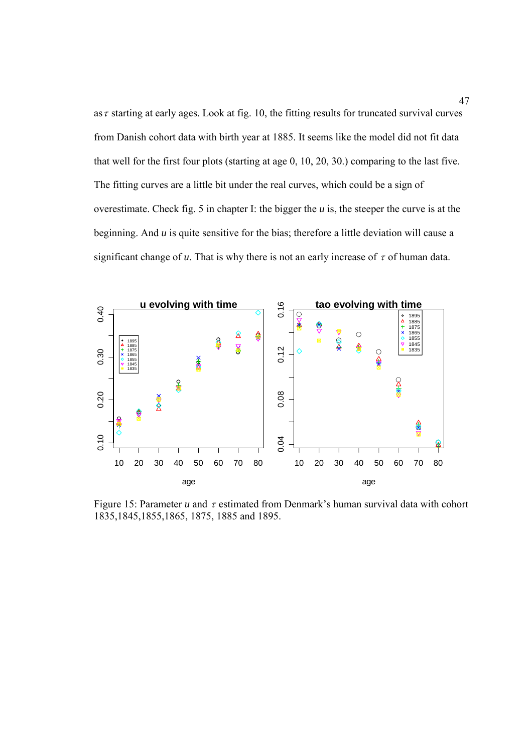as $\tau$ starting at early ages. Look at fig. 10, the fitting results for truncated survival curves from Danish cohort data with birth year at 1885. It seems like the model did not fit data that well for the first four plots (starting at age 0, 10, 20, 30.) comparing to the last five. The fitting curves are a little bit under the real curves, which could be a sign of overestimate. Check fig. 5 in chapter I: the bigger the $u$ is, the steeper the curve is at the beginning. And $u$ is quite sensitive for the bias; therefore a little deviation will cause a significant change of $u$. That is why there is not an early increase of $\tau$ of human data.

Figure 15: Parameter $u$ and $\tau$ estimated from Denmark's human survival data with cohort 1835,1845,1855,1865, 1875, 1885 and 1895.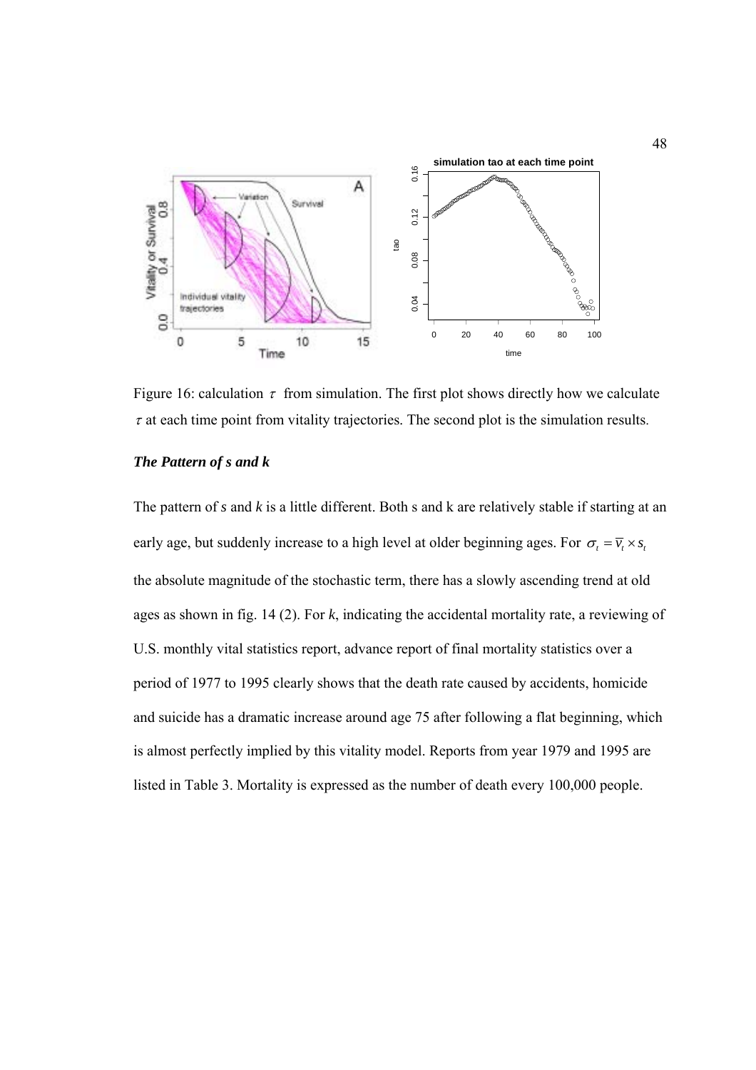Figure 16: calculation $\tau$ from simulation. The first plot shows directly how we calculate $\tau$ at each time point from vitality trajectories. The second plot is the simulation results.

### *The Pattern of s and k*

The pattern of *s* and *k* is a little different. Both s and k are relatively stable if starting at an early age, but suddenly increase to a high level at older beginning ages. For $\sigma_t = \overline{v}_t \times s_t$ the absolute magnitude of the stochastic term, there has a slowly ascending trend at old ages as shown in fig. 14 (2). For *k*, indicating the accidental mortality rate, a reviewing of U.S. monthly vital statistics report, advance report of final mortality statistics over a period of 1977 to 1995 clearly shows that the death rate caused by accidents, homicide and suicide has a dramatic increase around age 75 after following a flat beginning, which is almost perfectly implied by this vitality model. Reports from year 1979 and 1995 are listed in Table 3. Mortality is expressed as the number of death every 100,000 people.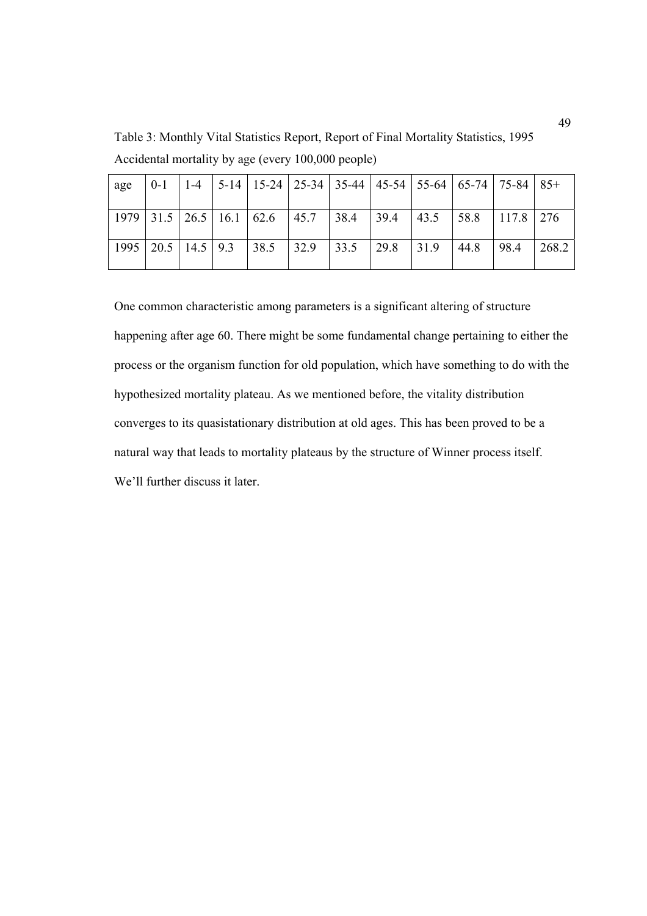Table 3: Monthly Vital Statistics Report, Report of Final Mortality Statistics, 1995

Accidental mortality by age (every 100,000 people)

| age | 0-1 | 1-4 | 5-14 | 15-24 | 25-34 | 35-44 | 45-54 | 55-64 | 65-74 | 75-84 | 85+ |
|---|---|---|---|---|---|---|---|---|---|---|---|
| 1979 | 31.5 | 26.5 | 16.1 | 62.6 | 45.7 | 38.4 | 39.4 | 43.5 | 58.8 | 117.8 | 276 |
| 1995 | 20.5 | 14.5 | 9.3 | 38.5 | 32.9 | 33.5 | 29.8 | 31.9 | 44.8 | 98.4 | 268.2 |

One common characteristic among parameters is a significant altering of structure happening after age 60. There might be some fundamental change pertaining to either the process or the organism function for old population, which have something to do with the hypothesized mortality plateau. As we mentioned before, the vitality distribution converges to its quasistationary distribution at old ages. This has been proved to be a natural way that leads to mortality plateaus by the structure of Winner process itself. We'll further discuss it later.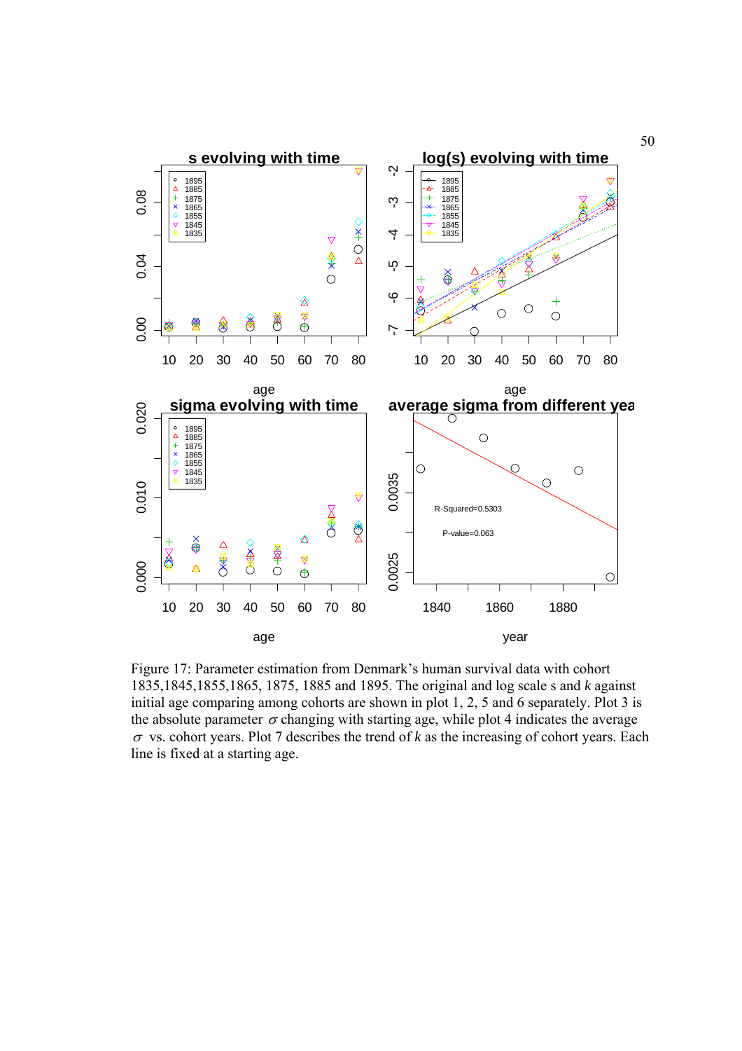Figure 17: Parameter estimation from Denmark's human survival data with cohort 1835,1845,1855,1865, 1875, 1885 and 1895. The original and log scale s and $k$ against initial age comparing among cohorts are shown in plot 1, 2, 5 and 6 separately. Plot 3 is the absolute parameter $\sigma$ changing with starting age, while plot 4 indicates the average $\sigma$ vs. cohort years. Plot 7 describes the trend of $k$ as the increasing of cohort years. Each line is fixed at a starting age.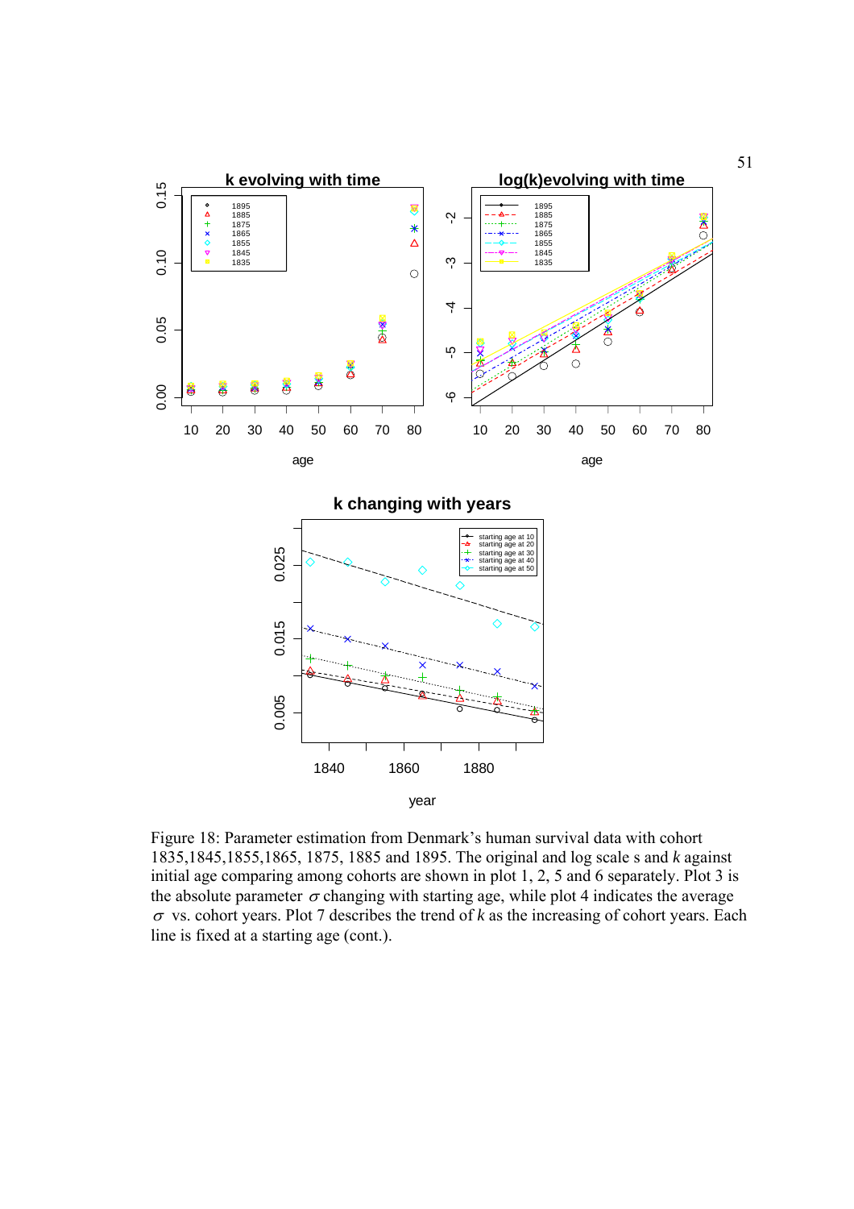Figure 18: Parameter estimation from Denmark's human survival data with cohort 1835,1845,1855,1865, 1875, 1885 and 1895. The original and log scale s and $k$ against initial age comparing among cohorts are shown in plot 1, 2, 5 and 6 separately. Plot 3 is the absolute parameter $\sigma$ changing with starting age, while plot 4 indicates the average $\sigma$ vs. cohort years. Plot 7 describes the trend of $k$ as the increasing of cohort years. Each line is fixed at a starting age (cont.).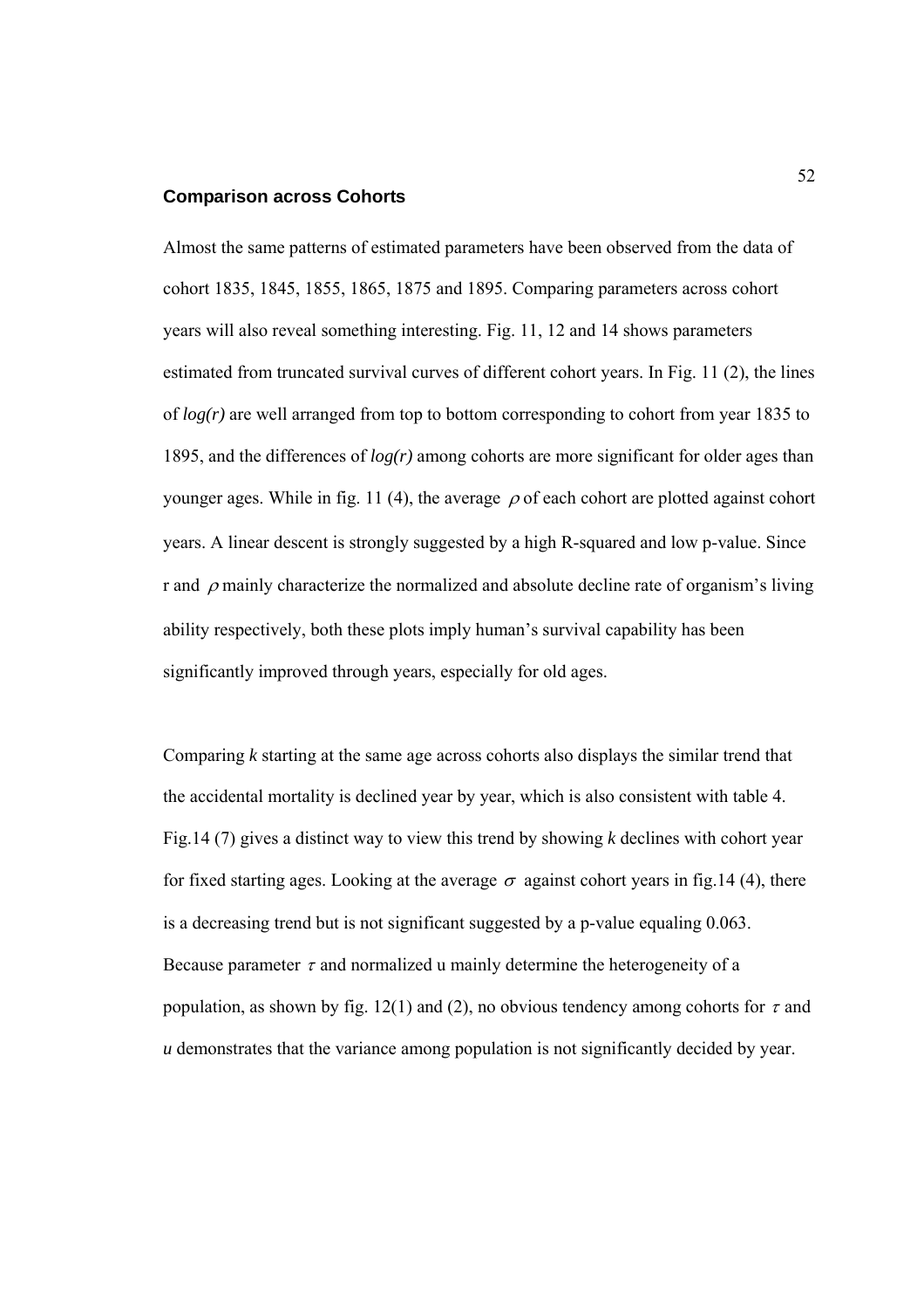### Comparison across Cohorts

Almost the same patterns of estimated parameters have been observed from the data of cohort 1835, 1845, 1855, 1865, 1875 and 1895. Comparing parameters across cohort years will also reveal something interesting. Fig. 11, 12 and 14 shows parameters estimated from truncated survival curves of different cohort years. In Fig. 11 (2), the lines of *log(r)* are well arranged from top to bottom corresponding to cohort from year 1835 to 1895, and the differences of *log(r)* among cohorts are more significant for older ages than younger ages. While in fig. 11 (4), the average $\rho$ of each cohort are plotted against cohort years. A linear descent is strongly suggested by a high R-squared and low p-value. Since r and $\rho$ mainly characterize the normalized and absolute decline rate of organism's living ability respectively, both these plots imply human's survival capability has been significantly improved through years, especially for old ages.

Comparing *k* starting at the same age across cohorts also displays the similar trend that the accidental mortality is declined year by year, which is also consistent with table 4. Fig.14 (7) gives a distinct way to view this trend by showing *k* declines with cohort year for fixed starting ages. Looking at the average $\sigma$ against cohort years in fig.14 (4), there is a decreasing trend but is not significant suggested by a p-value equaling 0.063. Because parameter $\tau$ and normalized u mainly determine the heterogeneity of a population, as shown by fig. 12(1) and (2), no obvious tendency among cohorts for $\tau$ and *u* demonstrates that the variance among population is not significantly decided by year.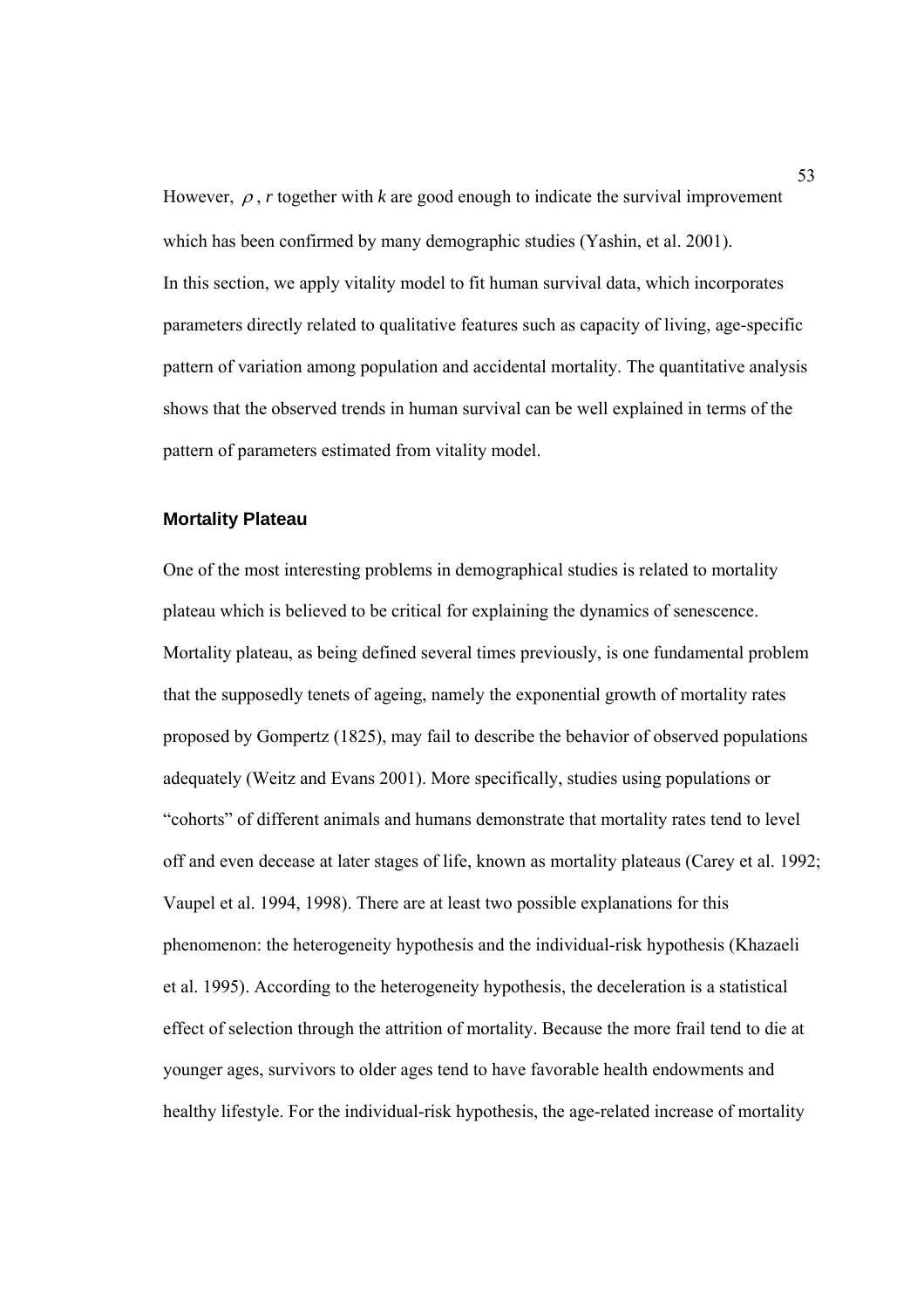However, $\rho$, $r$ together with $k$ are good enough to indicate the survival improvement which has been confirmed by many demographic studies (Yashin, et al. 2001).

In this section, we apply vitality model to fit human survival data, which incorporates parameters directly related to qualitative features such as capacity of living, age-specific pattern of variation among population and accidental mortality. The quantitative analysis shows that the observed trends in human survival can be well explained in terms of the pattern of parameters estimated from vitality model.

### Mortality Plateau

One of the most interesting problems in demographical studies is related to mortality plateau which is believed to be critical for explaining the dynamics of senescence. Mortality plateau, as being defined several times previously, is one fundamental problem that the supposedly tenets of ageing, namely the exponential growth of mortality rates proposed by Gompertz (1825), may fail to describe the behavior of observed populations adequately (Weitz and Evans 2001). More specifically, studies using populations or "cohorts" of different animals and humans demonstrate that mortality rates tend to level off and even decease at later stages of life, known as mortality plateaus (Carey et al. 1992; Vaupel et al. 1994, 1998). There are at least two possible explanations for this phenomenon: the heterogeneity hypothesis and the individual-risk hypothesis (Khazaeli et al. 1995). According to the heterogeneity hypothesis, the deceleration is a statistical effect of selection through the attrition of mortality. Because the more frail tend to die at younger ages, survivors to older ages tend to have favorable health endowments and healthy lifestyle. For the individual-risk hypothesis, the age-related increase of mortality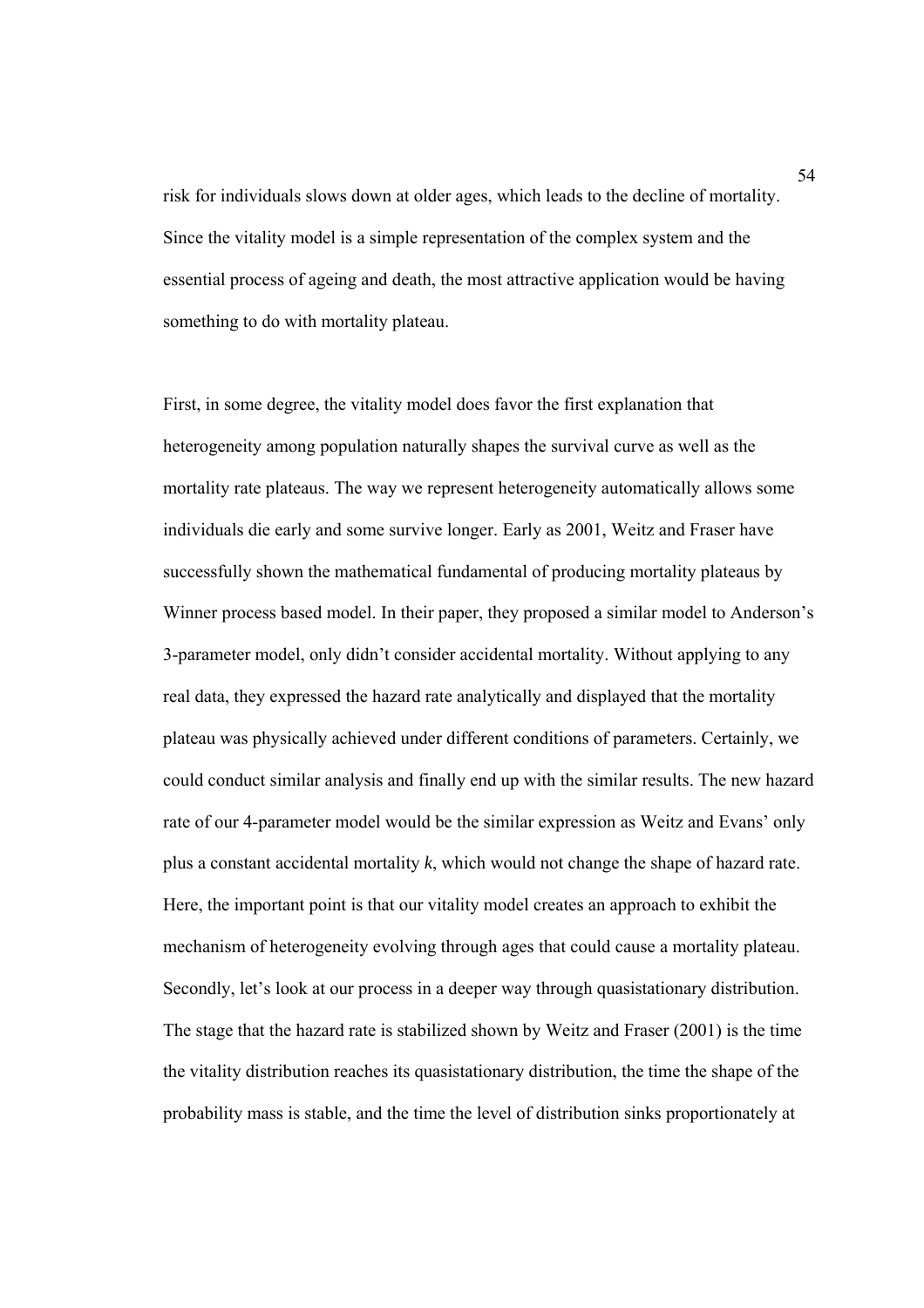risk for individuals slows down at older ages, which leads to the decline of mortality. Since the vitality model is a simple representation of the complex system and the essential process of ageing and death, the most attractive application would be having something to do with mortality plateau.

First, in some degree, the vitality model does favor the first explanation that heterogeneity among population naturally shapes the survival curve as well as the mortality rate plateaus. The way we represent heterogeneity automatically allows some individuals die early and some survive longer. Early as 2001, Weitz and Fraser have successfully shown the mathematical fundamental of producing mortality plateaus by Winner process based model. In their paper, they proposed a similar model to Anderson's 3-parameter model, only didn't consider accidental mortality. Without applying to any real data, they expressed the hazard rate analytically and displayed that the mortality plateau was physically achieved under different conditions of parameters. Certainly, we could conduct similar analysis and finally end up with the similar results. The new hazard rate of our 4-parameter model would be the similar expression as Weitz and Evans' only plus a constant accidental mortality $k$, which would not change the shape of hazard rate. Here, the important point is that our vitality model creates an approach to exhibit the mechanism of heterogeneity evolving through ages that could cause a mortality plateau. Secondly, let's look at our process in a deeper way through quasistationary distribution. The stage that the hazard rate is stabilized shown by Weitz and Fraser (2001) is the time the vitality distribution reaches its quasistationary distribution, the time the shape of the probability mass is stable, and the time the level of distribution sinks proportionately at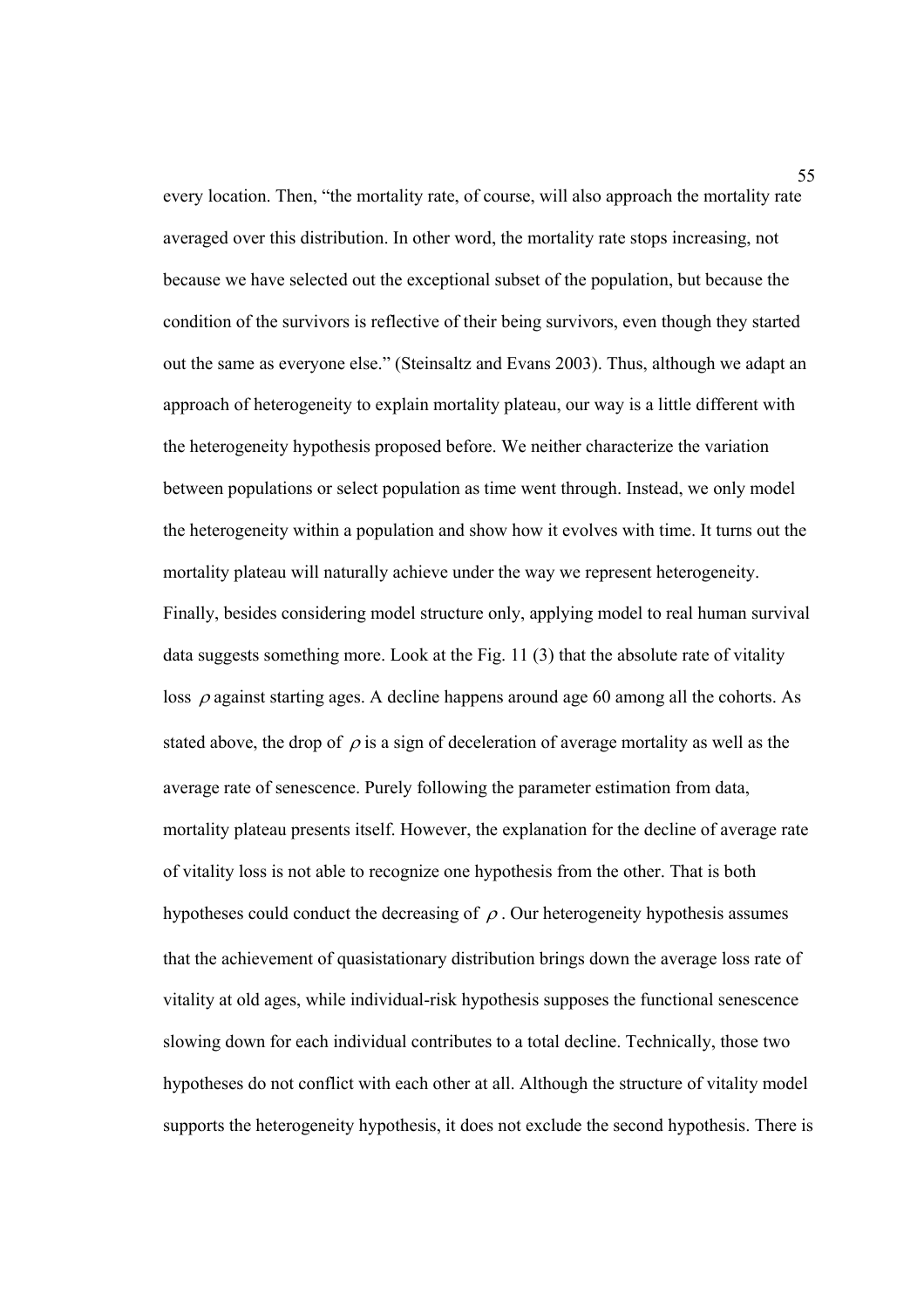every location. Then, "the mortality rate, of course, will also approach the mortality rate averaged over this distribution. In other word, the mortality rate stops increasing, not because we have selected out the exceptional subset of the population, but because the condition of the survivors is reflective of their being survivors, even though they started out the same as everyone else." (Steinsaltz and Evans 2003). Thus, although we adapt an approach of heterogeneity to explain mortality plateau, our way is a little different with the heterogeneity hypothesis proposed before. We neither characterize the variation between populations or select population as time went through. Instead, we only model the heterogeneity within a population and show how it evolves with time. It turns out the mortality plateau will naturally achieve under the way we represent heterogeneity. Finally, besides considering model structure only, applying model to real human survival data suggests something more. Look at the Fig. 11 (3) that the absolute rate of vitality loss $\rho$ against starting ages. A decline happens around age 60 among all the cohorts. As stated above, the drop of $\rho$ is a sign of deceleration of average mortality as well as the average rate of senescence. Purely following the parameter estimation from data, mortality plateau presents itself. However, the explanation for the decline of average rate of vitality loss is not able to recognize one hypothesis from the other. That is both hypotheses could conduct the decreasing of $\rho$. Our heterogeneity hypothesis assumes that the achievement of quasistationary distribution brings down the average loss rate of vitality at old ages, while individual-risk hypothesis supposes the functional senescence slowing down for each individual contributes to a total decline. Technically, those two hypotheses do not conflict with each other at all. Although the structure of vitality model supports the heterogeneity hypothesis, it does not exclude the second hypothesis. There is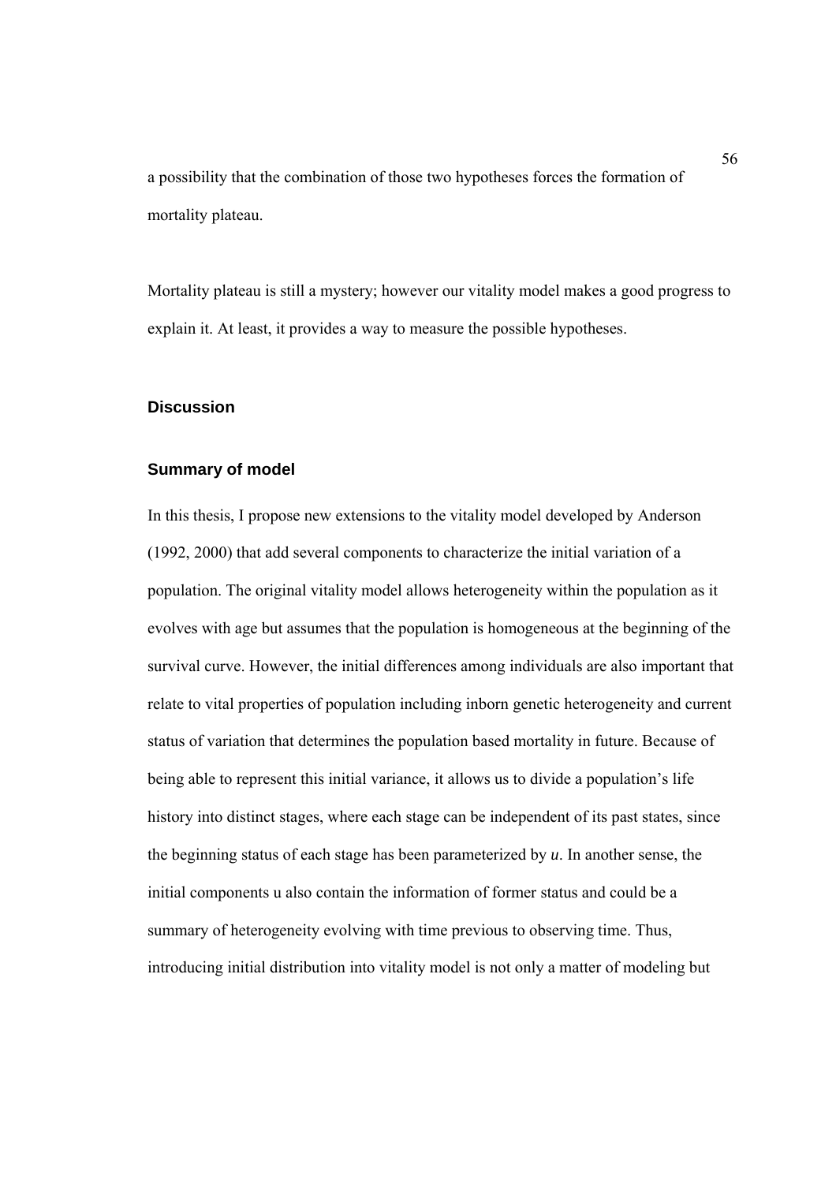a possibility that the combination of those two hypotheses forces the formation of mortality plateau.

Mortality plateau is still a mystery; however our vitality model makes a good progress to explain it. At least, it provides a way to measure the possible hypotheses.

## Discussion

### Summary of model

In this thesis, I propose new extensions to the vitality model developed by Anderson (1992, 2000) that add several components to characterize the initial variation of a population. The original vitality model allows heterogeneity within the population as it evolves with age but assumes that the population is homogeneous at the beginning of the survival curve. However, the initial differences among individuals are also important that relate to vital properties of population including inborn genetic heterogeneity and current status of variation that determines the population based mortality in future. Because of being able to represent this initial variance, it allows us to divide a population's life history into distinct stages, where each stage can be independent of its past states, since the beginning status of each stage has been parameterized by $u$. In another sense, the initial components u also contain the information of former status and could be a summary of heterogeneity evolving with time previous to observing time. Thus, introducing initial distribution into vitality model is not only a matter of modeling but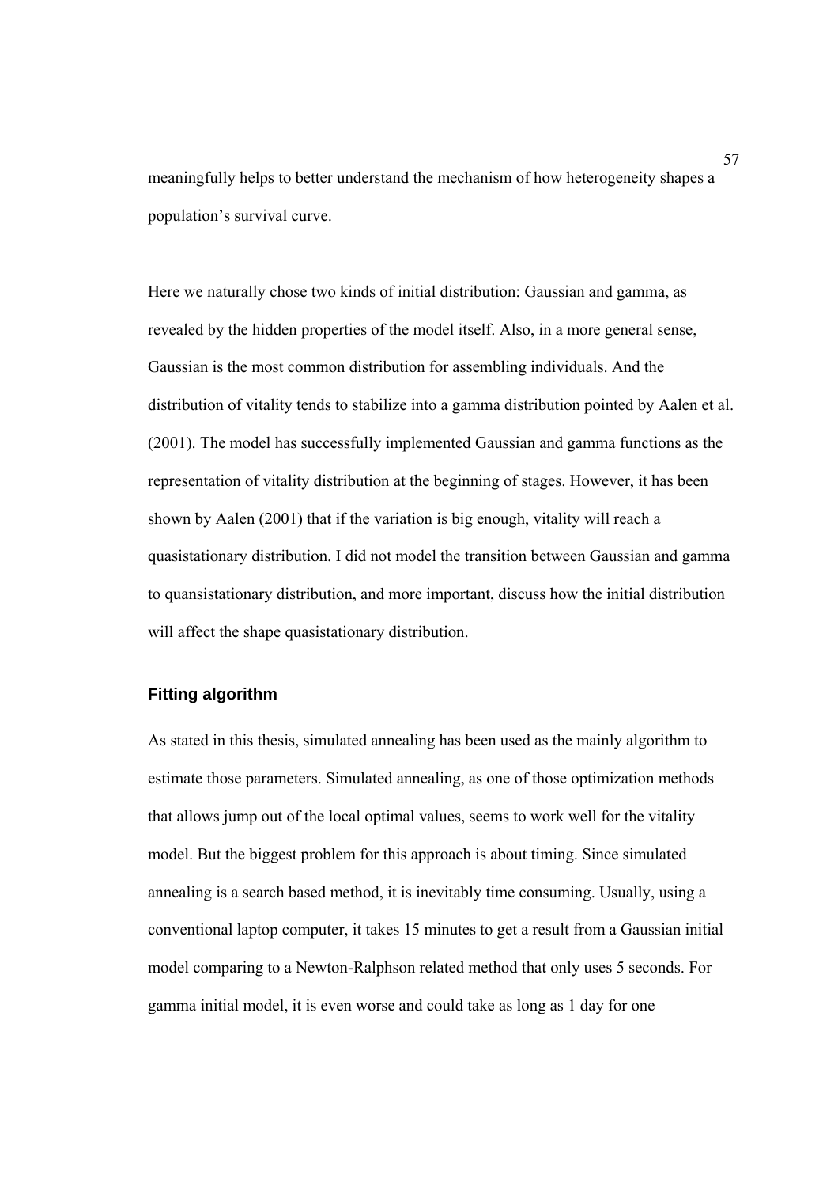meaningfully helps to better understand the mechanism of how heterogeneity shapes a population's survival curve.

Here we naturally chose two kinds of initial distribution: Gaussian and gamma, as revealed by the hidden properties of the model itself. Also, in a more general sense, Gaussian is the most common distribution for assembling individuals. And the distribution of vitality tends to stabilize into a gamma distribution pointed by Aalen et al. (2001). The model has successfully implemented Gaussian and gamma functions as the representation of vitality distribution at the beginning of stages. However, it has been shown by Aalen (2001) that if the variation is big enough, vitality will reach a quasistationary distribution. I did not model the transition between Gaussian and gamma to quansistationary distribution, and more important, discuss how the initial distribution will affect the shape quasistationary distribution.

### Fitting algorithm

As stated in this thesis, simulated annealing has been used as the mainly algorithm to estimate those parameters. Simulated annealing, as one of those optimization methods that allows jump out of the local optimal values, seems to work well for the vitality model. But the biggest problem for this approach is about timing. Since simulated annealing is a search based method, it is inevitably time consuming. Usually, using a conventional laptop computer, it takes 15 minutes to get a result from a Gaussian initial model comparing to a Newton-Ralphson related method that only uses 5 seconds. For gamma initial model, it is even worse and could take as long as 1 day for one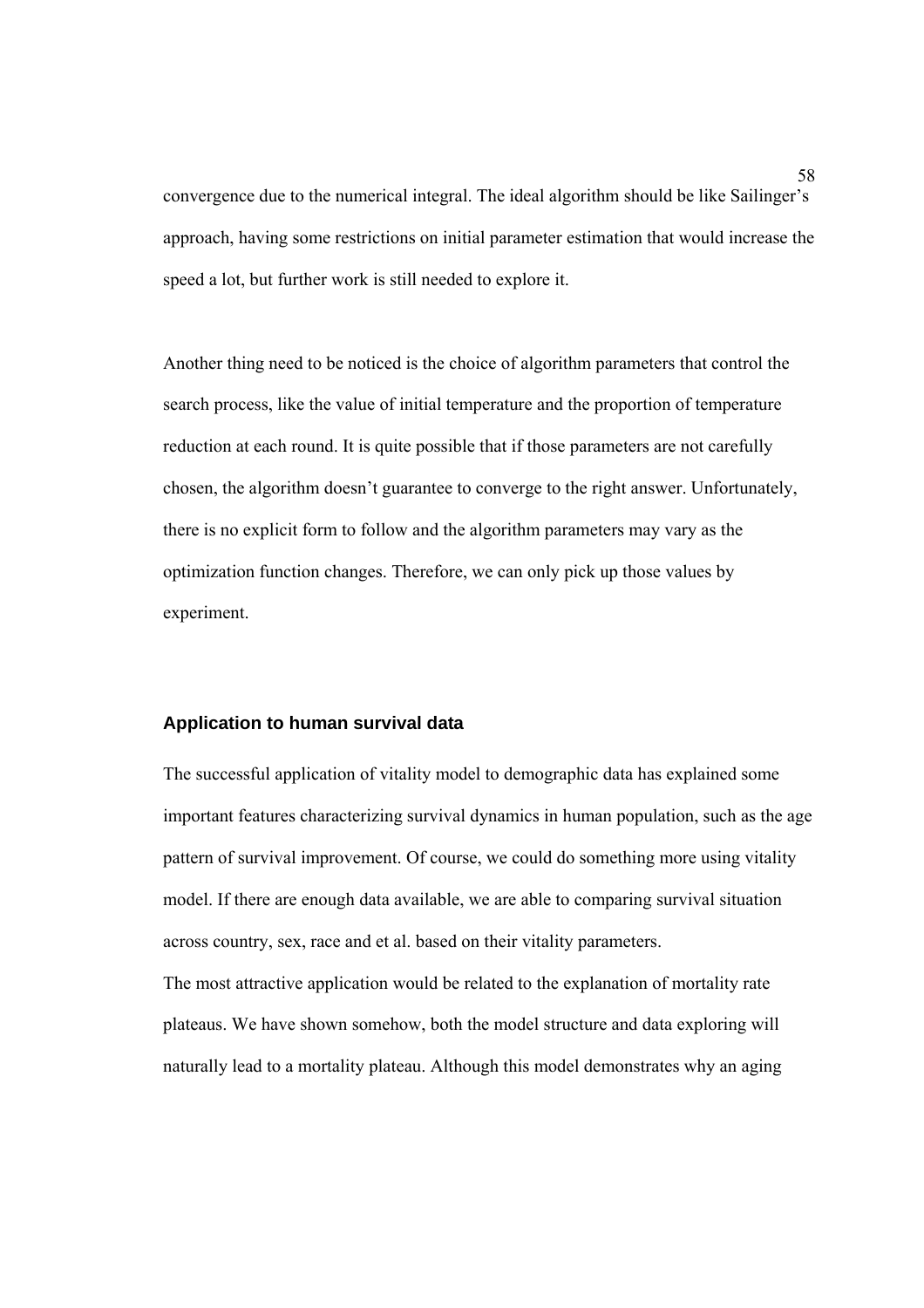convergence due to the numerical integral. The ideal algorithm should be like Sailinger's approach, having some restrictions on initial parameter estimation that would increase the speed a lot, but further work is still needed to explore it.

Another thing need to be noticed is the choice of algorithm parameters that control the search process, like the value of initial temperature and the proportion of temperature reduction at each round. It is quite possible that if those parameters are not carefully chosen, the algorithm doesn't guarantee to converge to the right answer. Unfortunately, there is no explicit form to follow and the algorithm parameters may vary as the optimization function changes. Therefore, we can only pick up those values by experiment.

### Application to human survival data

The successful application of vitality model to demographic data has explained some important features characterizing survival dynamics in human population, such as the age pattern of survival improvement. Of course, we could do something more using vitality model. If there are enough data available, we are able to comparing survival situation across country, sex, race and et al. based on their vitality parameters.

The most attractive application would be related to the explanation of mortality rate plateaus. We have shown somehow, both the model structure and data exploring will naturally lead to a mortality plateau. Although this model demonstrates why an aging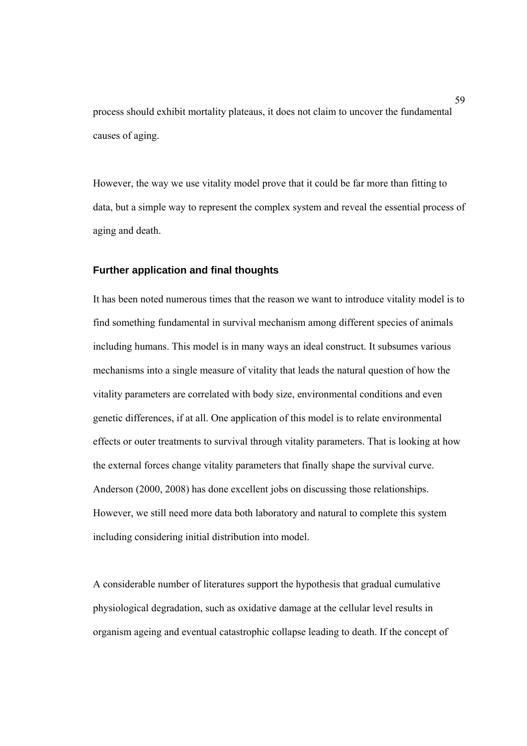process should exhibit mortality plateaus, it does not claim to uncover the fundamental causes of aging.

However, the way we use vitality model prove that it could be far more than fitting to data, but a simple way to represent the complex system and reveal the essential process of aging and death.

### Further application and final thoughts

It has been noted numerous times that the reason we want to introduce vitality model is to find something fundamental in survival mechanism among different species of animals including humans. This model is in many ways an ideal construct. It subsumes various mechanisms into a single measure of vitality that leads the natural question of how the vitality parameters are correlated with body size, environmental conditions and even genetic differences, if at all. One application of this model is to relate environmental effects or outer treatments to survival through vitality parameters. That is looking at how the external forces change vitality parameters that finally shape the survival curve. Anderson (2000, 2008) has done excellent jobs on discussing those relationships. However, we still need more data both laboratory and natural to complete this system including considering initial distribution into model.

A considerable number of literatures support the hypothesis that gradual cumulative physiological degradation, such as oxidative damage at the cellular level results in organism ageing and eventual catastrophic collapse leading to death. If the concept of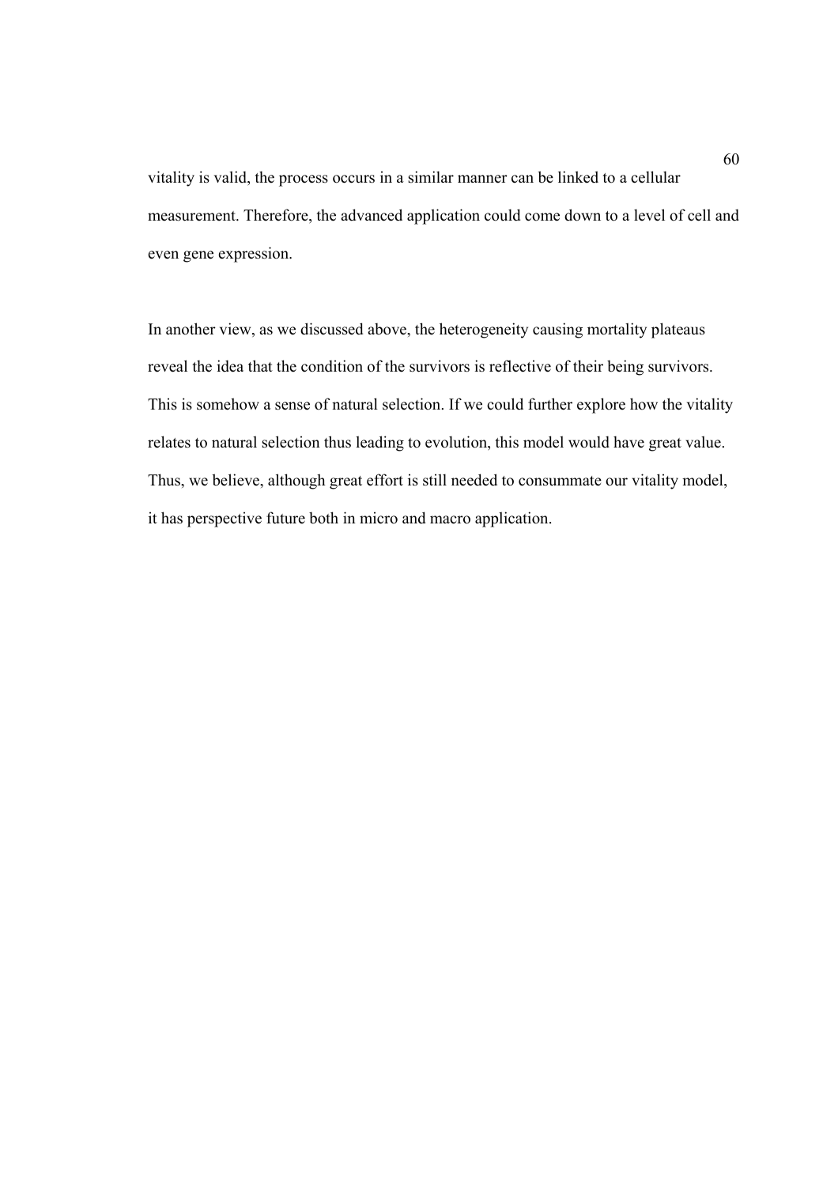vitality is valid, the process occurs in a similar manner can be linked to a cellular measurement. Therefore, the advanced application could come down to a level of cell and even gene expression.

In another view, as we discussed above, the heterogeneity causing mortality plateaus reveal the idea that the condition of the survivors is reflective of their being survivors. This is somehow a sense of natural selection. If we could further explore how the vitality relates to natural selection thus leading to evolution, this model would have great value. Thus, we believe, although great effort is still needed to consummate our vitality model, it has perspective future both in micro and macro application.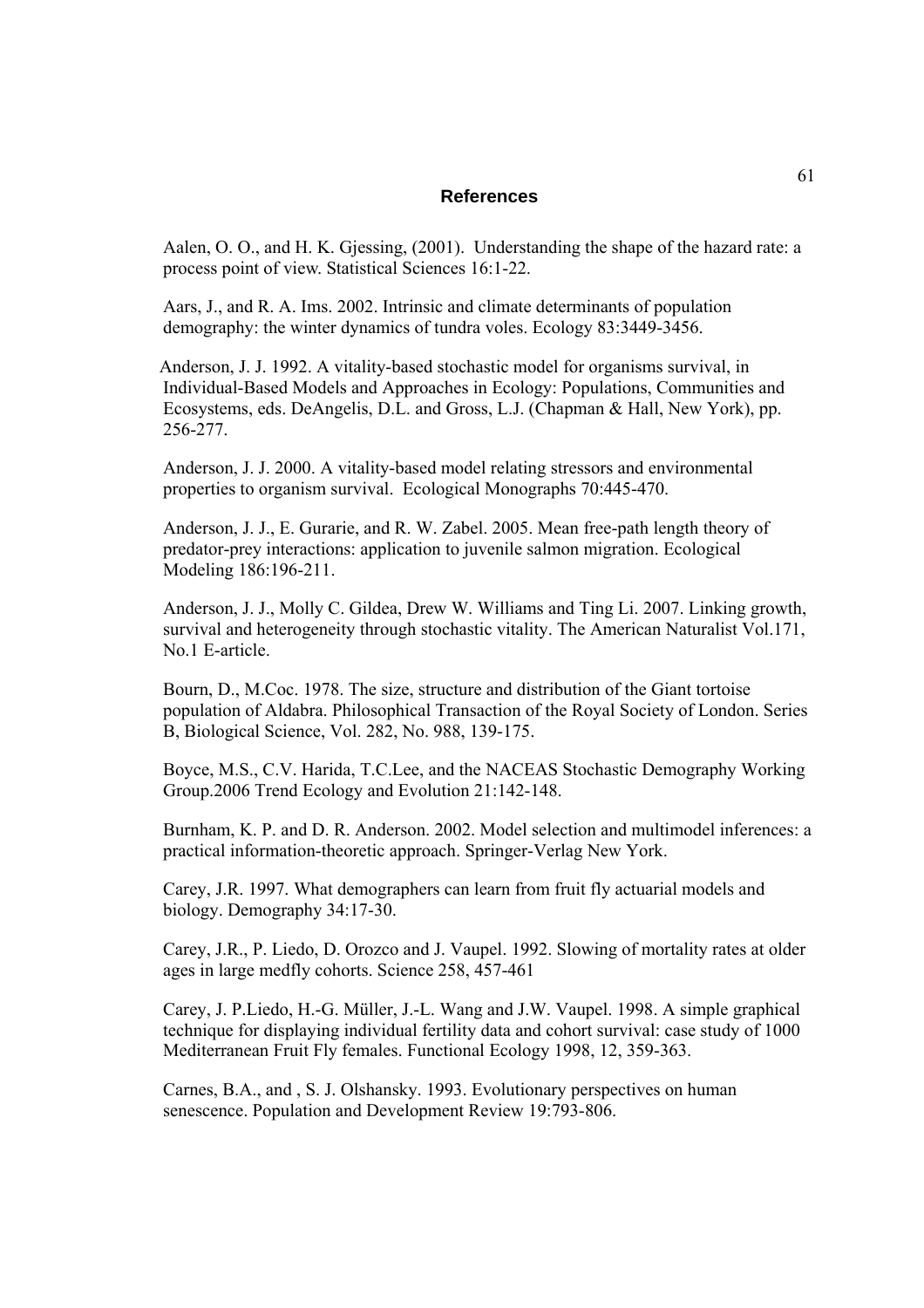## References

Aalen, O. O., and H. K. Gjessing, (2001). Understanding the shape of the hazard rate: a process point of view. Statistical Sciences 16:1-22.

Aars, J., and R. A. Ims. 2002. Intrinsic and climate determinants of population demography: the winter dynamics of tundra voles. Ecology 83:3449-3456.

Anderson, J. J. 1992. A vitality-based stochastic model for organisms survival, in Individual-Based Models and Approaches in Ecology: Populations, Communities and Ecosystems, eds. DeAngelis, D.L. and Gross, L.J. (Chapman & Hall, New York), pp. 256-277.

Anderson, J. J. 2000. A vitality-based model relating stressors and environmental properties to organism survival. Ecological Monographs 70:445-470.

Anderson, J. J., E. Gurarie, and R. W. Zabel. 2005. Mean free-path length theory of predator-prey interactions: application to juvenile salmon migration. Ecological Modeling 186:196-211.

Anderson, J. J., Molly C. Gildea, Drew W. Williams and Ting Li. 2007. Linking growth, survival and heterogeneity through stochastic vitality. The American Naturalist Vol.171, No.1 E-article.

Bourn, D., M.Coc. 1978. The size, structure and distribution of the Giant tortoise population of Aldabra. Philosophical Transaction of the Royal Society of London. Series B, Biological Science, Vol. 282, No. 988, 139-175.

Boyce, M.S., C.V. Harida, T.C.Lee, and the NACEAS Stochastic Demography Working Group.2006 Trend Ecology and Evolution 21:142-148.

Burnham, K. P. and D. R. Anderson. 2002. Model selection and multimodel inferences: a practical information-theoretic approach. Springer-Verlag New York.

Carey, J.R. 1997. What demographers can learn from fruit fly actuarial models and biology. Demography 34:17-30.

Carey, J.R., P. Liedo, D. Orozco and J. Vaupel. 1992. Slowing of mortality rates at older ages in large medfly cohorts. Science 258, 457-461

Carey, J. P.Liedo, H.-G. Müller, J.-L. Wang and J.W. Vaupel. 1998. A simple graphical technique for displaying individual fertility data and cohort survival: case study of 1000 Mediterranean Fruit Fly females. Functional Ecology 1998, 12, 359-363.

Carnes, B.A., and , S. J. Olshansky. 1993. Evolutionary perspectives on human senescence. Population and Development Review 19:793-806.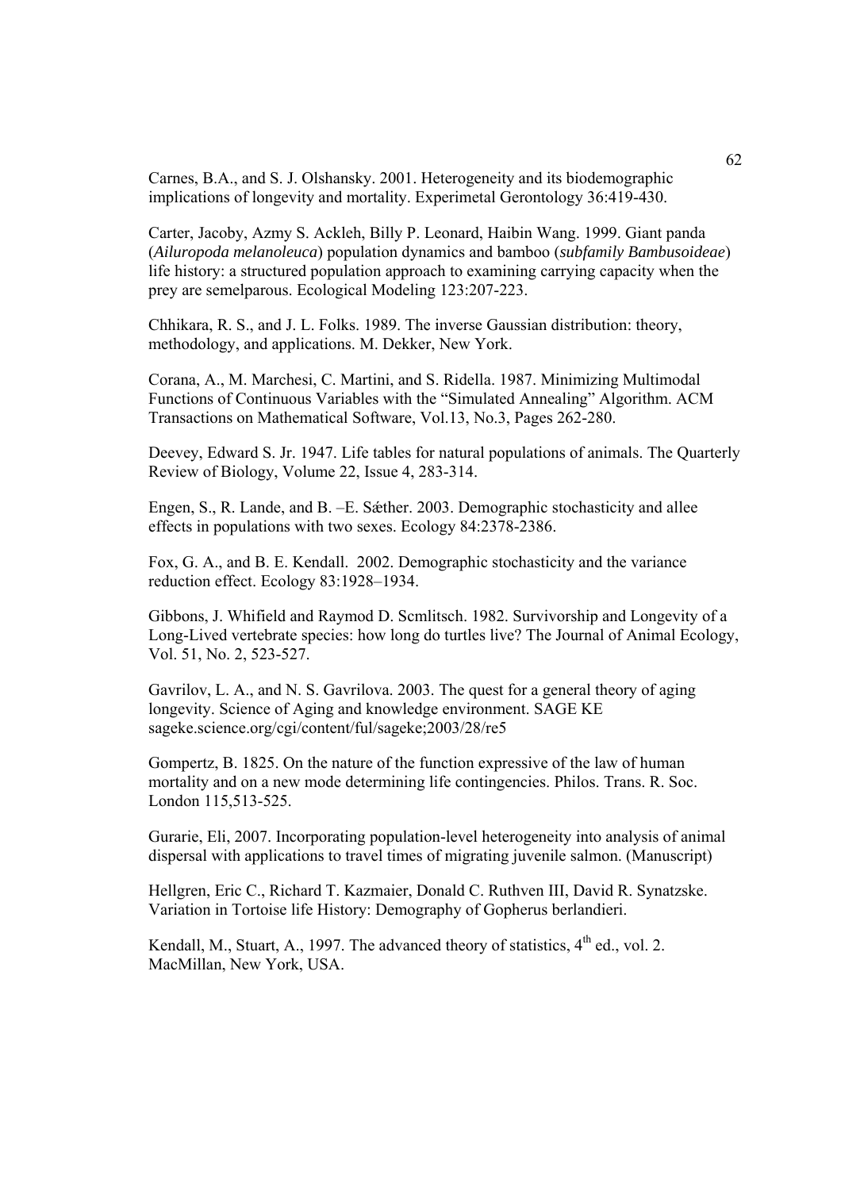Carnes, B.A., and S. J. Olshansky. 2001. Heterogeneity and its biodemographic implications of longevity and mortality. Experimetal Gerontology 36:419-430.

Carter, Jacoby, Azmy S. Ackleh, Billy P. Leonard, Haibin Wang. 1999. Giant panda (*Ailuropoda melanoleuca*) population dynamics and bamboo (*subfamily Bambusoideae*) life history: a structured population approach to examining carrying capacity when the prey are semelparous. Ecological Modeling 123:207-223.

Chhikara, R. S., and J. L. Folks. 1989. The inverse Gaussian distribution: theory, methodology, and applications. M. Dekker, New York.

Corana, A., M. Marchesi, C. Martini, and S. Ridella. 1987. Minimizing Multimodal Functions of Continuous Variables with the "Simulated Annealing" Algorithm. ACM Transactions on Mathematical Software, Vol.13, No.3, Pages 262-280.

Deevey, Edward S. Jr. 1947. Life tables for natural populations of animals. The Quarterly Review of Biology, Volume 22, Issue 4, 283-314.

Engen, S., R. Lande, and B. –E. Sǽther. 2003. Demographic stochasticity and allee effects in populations with two sexes. Ecology 84:2378-2386.

Fox, G. A., and B. E. Kendall. 2002. Demographic stochasticity and the variance reduction effect. Ecology 83:1928–1934.

Gibbons, J. Whifield and Raymod D. Scmlitsch. 1982. Survivorship and Longevity of a Long-Lived vertebrate species: how long do turtles live? The Journal of Animal Ecology, Vol. 51, No. 2, 523-527.

Gavrilov, L. A., and N. S. Gavrilova. 2003. The quest for a general theory of aging longevity. Science of Aging and knowledge environment. SAGE KE sageke.science.org/cgi/content/ful/sageke;2003/28/re5

Gompertz, B. 1825. On the nature of the function expressive of the law of human mortality and on a new mode determining life contingencies. Philos. Trans. R. Soc. London 115,513-525.

Gurarie, Eli, 2007. Incorporating population-level heterogeneity into analysis of animal dispersal with applications to travel times of migrating juvenile salmon. (Manuscript)

Hellgren, Eric C., Richard T. Kazmaier, Donald C. Ruthven III, David R. Synatzske. Variation in Tortoise life History: Demography of Gopherus berlandieri.

Kendall, M., Stuart, A., 1997. The advanced theory of statistics, 4th ed., vol. 2. MacMillan, New York, USA.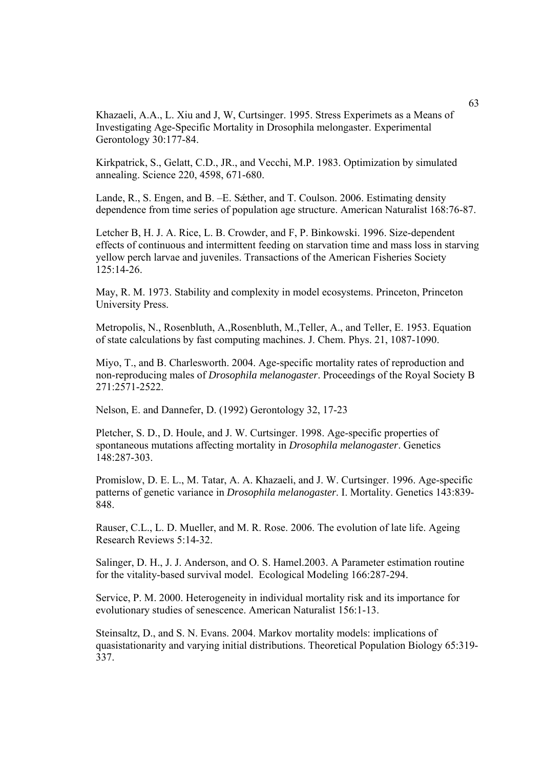Khazaeli, A.A., L. Xiu and J, W, Curtsinger. 1995. Stress Experimets as a Means of Investigating Age-Specific Mortality in Drosophila melongaster. Experimental Gerontology 30:177-84.

Kirkpatrick, S., Gelatt, C.D., JR., and Vecchi, M.P. 1983. Optimization by simulated annealing. Science 220, 4598, 671-680.

Lande, R., S. Engen, and B. –E. Sǽther, and T. Coulson. 2006. Estimating density dependence from time series of population age structure. American Naturalist 168:76-87.

Letcher B, H. J. A. Rice, L. B. Crowder, and F, P. Binkowski. 1996. Size-dependent effects of continuous and intermittent feeding on starvation time and mass loss in starving yellow perch larvae and juveniles. Transactions of the American Fisheries Society 125:14-26.

May, R. M. 1973. Stability and complexity in model ecosystems. Princeton, Princeton University Press.

Metropolis, N., Rosenbluth, A.,Rosenbluth, M.,Teller, A., and Teller, E. 1953. Equation of state calculations by fast computing machines. J. Chem. Phys. 21, 1087-1090.

Miyo, T., and B. Charlesworth. 2004. Age-specific mortality rates of reproduction and non-reproducing males of *Drosophila melanogaster*. Proceedings of the Royal Society B 271:2571-2522.

Nelson, E. and Dannefer, D. (1992) Gerontology 32, 17-23

Pletcher, S. D., D. Houle, and J. W. Curtsinger. 1998. Age-specific properties of spontaneous mutations affecting mortality in *Drosophila melanogaster*. Genetics 148:287-303.

Promislow, D. E. L., M. Tatar, A. A. Khazaeli, and J. W. Curtsinger. 1996. Age-specific patterns of genetic variance in *Drosophila melanogaster*. I. Mortality. Genetics 143:839-848.

Rauser, C.L., L. D. Mueller, and M. R. Rose. 2006. The evolution of late life. Ageing Research Reviews 5:14-32.

Salinger, D. H., J. J. Anderson, and O. S. Hamel.2003. A Parameter estimation routine for the vitality-based survival model. Ecological Modeling 166:287-294.

Service, P. M. 2000. Heterogeneity in individual mortality risk and its importance for evolutionary studies of senescence. American Naturalist 156:1-13.

Steinsaltz, D., and S. N. Evans. 2004. Markov mortality models: implications of quasistationarity and varying initial distributions. Theoretical Population Biology 65:319-337.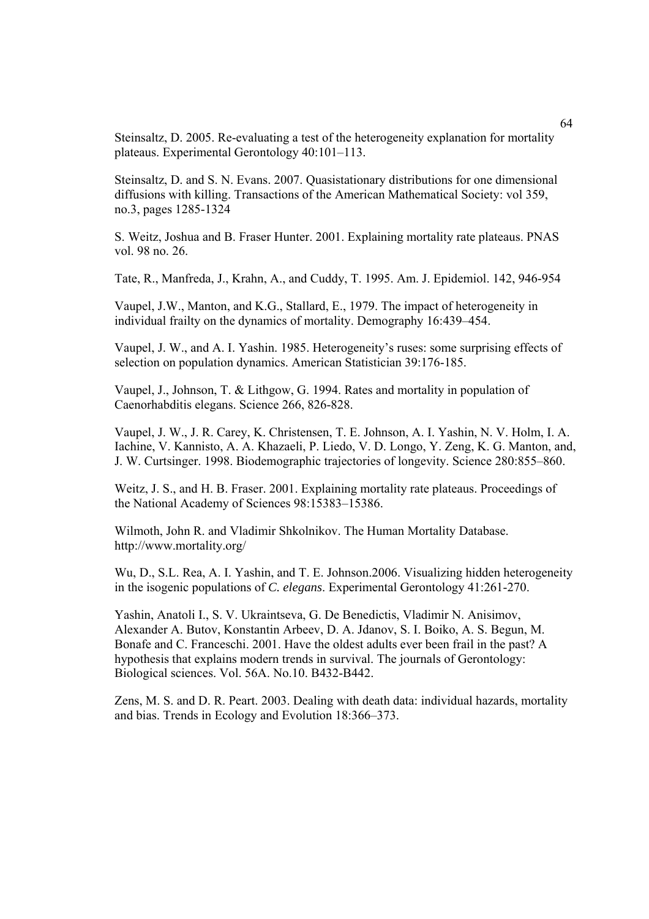Steinsaltz, D. 2005. Re-evaluating a test of the heterogeneity explanation for mortality plateaus. Experimental Gerontology 40:101–113.

Steinsaltz, D. and S. N. Evans. 2007. Quasistationary distributions for one dimensional diffusions with killing. Transactions of the American Mathematical Society: vol 359, no.3, pages 1285-1324

S. Weitz, Joshua and B. Fraser Hunter. 2001. Explaining mortality rate plateaus. PNAS vol. 98 no. 26.

Tate, R., Manfreda, J., Krahn, A., and Cuddy, T. 1995. Am. J. Epidemiol. 142, 946-954

Vaupel, J.W., Manton, and K.G., Stallard, E., 1979. The impact of heterogeneity in individual frailty on the dynamics of mortality. Demography 16:439–454.

Vaupel, J. W., and A. I. Yashin. 1985. Heterogeneity's ruses: some surprising effects of selection on population dynamics. American Statistician 39:176-185.

Vaupel, J., Johnson, T. & Lithgow, G. 1994. Rates and mortality in population of Caenorhabditis elegans. Science 266, 826-828.

Vaupel, J. W., J. R. Carey, K. Christensen, T. E. Johnson, A. I. Yashin, N. V. Holm, I. A. Iachine, V. Kannisto, A. A. Khazaeli, P. Liedo, V. D. Longo, Y. Zeng, K. G. Manton, and, J. W. Curtsinger. 1998. Biodemographic trajectories of longevity. Science 280:855–860.

Weitz, J. S., and H. B. Fraser. 2001. Explaining mortality rate plateaus. Proceedings of the National Academy of Sciences 98:15383–15386.

Wilmoth, John R. and Vladimir Shkolnikov. The Human Mortality Database. http://www.mortality.org/

Wu, D., S.L. Rea, A. I. Yashin, and T. E. Johnson.2006. Visualizing hidden heterogeneity in the isogenic populations of *C. elegans*. Experimental Gerontology 41:261-270.

Yashin, Anatoli I., S. V. Ukraintseva, G. De Benedictis, Vladimir N. Anisimov, Alexander A. Butov, Konstantin Arbeev, D. A. Jdanov, S. I. Boiko, A. S. Begun, M. Bonafe and C. Franceschi. 2001. Have the oldest adults ever been frail in the past? A hypothesis that explains modern trends in survival. The journals of Gerontology: Biological sciences. Vol. 56A. No.10. B432-B442.

Zens, M. S. and D. R. Peart. 2003. Dealing with death data: individual hazards, mortality and bias. Trends in Ecology and Evolution 18:366–373.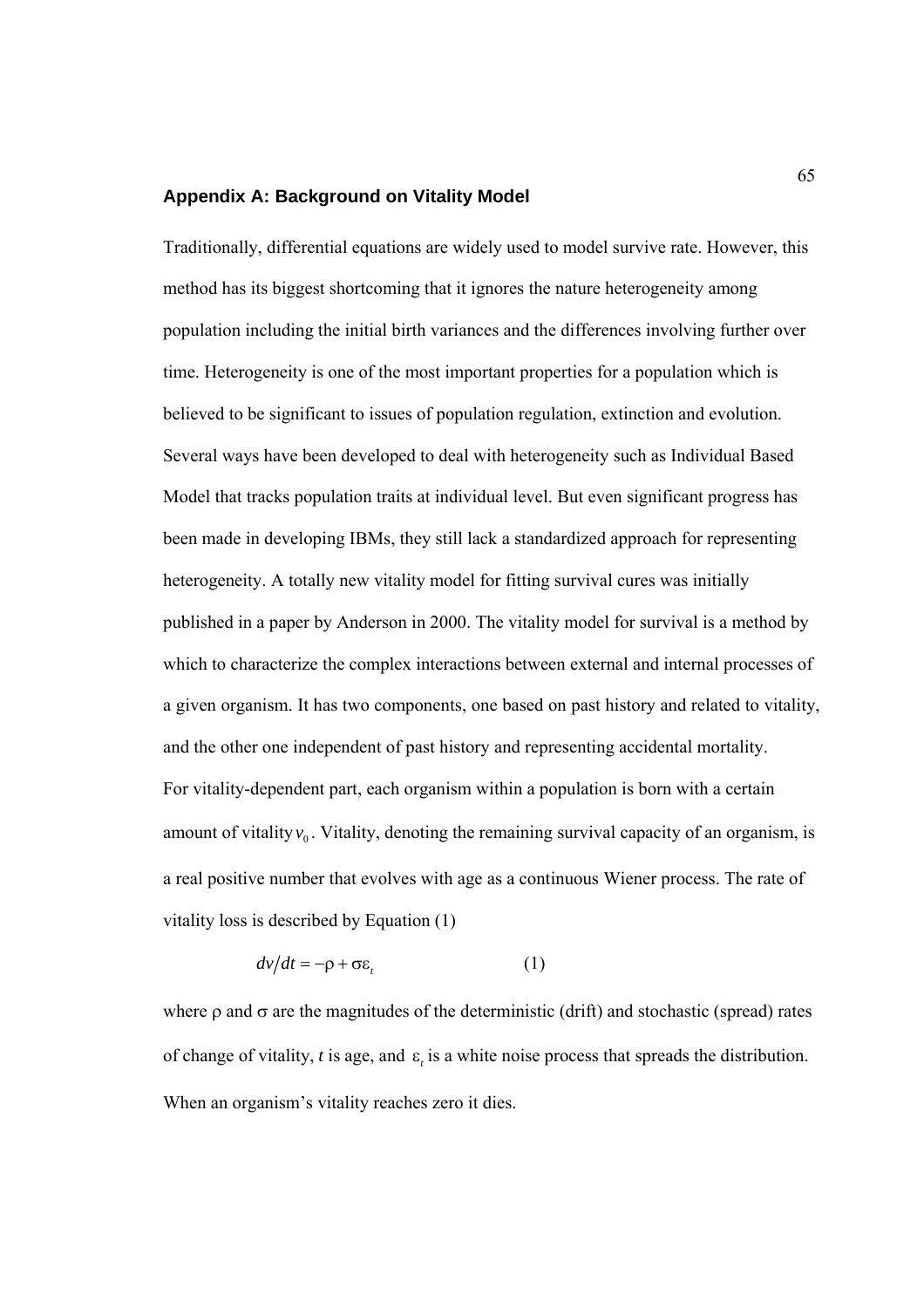## Appendix A: Background on Vitality Model

Traditionally, differential equations are widely used to model survive rate. However, this method has its biggest shortcoming that it ignores the nature heterogeneity among population including the initial birth variances and the differences involving further over time. Heterogeneity is one of the most important properties for a population which is believed to be significant to issues of population regulation, extinction and evolution. Several ways have been developed to deal with heterogeneity such as Individual Based Model that tracks population traits at individual level. But even significant progress has been made in developing IBMs, they still lack a standardized approach for representing heterogeneity. A totally new vitality model for fitting survival cures was initially published in a paper by Anderson in 2000. The vitality model for survival is a method by which to characterize the complex interactions between external and internal processes of a given organism. It has two components, one based on past history and related to vitality, and the other one independent of past history and representing accidental mortality.

For vitality-dependent part, each organism within a population is born with a certain amount of vitality $v_0$. Vitality, denoting the remaining survival capacity of an organism, is a real positive number that evolves with age as a continuous Wiener process. The rate of vitality loss is described by Equation (1)

$$dv/dt = -\rho + \sigma\varepsilon_t \qquad (1)$$

where $\rho$ and $\sigma$ are the magnitudes of the deterministic (drift) and stochastic (spread) rates of change of vitality, $t$ is age, and $\varepsilon_t$ is a white noise process that spreads the distribution. When an organism's vitality reaches zero it dies.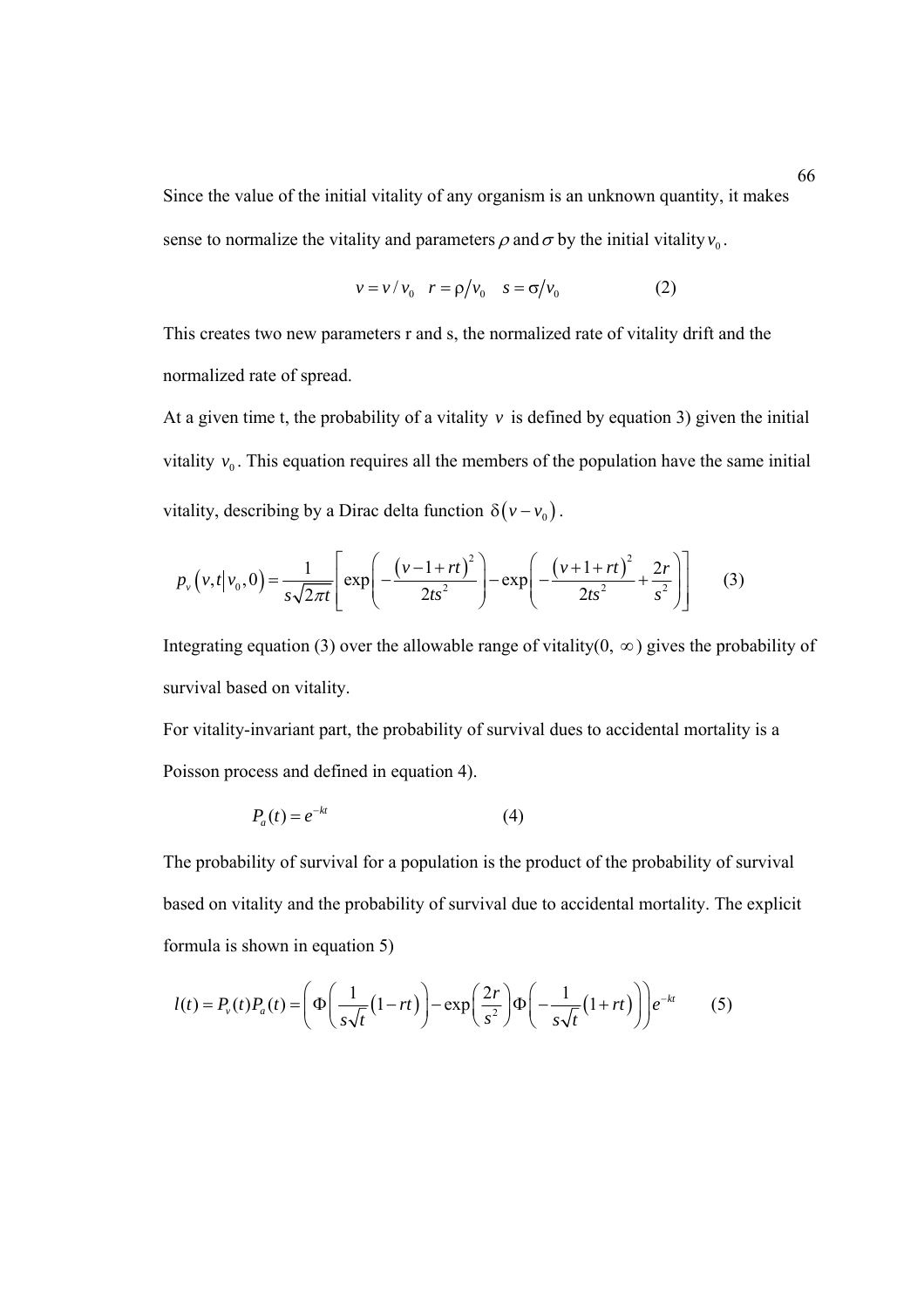Since the value of the initial vitality of any organism is an unknown quantity, it makes sense to normalize the vitality and parameters $\rho$ and $\sigma$ by the initial vitality $v_0$.

$$v = v/v_0 \quad r = \rho/v_0 \quad s = \sigma/v_0 \qquad (2)$$

This creates two new parameters r and s, the normalized rate of vitality drift and the normalized rate of spread.

At a given time t, the probability of a vitality $v$ is defined by equation 3) given the initial vitality $v_0$. This equation requires all the members of the population have the same initial vitality, describing by a Dirac delta function $\delta(v - v_0)$.

$$p_v\left(v,t \middle| v_0, 0\right) = \frac{1}{s\sqrt{2\pi t}}\left[\exp\left(-\frac{\left(v-1+rt\right)^2}{2ts^2}\right) - \exp\left(-\frac{\left(v+1+rt\right)^2}{2ts^2} + \frac{2r}{s^2}\right)\right] \qquad (3)$$

Integrating equation (3) over the allowable range of vitality(0, $\infty$) gives the probability of survival based on vitality.

For vitality-invariant part, the probability of survival dues to accidental mortality is a Poisson process and defined in equation 4).

$$P_a(t) = e^{-kt} \qquad (4)$$

The probability of survival for a population is the product of the probability of survival based on vitality and the probability of survival due to accidental mortality. The explicit formula is shown in equation 5)

$$l(t) = P_v(t)P_a(t) = \left(\Phi\left(\frac{1}{s\sqrt{t}}\left(1-rt\right)\right) - \exp\left(\frac{2r}{s^2}\right)\Phi\left(-\frac{1}{s\sqrt{t}}\left(1+rt\right)\right)\right)e^{-kt} \qquad (5)$$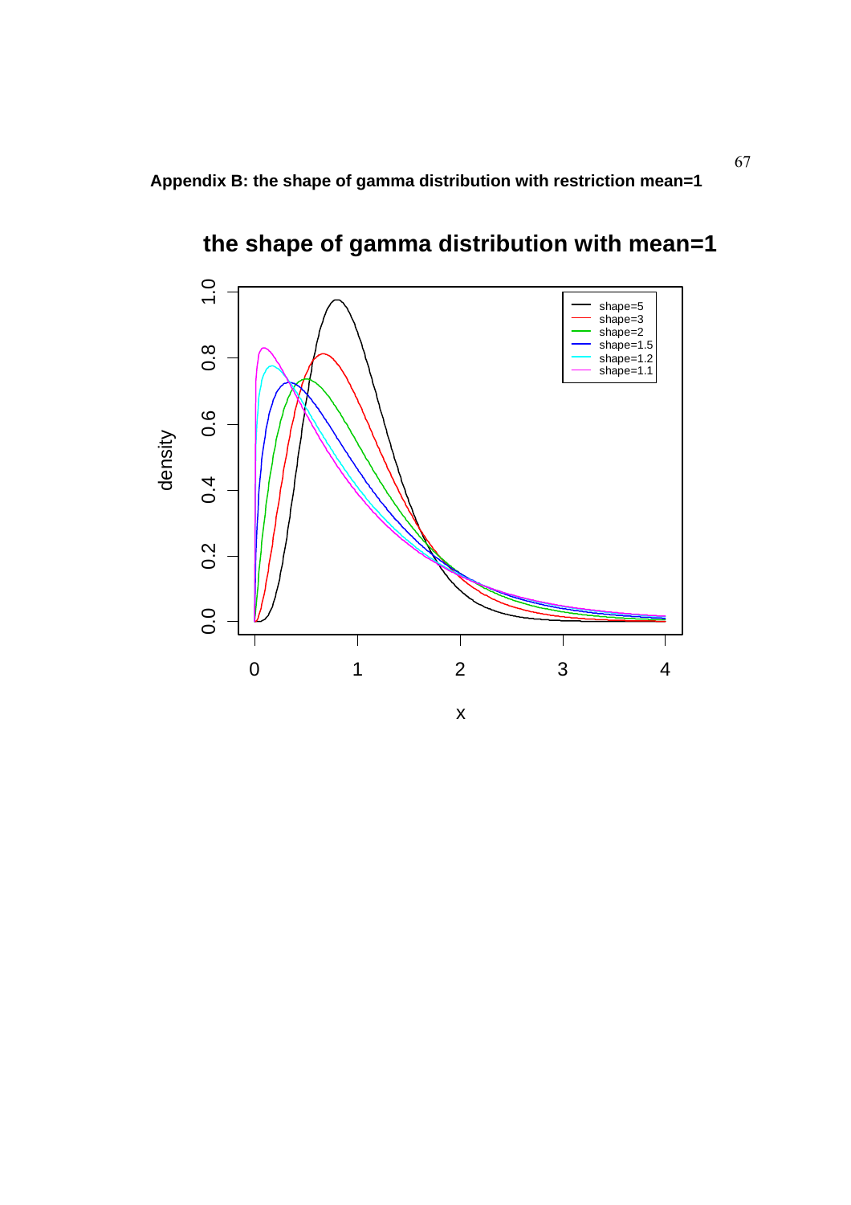**Appendix B: the shape of gamma distribution with restriction mean=1**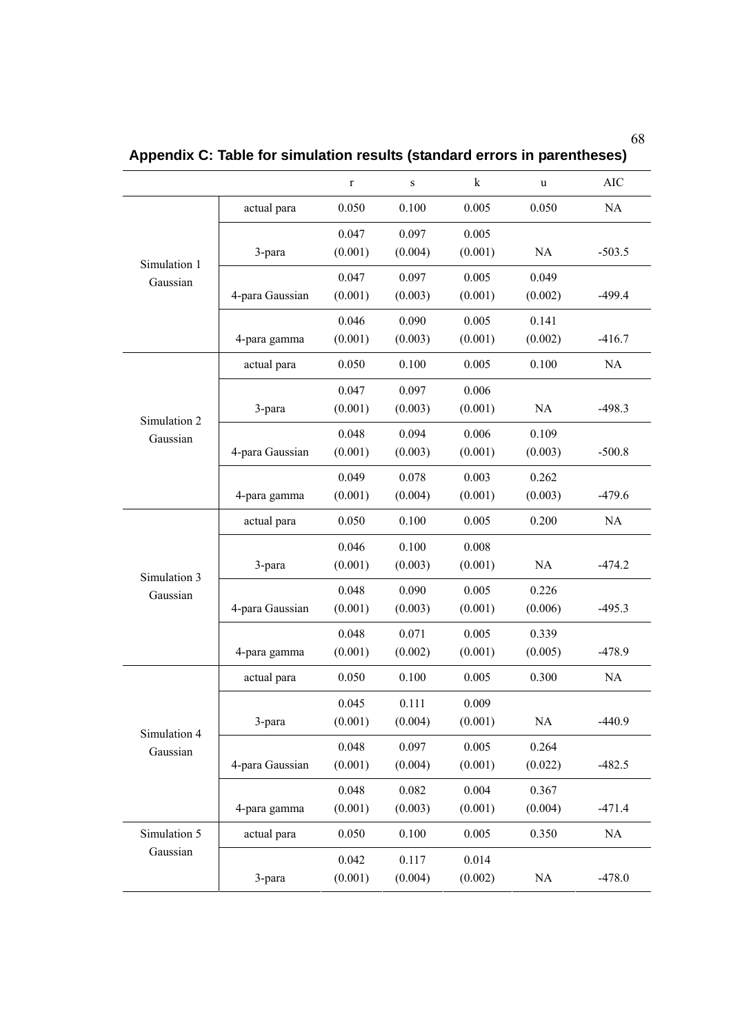## Appendix C: Table for simulation results (standard errors in parentheses)

| | | r | s | k | u | AIC |
|---|---|---|---|---|---|---|
| Simulation 1 Gaussian | actual para | 0.050 | 0.100 | 0.005 | 0.050 | NA |
| | 3-para | 0.047 (0.001) | 0.097 (0.004) | 0.005 (0.001) | NA | -503.5 |
| | 4-para Gaussian | 0.047 (0.001) | 0.097 (0.003) | 0.005 (0.001) | 0.049 (0.002) | -499.4 |
| | 4-para gamma | 0.046 (0.001) | 0.090 (0.003) | 0.005 (0.001) | 0.141 (0.002) | -416.7 |
| Simulation 2 Gaussian | actual para | 0.050 | 0.100 | 0.005 | 0.100 | NA |
| | 3-para | 0.047 (0.001) | 0.097 (0.003) | 0.006 (0.001) | NA | -498.3 |
| | 4-para Gaussian | 0.048 (0.001) | 0.094 (0.003) | 0.006 (0.001) | 0.109 (0.003) | -500.8 |
| | 4-para gamma | 0.049 (0.001) | 0.078 (0.004) | 0.003 (0.001) | 0.262 (0.003) | -479.6 |
| Simulation 3 Gaussian | actual para | 0.050 | 0.100 | 0.005 | 0.200 | NA |
| | 3-para | 0.046 (0.001) | 0.100 (0.003) | 0.008 (0.001) | NA | -474.2 |
| | 4-para Gaussian | 0.048 (0.001) | 0.090 (0.003) | 0.005 (0.001) | 0.226 (0.006) | -495.3 |
| | 4-para gamma | 0.048 (0.001) | 0.071 (0.002) | 0.005 (0.001) | 0.339 (0.005) | -478.9 |
| Simulation 4 Gaussian | actual para | 0.050 | 0.100 | 0.005 | 0.300 | NA |
| | 3-para | 0.045 (0.001) | 0.111 (0.004) | 0.009 (0.001) | NA | -440.9 |
| | 4-para Gaussian | 0.048 (0.001) | 0.097 (0.004) | 0.005 (0.001) | 0.264 (0.022) | -482.5 |
| | 4-para gamma | 0.048 (0.001) | 0.082 (0.003) | 0.004 (0.001) | 0.367 (0.004) | -471.4 |
| Simulation 5 Gaussian | actual para | 0.050 | 0.100 | 0.005 | 0.350 | NA |
| | 3-para | 0.042 (0.001) | 0.117 (0.004) | 0.014 (0.002) | NA | -478.0 |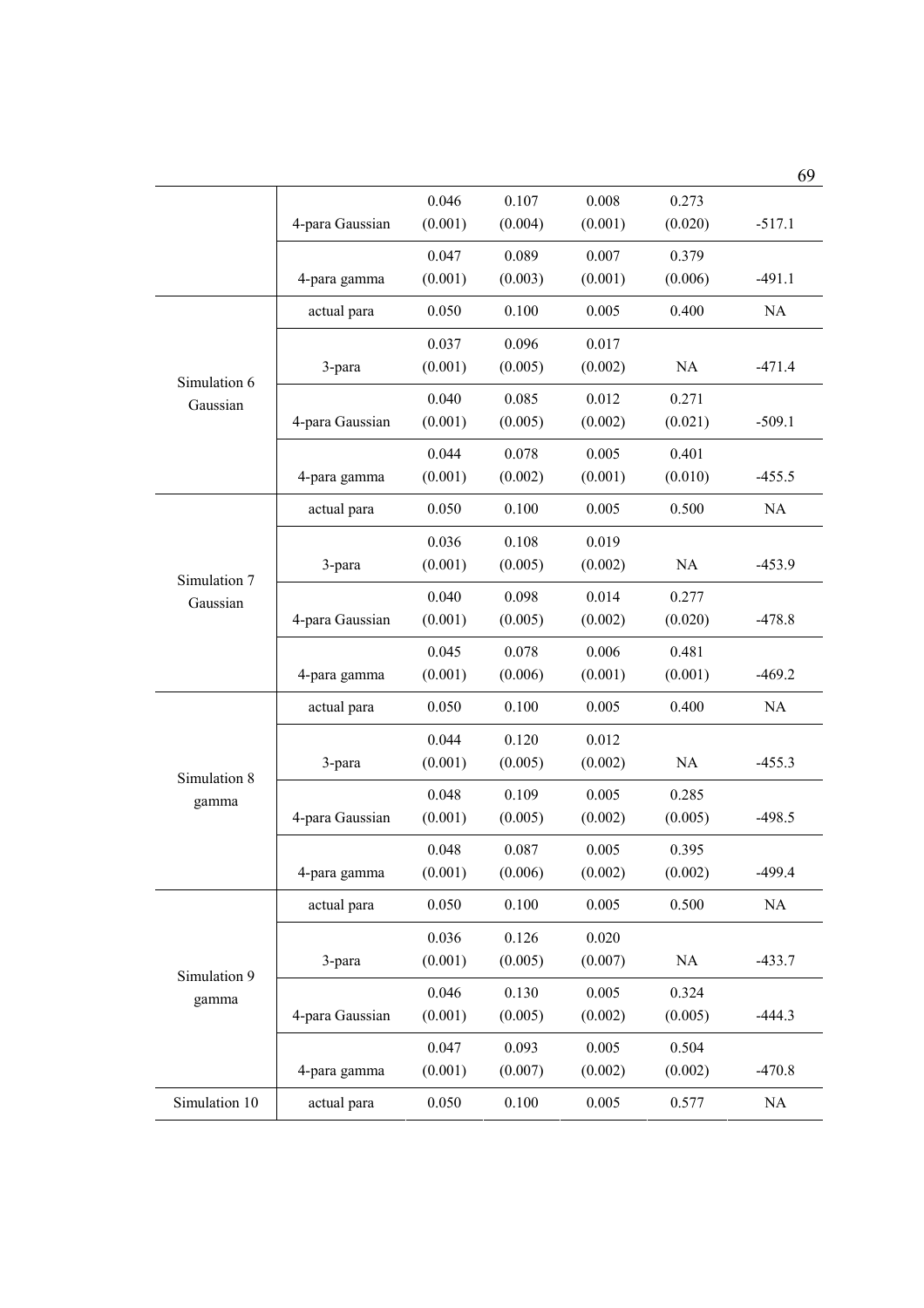| | | | | | | |
|---|---|---|---|---|---|---|
| | 4-para Gaussian | 0.046 (0.001) | 0.107 (0.004) | 0.008 (0.001) | 0.273 (0.020) | -517.1 |
| | 4-para gamma | 0.047 (0.001) | 0.089 (0.003) | 0.007 (0.001) | 0.379 (0.006) | -491.1 |
| Simulation 6 Gaussian | actual para | 0.050 | 0.100 | 0.005 | 0.400 | NA |
| | 3-para | 0.037 (0.001) | 0.096 (0.005) | 0.017 (0.002) | NA | -471.4 |
| | 4-para Gaussian | 0.040 (0.001) | 0.085 (0.005) | 0.012 (0.002) | 0.271 (0.021) | -509.1 |
| | 4-para gamma | 0.044 (0.001) | 0.078 (0.002) | 0.005 (0.001) | 0.401 (0.010) | -455.5 |
| Simulation 7 Gaussian | actual para | 0.050 | 0.100 | 0.005 | 0.500 | NA |
| | 3-para | 0.036 (0.001) | 0.108 (0.005) | 0.019 (0.002) | NA | -453.9 |
| | 4-para Gaussian | 0.040 (0.001) | 0.098 (0.005) | 0.014 (0.002) | 0.277 (0.020) | -478.8 |
| | 4-para gamma | 0.045 (0.001) | 0.078 (0.006) | 0.006 (0.001) | 0.481 (0.001) | -469.2 |
| Simulation 8 gamma | actual para | 0.050 | 0.100 | 0.005 | 0.400 | NA |
| | 3-para | 0.044 (0.001) | 0.120 (0.005) | 0.012 (0.002) | NA | -455.3 |
| | 4-para Gaussian | 0.048 (0.001) | 0.109 (0.005) | 0.005 (0.002) | 0.285 (0.005) | -498.5 |
| | 4-para gamma | 0.048 (0.001) | 0.087 (0.006) | 0.005 (0.002) | 0.395 (0.002) | -499.4 |
| Simulation 9 gamma | actual para | 0.050 | 0.100 | 0.005 | 0.500 | NA |
| | 3-para | 0.036 (0.001) | 0.126 (0.005) | 0.020 (0.007) | NA | -433.7 |
| | 4-para Gaussian | 0.046 (0.001) | 0.130 (0.005) | 0.005 (0.002) | 0.324 (0.005) | -444.3 |
| | 4-para gamma | 0.047 (0.001) | 0.093 (0.007) | 0.005 (0.002) | 0.504 (0.002) | -470.8 |
| Simulation 10 | actual para | 0.050 | 0.100 | 0.005 | 0.577 | NA |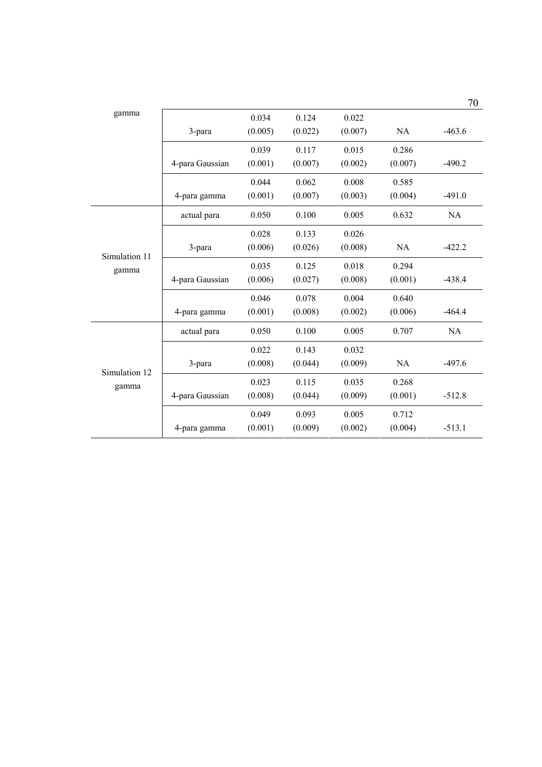| | | | | | | |
|---|---|---|---|---|---|---|
| gamma | 3-para | 0.034 (0.005) | 0.124 (0.022) | 0.022 (0.007) | NA | -463.6 |
| | 4-para Gaussian | 0.039 (0.001) | 0.117 (0.007) | 0.015 (0.002) | 0.286 (0.007) | -490.2 |
| | 4-para gamma | 0.044 (0.001) | 0.062 (0.007) | 0.008 (0.003) | 0.585 (0.004) | -491.0 |
| Simulation 11 gamma | actual para | 0.050 | 0.100 | 0.005 | 0.632 | NA |
| | 3-para | 0.028 (0.006) | 0.133 (0.026) | 0.026 (0.008) | NA | -422.2 |
| | 4-para Gaussian | 0.035 (0.006) | 0.125 (0.027) | 0.018 (0.008) | 0.294 (0.001) | -438.4 |
| | 4-para gamma | 0.046 (0.001) | 0.078 (0.008) | 0.004 (0.002) | 0.640 (0.006) | -464.4 |
| Simulation 12 gamma | actual para | 0.050 | 0.100 | 0.005 | 0.707 | NA |
| | 3-para | 0.022 (0.008) | 0.143 (0.044) | 0.032 (0.009) | NA | -497.6 |
| | 4-para Gaussian | 0.023 (0.008) | 0.115 (0.044) | 0.035 (0.009) | 0.268 (0.001) | -512.8 |
| | 4-para gamma | 0.049 (0.001) | 0.093 (0.009) | 0.005 (0.002) | 0.712 (0.004) | -513.1 |